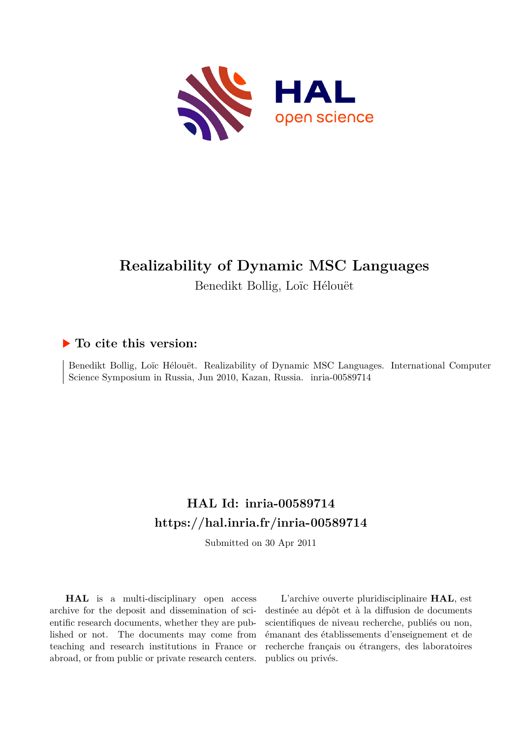# Realizability of Dynamic MSC Languages

Benedikt Bollig, Loïc Hélouët

## ▶ To cite this version:

Benedikt Bollig, Loïc Hélouët. Realizability of Dynamic MSC Languages. International Computer Science Symposium in Russia, Jun 2010, Kazan, Russia. inria-00589714

## HAL Id: inria-00589714

## https://hal.inria.fr/inria-00589714

Submitted on 30 Apr 2011

**HAL** is a multi-disciplinary open access archive for the deposit and dissemination of scientific research documents, whether they are published or not. The documents may come from teaching and research institutions in France or abroad, or from public or private research centers.

L'archive ouverte pluridisciplinaire **HAL**, est destinée au dépôt et à la diffusion de documents scientifiques de niveau recherche, publiés ou non, émanant des établissements d'enseignement et de recherche français ou étrangers, des laboratoires publics ou privés.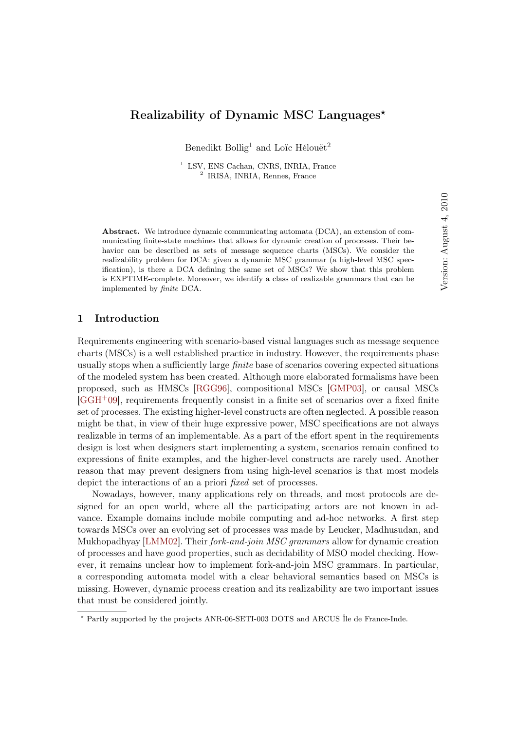# Realizability of Dynamic MSC Languages*

Benedikt Bollig[1] and Loïc Hélouët[2]

[1] LSV, ENS Cachan, CNRS, INRIA, France
[2] IRISA, INRIA, Rennes, France

Version: August 4, 2010

**Abstract.** We introduce dynamic communicating automata (DCA), an extension of communicating finite-state machines that allows for dynamic creation of processes. Their behavior can be described as sets of message sequence charts (MSCs). We consider the realizability problem for DCA: given a dynamic MSC grammar (a high-level MSC specification), is there a DCA defining the same set of MSCs? We show that this problem is EXPTIME-complete. Moreover, we identify a class of realizable grammars that can be implemented by *finite* DCA.

## 1 Introduction

Requirements engineering with scenario-based visual languages such as message sequence charts (MSCs) is a well established practice in industry. However, the requirements phase usually stops when a sufficiently large *finite* base of scenarios covering expected situations of the modeled system has been created. Although more elaborated formalisms have been proposed, such as HMSCs [RGG96], compositional MSCs [GMP03], or causal MSCs [GGH+09], requirements frequently consist in a finite set of scenarios over a fixed finite set of processes. The existing higher-level constructs are often neglected. A possible reason might be that, in view of their huge expressive power, MSC specifications are not always realizable in terms of an implementable. As a part of the effort spent in the requirements design is lost when designers start implementing a system, scenarios remain confined to expressions of finite examples, and the higher-level constructs are rarely used. Another reason that may prevent designers from using high-level scenarios is that most models depict the interactions of an a priori *fixed* set of processes.

Nowadays, however, many applications rely on threads, and most protocols are designed for an open world, where all the participating actors are not known in advance. Example domains include mobile computing and ad-hoc networks. A first step towards MSCs over an evolving set of processes was made by Leucker, Madhusudan, and Mukhopadhyay [LMM02]. Their *fork-and-join MSC grammars* allow for dynamic creation of processes and have good properties, such as decidability of MSO model checking. However, it remains unclear how to implement fork-and-join MSC grammars. In particular, a corresponding automata model with a clear behavioral semantics based on MSCs is missing. However, dynamic process creation and its realizability are two important issues that must be considered jointly.

---

* Partly supported by the projects ANR-06-SETI-003 DOTS and ARCUS Île de France-Inde.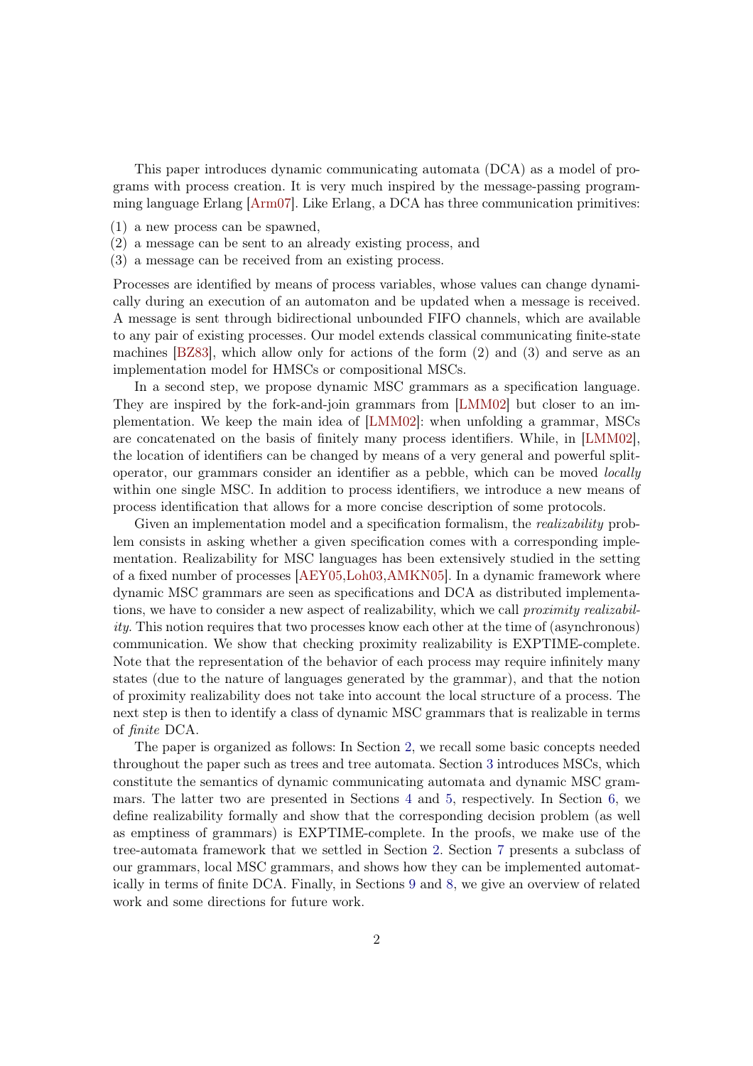This paper introduces dynamic communicating automata (DCA) as a model of programs with process creation. It is very much inspired by the message-passing programming language Erlang [Arm07]. Like Erlang, a DCA has three communication primitives:

(1) a new process can be spawned,
(2) a message can be sent to an already existing process, and
(3) a message can be received from an existing process.

Processes are identified by means of process variables, whose values can change dynamically during an execution of an automaton and be updated when a message is received. A message is sent through bidirectional unbounded FIFO channels, which are available to any pair of existing processes. Our model extends classical communicating finite-state machines [BZ83], which allow only for actions of the form (2) and (3) and serve as an implementation model for HMSCs or compositional MSCs.

In a second step, we propose dynamic MSC grammars as a specification language. They are inspired by the fork-and-join grammars from [LMM02] but closer to an implementation. We keep the main idea of [LMM02]: when unfolding a grammar, MSCs are concatenated on the basis of finitely many process identifiers. While, in [LMM02], the location of identifiers can be changed by means of a very general and powerful split-operator, our grammars consider an identifier as a pebble, which can be moved *locally* within one single MSC. In addition to process identifiers, we introduce a new means of process identification that allows for a more concise description of some protocols.

Given an implementation model and a specification formalism, the *realizability* problem consists in asking whether a given specification comes with a corresponding implementation. Realizability for MSC languages has been extensively studied in the setting of a fixed number of processes [AEY05,Loh03,AMKN05]. In a dynamic framework where dynamic MSC grammars are seen as specifications and DCA as distributed implementations, we have to consider a new aspect of realizability, which we call *proximity realizability*. This notion requires that two processes know each other at the time of (asynchronous) communication. We show that checking proximity realizability is EXPTIME-complete. Note that the representation of the behavior of each process may require infinitely many states (due to the nature of languages generated by the grammar), and that the notion of proximity realizability does not take into account the local structure of a process. The next step is then to identify a class of dynamic MSC grammars that is realizable in terms of *finite* DCA.

The paper is organized as follows: In Section 2, we recall some basic concepts needed throughout the paper such as trees and tree automata. Section 3 introduces MSCs, which constitute the semantics of dynamic communicating automata and dynamic MSC grammars. The latter two are presented in Sections 4 and 5, respectively. In Section 6, we define realizability formally and show that the corresponding decision problem (as well as emptiness of grammars) is EXPTIME-complete. In the proofs, we make use of the tree-automata framework that we settled in Section 2. Section 7 presents a subclass of our grammars, local MSC grammars, and shows how they can be implemented automatically in terms of finite DCA. Finally, in Sections 9 and 8, we give an overview of related work and some directions for future work.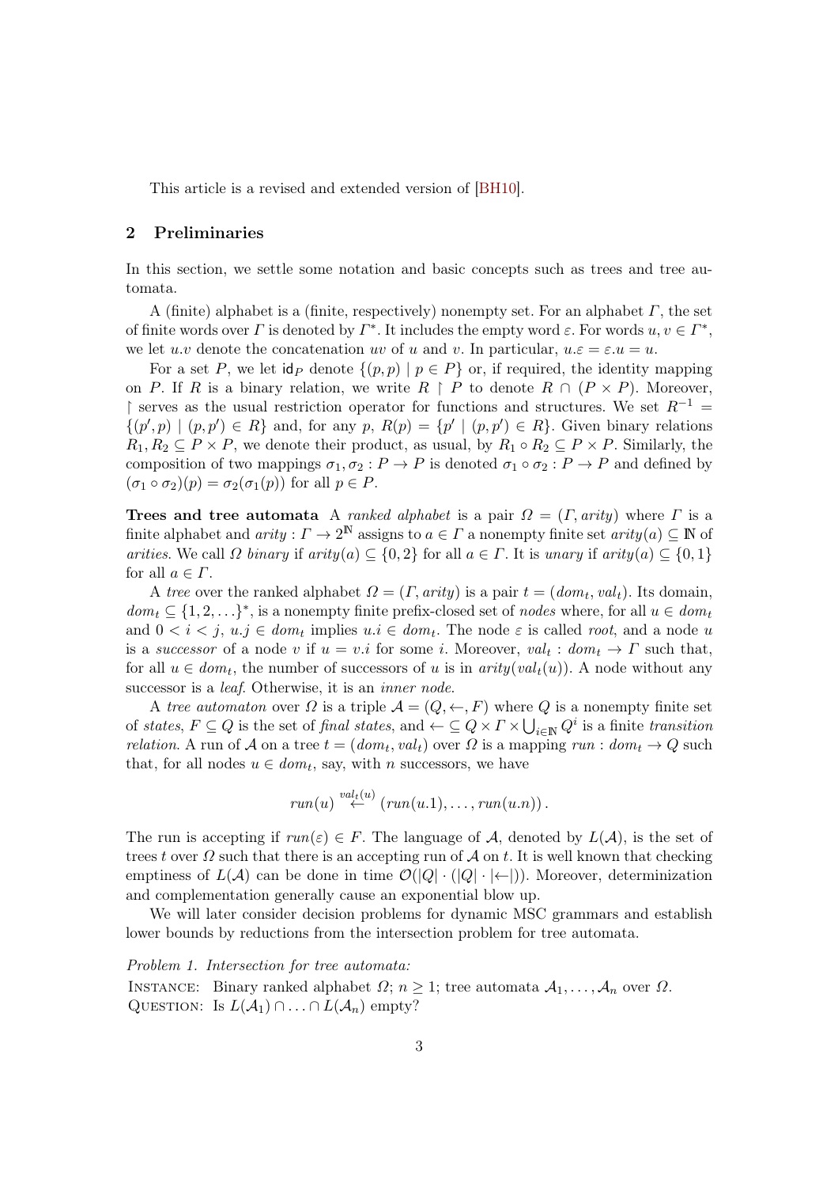This article is a revised and extended version of [BH10].

## 2 Preliminaries

In this section, we settle some notation and basic concepts such as trees and tree automata.

A (finite) alphabet is a (finite, respectively) nonempty set. For an alphabet $\Gamma$, the set of finite words over $\Gamma$ is denoted by $\Gamma^*$. It includes the empty word $\varepsilon$. For words $u, v \in \Gamma^*$, we let $u.v$ denote the concatenation $uv$ of $u$ and $v$. In particular, $u.\varepsilon = \varepsilon.u = u$.

For a set $P$, we let $\mathsf{id}_P$ denote $\{(p,p) \mid p \in P\}$ or, if required, the identity mapping on $P$. If $R$ is a binary relation, we write $R \restriction P$ to denote $R \cap (P \times P)$. Moreover, $\restriction$ serves as the usual restriction operator for functions and structures. We set $R^{-1} = \{(p', p) \mid (p, p') \in R\}$ and, for any $p$, $R(p) = \{p' \mid (p, p') \in R\}$. Given binary relations $R_1, R_2 \subseteq P \times P$, we denote their product, as usual, by $R_1 \circ R_2 \subseteq P \times P$. Similarly, the composition of two mappings $\sigma_1, \sigma_2 : P \to P$ is denoted $\sigma_1 \circ \sigma_2 : P \to P$ and defined by $(\sigma_1 \circ \sigma_2)(p) = \sigma_2(\sigma_1(p))$ for all $p \in P$.

**Trees and tree automata** A *ranked alphabet* is a pair $\Omega = (\Gamma, arity)$ where $\Gamma$ is a finite alphabet and $arity : \Gamma \to 2^{\mathbb{N}}$ assigns to $a \in \Gamma$ a nonempty finite set $arity(a) \subseteq \mathbb{N}$ of *arities*. We call $\Omega$ *binary* if $arity(a) \subseteq \{0, 2\}$ for all $a \in \Gamma$. It is *unary* if $arity(a) \subseteq \{0, 1\}$ for all $a \in \Gamma$.

A *tree* over the ranked alphabet $\Omega = (\Gamma, arity)$ is a pair $t = (dom_t, val_t)$. Its domain, $dom_t \subseteq \{1, 2, \ldots\}^*$, is a nonempty finite prefix-closed set of *nodes* where, for all $u \in dom_t$ and $0 < i < j$, $u.j \in dom_t$ implies $u.i \in dom_t$. The node $\varepsilon$ is called *root*, and a node $u$ is a *successor* of a node $v$ if $u = v.i$ for some $i$. Moreover, $val_t : dom_t \to \Gamma$ such that, for all $u \in dom_t$, the number of successors of $u$ is in $arity(val_t(u))$. A node without any successor is a *leaf*. Otherwise, it is an *inner node*.

A *tree automaton* over $\Omega$ is a triple $\mathcal{A} = (Q, \leftarrow, F)$ where $Q$ is a nonempty finite set of *states*, $F \subseteq Q$ is the set of *final states*, and $\leftarrow \subseteq Q \times \Gamma \times \bigcup_{i \in \mathbb{N}} Q^i$ is a finite *transition relation*. A run of $\mathcal{A}$ on a tree $t = (dom_t, val_t)$ over $\Omega$ is a mapping $run : dom_t \to Q$ such that, for all nodes $u \in dom_t$, say, with $n$ successors, we have

$$run(u) \overset{val_t(u)}{\longleftarrow} (run(u.1), \ldots, run(u.n)) .$$

The run is accepting if $run(\varepsilon) \in F$. The language of $\mathcal{A}$, denoted by $L(\mathcal{A})$, is the set of trees $t$ over $\Omega$ such that there is an accepting run of $\mathcal{A}$ on $t$. It is well known that checking emptiness of $L(\mathcal{A})$ can be done in time $\mathcal{O}(|Q| \cdot (|Q| \cdot |{\leftarrow}|))$. Moreover, determinization and complementation generally cause an exponential blow up.

We will later consider decision problems for dynamic MSC grammars and establish lower bounds by reductions from the intersection problem for tree automata.

*Problem 1. Intersection for tree automata:*
INSTANCE: Binary ranked alphabet $\Omega$; $n \geq 1$; tree automata $\mathcal{A}_1, \ldots, \mathcal{A}_n$ over $\Omega$.
QUESTION: Is $L(\mathcal{A}_1) \cap \ldots \cap L(\mathcal{A}_n)$ empty?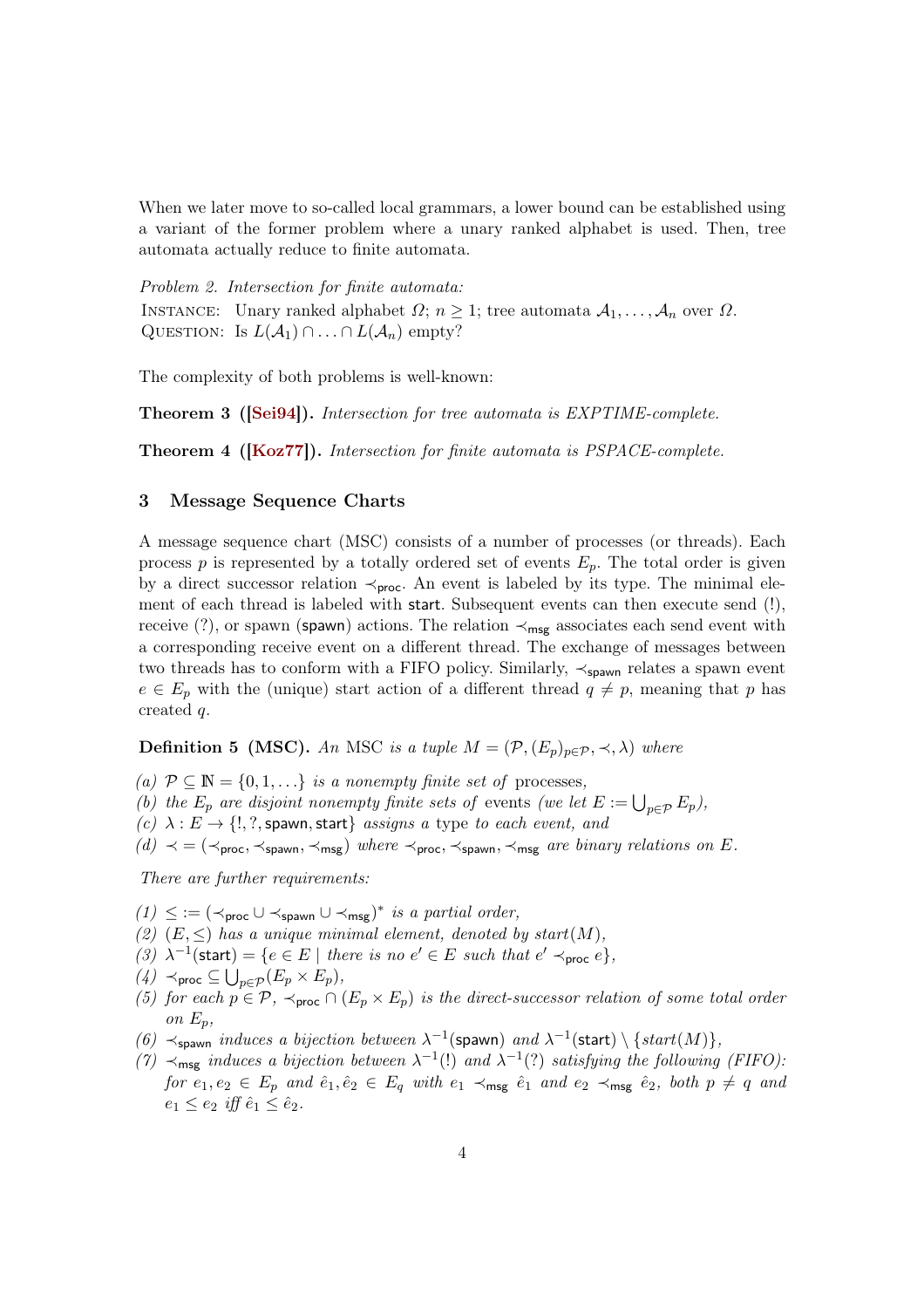When we later move to so-called local grammars, a lower bound can be established using a variant of the former problem where a unary ranked alphabet is used. Then, tree automata actually reduce to finite automata.

*Problem 2. Intersection for finite automata:*

INSTANCE: Unary ranked alphabet $\Omega$; $n \geq 1$; tree automata $\mathcal{A}_1, \ldots, \mathcal{A}_n$ over $\Omega$.
QUESTION: Is $L(\mathcal{A}_1) \cap \ldots \cap L(\mathcal{A}_n)$ empty?

The complexity of both problems is well-known:

**Theorem 3 ([Sei94]).** *Intersection for tree automata is EXPTIME-complete.*

**Theorem 4 ([Koz77]).** *Intersection for finite automata is PSPACE-complete.*

## 3 Message Sequence Charts

A message sequence chart (MSC) consists of a number of processes (or threads). Each process $p$ is represented by a totally ordered set of events $E_p$. The total order is given by a direct successor relation $\prec_{\mathsf{proc}}$. An event is labeled by its type. The minimal element of each thread is labeled with $\mathsf{start}$. Subsequent events can then execute send (!), receive (?), or spawn ($\mathsf{spawn}$) actions. The relation $\prec_{\mathsf{msg}}$ associates each send event with a corresponding receive event on a different thread. The exchange of messages between two threads has to conform with a FIFO policy. Similarly, $\prec_{\mathsf{spawn}}$ relates a spawn event $e \in E_p$ with the (unique) start action of a different thread $q \neq p$, meaning that $p$ has created $q$.

**Definition 5 (MSC).** *An* MSC *is a tuple $M = (\mathcal{P}, (E_p)_{p \in \mathcal{P}}, \prec, \lambda)$ where*

*(a) $\mathcal{P} \subseteq \mathbb{N} = \{0, 1, \ldots\}$ is a nonempty finite set of* processes*,*
*(b) the $E_p$ are disjoint nonempty finite sets of* events *(we let $E := \bigcup_{p \in \mathcal{P}} E_p$),*
*(c) $\lambda : E \to \{!, ?, \mathsf{spawn}, \mathsf{start}\}$ assigns a* type *to each event, and*
*(d) $\prec = (\prec_{\mathsf{proc}}, \prec_{\mathsf{spawn}}, \prec_{\mathsf{msg}})$ where $\prec_{\mathsf{proc}}, \prec_{\mathsf{spawn}}, \prec_{\mathsf{msg}}$ are binary relations on $E$.*

*There are further requirements:*

*(1) $\leq := (\prec_{\mathsf{proc}} \cup \prec_{\mathsf{spawn}} \cup \prec_{\mathsf{msg}})^*$ is a partial order,*
*(2) $(E, \leq)$ has a unique minimal element, denoted by $start(M)$,*
*(3) $\lambda^{-1}(\mathsf{start}) = \{e \in E \mid$ there is no $e' \in E$ such that $e' \prec_{\mathsf{proc}} e\}$,*
*(4) $\prec_{\mathsf{proc}} \subseteq \bigcup_{p \in \mathcal{P}} (E_p \times E_p)$,*
*(5) for each $p \in \mathcal{P}$, $\prec_{\mathsf{proc}} \cap (E_p \times E_p)$ is the direct-successor relation of some total order on $E_p$,*
*(6) $\prec_{\mathsf{spawn}}$ induces a bijection between $\lambda^{-1}(\mathsf{spawn})$ and $\lambda^{-1}(\mathsf{start}) \setminus \{start(M)\}$,*
*(7) $\prec_{\mathsf{msg}}$ induces a bijection between $\lambda^{-1}(!)$ and $\lambda^{-1}(?)$ satisfying the following (FIFO): for $e_1, e_2 \in E_p$ and $\hat{e}_1, \hat{e}_2 \in E_q$ with $e_1 \prec_{\mathsf{msg}} \hat{e}_1$ and $e_2 \prec_{\mathsf{msg}} \hat{e}_2$, both $p \neq q$ and $e_1 \leq e_2$ iff $\hat{e}_1 \leq \hat{e}_2$.*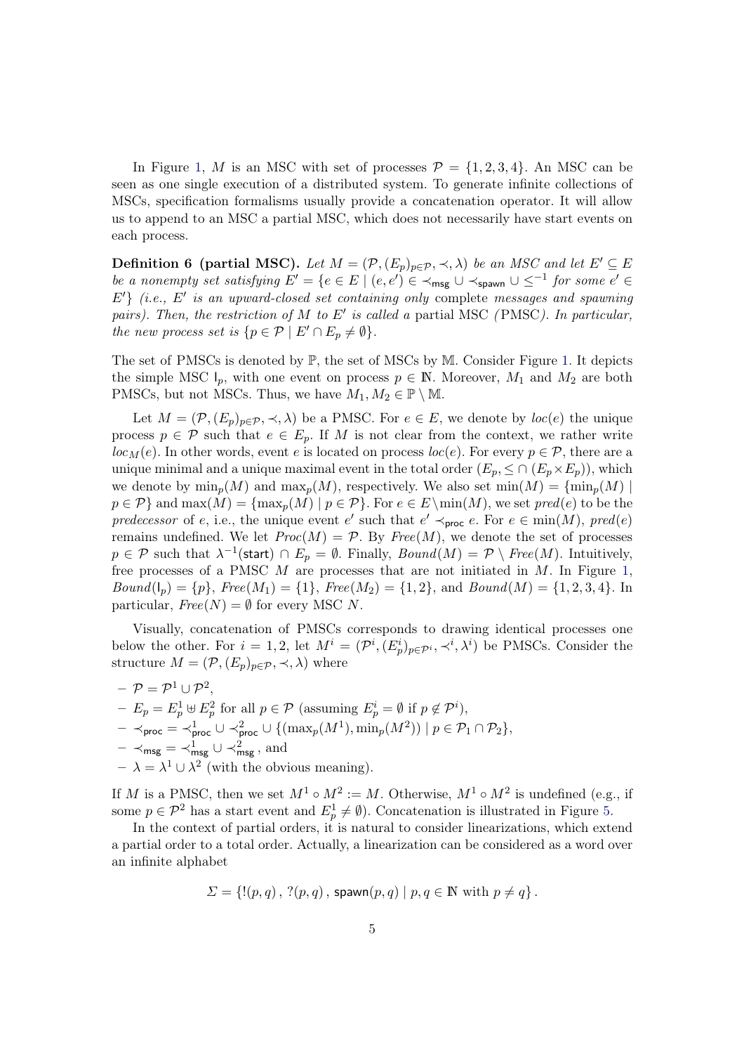In Figure 1, $M$ is an MSC with set of processes $\mathcal{P} = \{1, 2, 3, 4\}$. An MSC can be seen as one single execution of a distributed system. To generate infinite collections of MSCs, specification formalisms usually provide a concatenation operator. It will allow us to append to an MSC a partial MSC, which does not necessarily have start events on each process.

**Definition 6 (partial MSC).** *Let $M = (\mathcal{P}, (E_p)_{p\in\mathcal{P}}, \prec, \lambda)$ be an MSC and let $E' \subseteq E$ be a nonempty set satisfying $E' = \{e \in E \mid (e, e') \in \prec_{\mathsf{msg}} \cup \prec_{\mathsf{spawn}} \cup \leq^{-1}$ for some $e' \in E'\}$ (i.e., $E'$ is an upward-closed set containing only* complete *messages and spawning pairs). Then, the restriction of $M$ to $E'$ is called a* partial MSC *(*PMSC*). In particular, the new process set is $\{p \in \mathcal{P} \mid E' \cap E_p \neq \emptyset\}$.*

The set of PMSCs is denoted by $\mathbb{P}$, the set of MSCs by $\mathbb{M}$. Consider Figure 1. It depicts the simple MSC $\mathsf{I}_p$, with one event on process $p \in \mathbb{N}$. Moreover, $M_1$ and $M_2$ are both PMSCs, but not MSCs. Thus, we have $M_1, M_2 \in \mathbb{P} \setminus \mathbb{M}$.

Let $M = (\mathcal{P}, (E_p)_{p\in\mathcal{P}}, \prec, \lambda)$ be a PMSC. For $e \in E$, we denote by $loc(e)$ the unique process $p \in \mathcal{P}$ such that $e \in E_p$. If $M$ is not clear from the context, we rather write $loc_M(e)$. In other words, event $e$ is located on process $loc(e)$. For every $p \in \mathcal{P}$, there are a unique minimal and a unique maximal event in the total order $(E_p, \leq \cap (E_p \times E_p))$, which we denote by $\min_p(M)$ and $\max_p(M)$, respectively. We also set $\min(M) = \{\min_p(M) \mid p \in \mathcal{P}\}$ and $\max(M) = \{\max_p(M) \mid p \in \mathcal{P}\}$. For $e \in E \setminus \min(M)$, we set $pred(e)$ to be the *predecessor* of $e$, i.e., the unique event $e'$ such that $e' \prec_{\mathsf{proc}} e$. For $e \in \min(M)$, $pred(e)$ remains undefined. We let $Proc(M) = \mathcal{P}$. By $Free(M)$, we denote the set of processes $p \in \mathcal{P}$ such that $\lambda^{-1}(\mathsf{start}) \cap E_p = \emptyset$. Finally, $Bound(M) = \mathcal{P} \setminus Free(M)$. Intuitively, free processes of a PMSC $M$ are processes that are not initiated in $M$. In Figure 1, $Bound(\mathsf{I}_p) = \{p\}$, $Free(M_1) = \{1\}$, $Free(M_2) = \{1, 2\}$, and $Bound(M) = \{1, 2, 3, 4\}$. In particular, $Free(N) = \emptyset$ for every MSC $N$.

Visually, concatenation of PMSCs corresponds to drawing identical processes one below the other. For $i = 1, 2$, let $M^i = (\mathcal{P}^i, (E^i_p)_{p\in\mathcal{P}^i}, \prec^i, \lambda^i)$ be PMSCs. Consider the structure $M = (\mathcal{P}, (E_p)_{p\in\mathcal{P}}, \prec, \lambda)$ where

- $\mathcal{P} = \mathcal{P}^1 \cup \mathcal{P}^2$,
- $E_p = E^1_p \uplus E^2_p$ for all $p \in \mathcal{P}$ (assuming $E^i_p = \emptyset$ if $p \notin \mathcal{P}^i$),
- $\prec_{\mathsf{proc}} = \prec^1_{\mathsf{proc}} \cup \prec^2_{\mathsf{proc}} \cup \{(\max_p(M^1), \min_p(M^2)) \mid p \in \mathcal{P}_1 \cap \mathcal{P}_2\}$,
- $\prec_{\mathsf{msg}} = \prec^1_{\mathsf{msg}} \cup \prec^2_{\mathsf{msg}}$, and
- $\lambda = \lambda^1 \cup \lambda^2$ (with the obvious meaning).

If $M$ is a PMSC, then we set $M^1 \circ M^2 := M$. Otherwise, $M^1 \circ M^2$ is undefined (e.g., if some $p \in \mathcal{P}^2$ has a start event and $E^1_p \neq \emptyset$). Concatenation is illustrated in Figure 5.

In the context of partial orders, it is natural to consider linearizations, which extend a partial order to a total order. Actually, a linearization can be considered as a word over an infinite alphabet

$$\Sigma = \{!(p, q)\,,\ ?(p, q)\,,\ \mathsf{spawn}(p, q) \mid p, q \in \mathbb{N} \text{ with } p \neq q\}\,.$$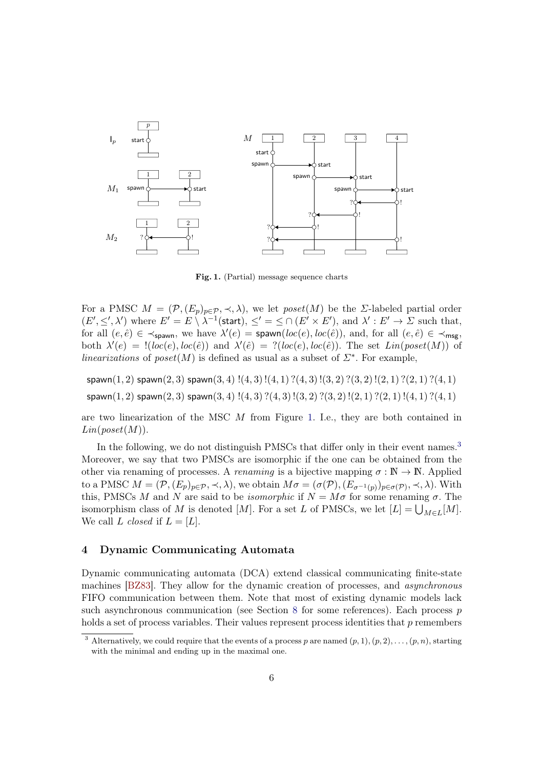Fig. 1. (Partial) message sequence charts

For a PMSC $M = (\mathcal{P}, (E_p)_{p\in\mathcal{P}}, \prec, \lambda)$, we let $poset(M)$ be the $\Sigma$-labeled partial order $(E', \leq', \lambda')$ where $E' = E \setminus \lambda^{-1}(\mathsf{start})$, $\leq' = \leq \cap (E' \times E')$, and $\lambda' : E' \to \Sigma$ such that, for all $(e, \hat{e}) \in \prec_{\mathsf{spawn}}$, we have $\lambda'(e) = \mathsf{spawn}(loc(e), loc(\hat{e}))$, and, for all $(e, \hat{e}) \in \prec_{\mathsf{msg}}$, both $\lambda'(e) = !(loc(e), loc(\hat{e}))$ and $\lambda'(\hat{e}) = ?(loc(e), loc(\hat{e}))$. The set $Lin(poset(M))$ of *linearizations* of $poset(M)$ is defined as usual as a subset of $\Sigma^*$. For example,

$$\mathsf{spawn}(1,2)\ \mathsf{spawn}(2,3)\ \mathsf{spawn}(3,4)\ !(4,3)\ !(4,1)\ ?(4,3)\ !(3,2)\ ?(3,2)\ !(2,1)\ ?(2,1)\ ?(4,1)$$
$$\mathsf{spawn}(1,2)\ \mathsf{spawn}(2,3)\ \mathsf{spawn}(3,4)\ !(4,3)\ ?(4,3)\ !(3,2)\ ?(3,2)\ !(2,1)\ ?(2,1)\ !(4,1)\ ?(4,1)$$

are two linearization of the MSC $M$ from Figure 1. I.e., they are both contained in $Lin(poset(M))$.

In the following, we do not distinguish PMSCs that differ only in their event names.[3] Moreover, we say that two PMSCs are isomorphic if the one can be obtained from the other via renaming of processes. A *renaming* is a bijective mapping $\sigma : \mathbb{N} \to \mathbb{N}$. Applied to a PMSC $M = (\mathcal{P}, (E_p)_{p\in\mathcal{P}}, \prec, \lambda)$, we obtain $M\sigma = (\sigma(\mathcal{P}), (E_{\sigma^{-1}(p)})_{p\in\sigma(\mathcal{P})}, \prec, \lambda)$. With this, PMSCs $M$ and $N$ are said to be *isomorphic* if $N = M\sigma$ for some renaming $\sigma$. The isomorphism class of $M$ is denoted $[M]$. For a set $L$ of PMSCs, we let $[L] = \bigcup_{M\in L}[M]$. We call $L$ *closed* if $L = [L]$.

## 4 Dynamic Communicating Automata

Dynamic communicating automata (DCA) extend classical communicating finite-state machines [BZ83]. They allow for the dynamic creation of processes, and *asynchronous* FIFO communication between them. Note that most of existing dynamic models lack such asynchronous communication (see Section 8 for some references). Each process $p$ holds a set of process variables. Their values represent process identities that $p$ remembers

[3] Alternatively, we could require that the events of a process $p$ are named $(p, 1), (p, 2), \ldots, (p, n)$, starting with the minimal and ending up in the maximal one.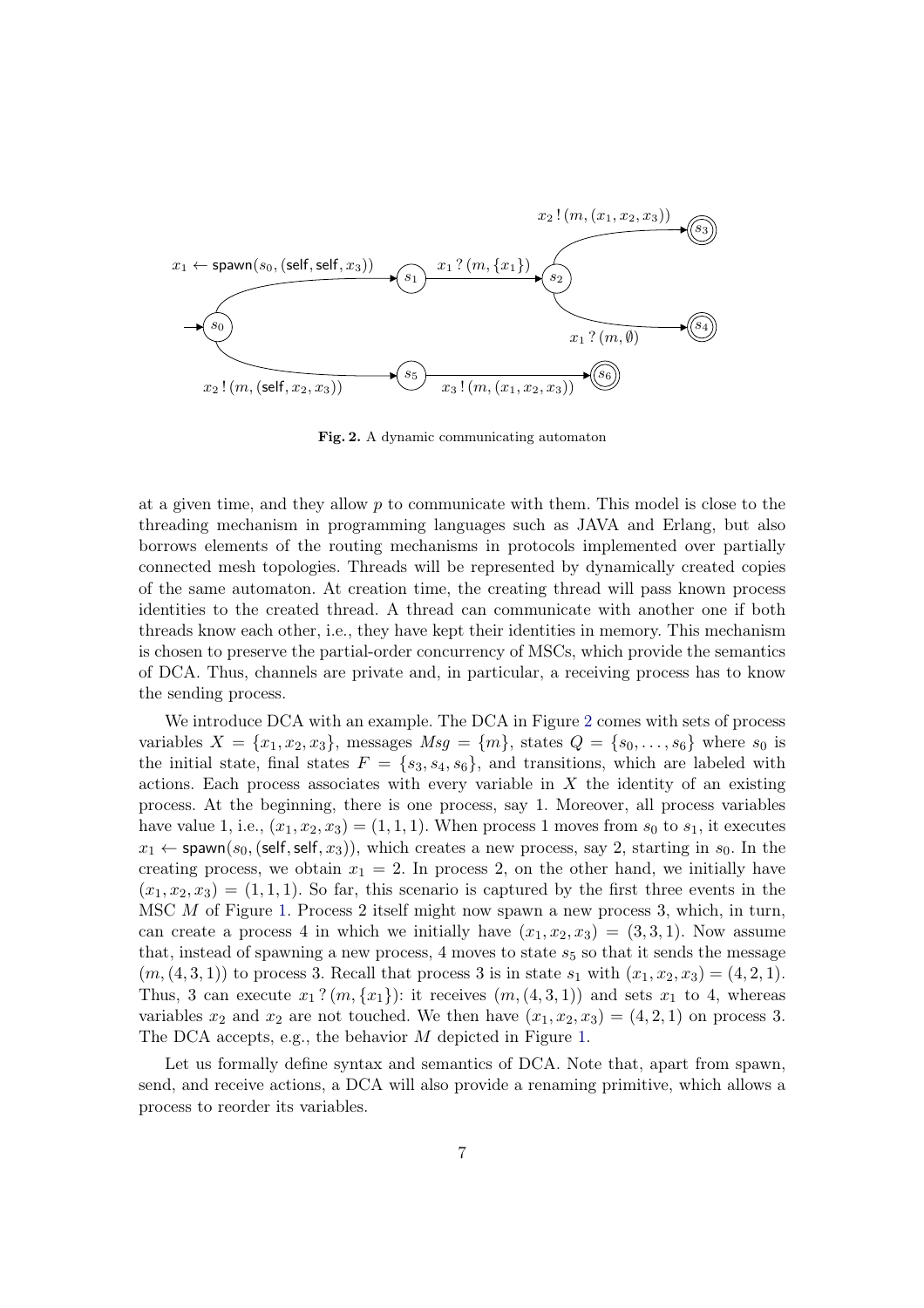Fig. 2. A dynamic communicating automaton

at a given time, and they allow $p$ to communicate with them. This model is close to the threading mechanism in programming languages such as JAVA and Erlang, but also borrows elements of the routing mechanisms in protocols implemented over partially connected mesh topologies. Threads will be represented by dynamically created copies of the same automaton. At creation time, the creating thread will pass known process identities to the created thread. A thread can communicate with another one if both threads know each other, i.e., they have kept their identities in memory. This mechanism is chosen to preserve the partial-order concurrency of MSCs, which provide the semantics of DCA. Thus, channels are private and, in particular, a receiving process has to know the sending process.

We introduce DCA with an example. The DCA in Figure 2 comes with sets of process variables $X = \{x_1, x_2, x_3\}$, messages $Msg = \{m\}$, states $Q = \{s_0, \ldots, s_6\}$ where $s_0$ is the initial state, final states $F = \{s_3, s_4, s_6\}$, and transitions, which are labeled with actions. Each process associates with every variable in $X$ the identity of an existing process. At the beginning, there is one process, say 1. Moreover, all process variables have value 1, i.e., $(x_1, x_2, x_3) = (1, 1, 1)$. When process 1 moves from $s_0$ to $s_1$, it executes $x_1 \leftarrow \mathsf{spawn}(s_0, (\mathsf{self}, \mathsf{self}, x_3))$, which creates a new process, say 2, starting in $s_0$. In the creating process, we obtain $x_1 = 2$. In process 2, on the other hand, we initially have $(x_1, x_2, x_3) = (1, 1, 1)$. So far, this scenario is captured by the first three events in the MSC $M$ of Figure 1. Process 2 itself might now spawn a new process 3, which, in turn, can create a process 4 in which we initially have $(x_1, x_2, x_3) = (3, 3, 1)$. Now assume that, instead of spawning a new process, 4 moves to state $s_5$ so that it sends the message $(m, (4, 3, 1))$ to process 3. Recall that process 3 is in state $s_1$ with $(x_1, x_2, x_3) = (4, 2, 1)$. Thus, 3 can execute $x_1\,?\,(m, \{x_1\})$: it receives $(m, (4, 3, 1))$ and sets $x_1$ to 4, whereas variables $x_2$ and $x_2$ are not touched. We then have $(x_1, x_2, x_3) = (4, 2, 1)$ on process 3. The DCA accepts, e.g., the behavior $M$ depicted in Figure 1.

Let us formally define syntax and semantics of DCA. Note that, apart from spawn, send, and receive actions, a DCA will also provide a renaming primitive, which allows a process to reorder its variables.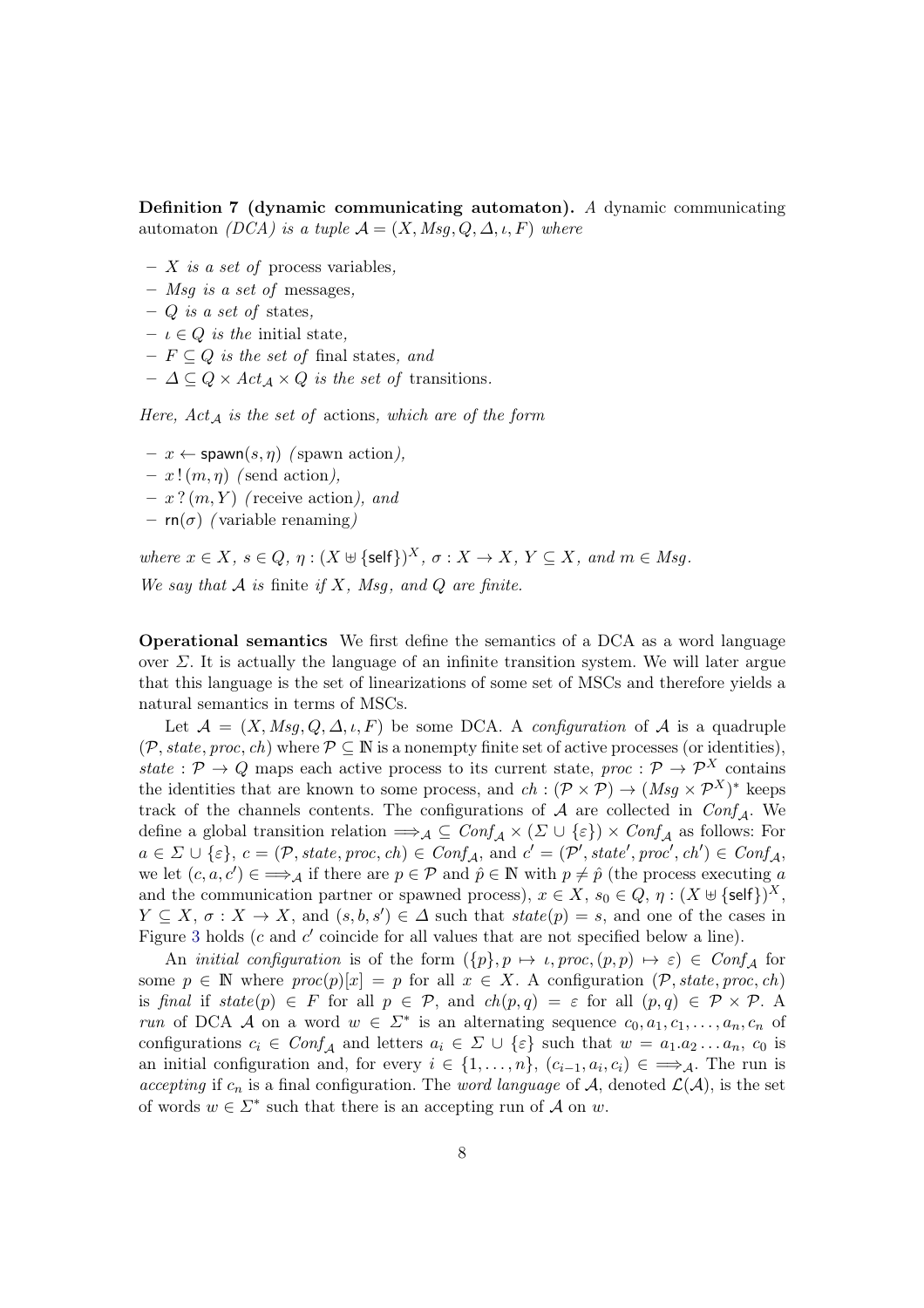**Definition 7 (dynamic communicating automaton).** *A* dynamic communicating automaton *(DCA) is a tuple $\mathcal{A} = (X, Msg, Q, \Delta, \iota, F)$ where*

- $X$ *is a set of* process variables*,*
- $Msg$ *is a set of* messages*,*
- $Q$ *is a set of* states*,*
- $\iota \in Q$ *is the* initial state*,*
- $F \subseteq Q$ *is the set of* final states*, and*
- $\Delta \subseteq Q \times Act_{\mathcal{A}} \times Q$ *is the set of* transitions*.*

*Here, $Act_{\mathcal{A}}$ is the set of* actions*, which are of the form*

- $x \leftarrow \mathsf{spawn}(s, \eta)$ *(*spawn action*),*
- $x\,!\,(m, \eta)$ *(*send action*),*
- $x\,?\,(m, Y)$ *(*receive action*), and*
- $\mathsf{rn}(\sigma)$ *(*variable renaming*)*

*where $x \in X$, $s \in Q$, $\eta : (X \uplus \{\mathsf{self}\})^X$, $\sigma : X \to X$, $Y \subseteq X$, and $m \in Msg$.*

*We say that $\mathcal{A}$ is* finite *if $X$, $Msg$, and $Q$ are finite.*

**Operational semantics** We first define the semantics of a DCA as a word language over $\Sigma$. It is actually the language of an infinite transition system. We will later argue that this language is the set of linearizations of some set of MSCs and therefore yields a natural semantics in terms of MSCs.

Let $\mathcal{A} = (X, Msg, Q, \Delta, \iota, F)$ be some DCA. A *configuration* of $\mathcal{A}$ is a quadruple $(\mathcal{P}, state, proc, ch)$ where $\mathcal{P} \subseteq \mathbb{N}$ is a nonempty finite set of active processes (or identities), $state : \mathcal{P} \to Q$ maps each active process to its current state, $proc : \mathcal{P} \to \mathcal{P}^X$ contains the identities that are known to some process, and $ch : (\mathcal{P} \times \mathcal{P}) \to (Msg \times \mathcal{P}^X)^*$ keeps track of the channels contents. The configurations of $\mathcal{A}$ are collected in $Conf_{\mathcal{A}}$. We define a global transition relation $\Longrightarrow_{\mathcal{A}} \subseteq Conf_{\mathcal{A}} \times (\Sigma \cup \{\varepsilon\}) \times Conf_{\mathcal{A}}$ as follows: For $a \in \Sigma \cup \{\varepsilon\}$, $c = (\mathcal{P}, state, proc, ch) \in Conf_{\mathcal{A}}$, and $c' = (\mathcal{P}', state', proc', ch') \in Conf_{\mathcal{A}}$, we let $(c, a, c') \in \Longrightarrow_{\mathcal{A}}$ if there are $p \in \mathcal{P}$ and $\hat{p} \in \mathbb{N}$ with $p \neq \hat{p}$ (the process executing $a$ and the communication partner or spawned process), $x \in X$, $s_0 \in Q$, $\eta : (X \uplus \{\mathsf{self}\})^X$, $Y \subseteq X$, $\sigma : X \to X$, and $(s, b, s') \in \Delta$ such that $state(p) = s$, and one of the cases in Figure 3 holds ($c$ and $c'$ coincide for all values that are not specified below a line).

An *initial configuration* is of the form $(\{p\}, p \mapsto \iota, proc, (p, p) \mapsto \varepsilon) \in Conf_{\mathcal{A}}$ for some $p \in \mathbb{N}$ where $proc(p)[x] = p$ for all $x \in X$. A configuration $(\mathcal{P}, state, proc, ch)$ is *final* if $state(p) \in F$ for all $p \in \mathcal{P}$, and $ch(p, q) = \varepsilon$ for all $(p, q) \in \mathcal{P} \times \mathcal{P}$. A *run* of DCA $\mathcal{A}$ on a word $w \in \Sigma^*$ is an alternating sequence $c_0, a_1, c_1, \ldots, a_n, c_n$ of configurations $c_i \in Conf_{\mathcal{A}}$ and letters $a_i \in \Sigma \cup \{\varepsilon\}$ such that $w = a_1.a_2 \ldots a_n$, $c_0$ is an initial configuration and, for every $i \in \{1, \ldots, n\}$, $(c_{i-1}, a_i, c_i) \in \Longrightarrow_{\mathcal{A}}$. The run is *accepting* if $c_n$ is a final configuration. The *word language* of $\mathcal{A}$, denoted $\mathcal{L}(\mathcal{A})$, is the set of words $w \in \Sigma^*$ such that there is an accepting run of $\mathcal{A}$ on $w$.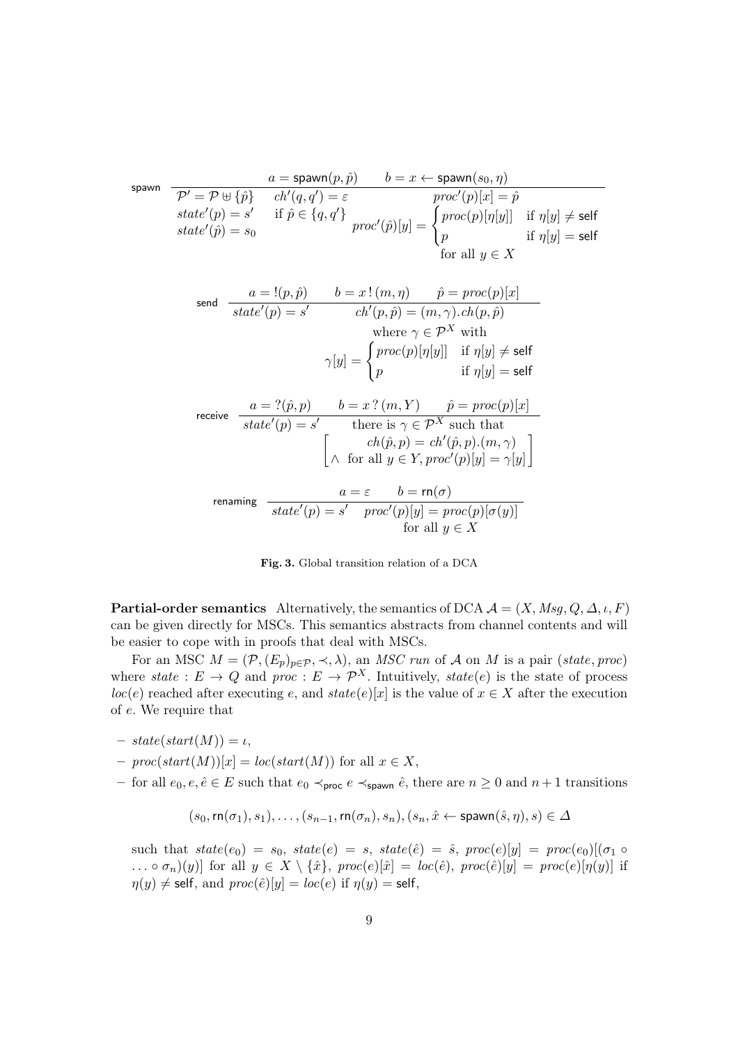$$
\textsf{spawn}\;\frac{a = \mathsf{spawn}(p,\hat{p}) \qquad b = x \leftarrow \mathsf{spawn}(s_0,\eta)}{\begin{array}{lll}
\mathcal{P}' = \mathcal{P} \uplus \{\hat{p}\} & ch'(q,q') = \varepsilon & proc'(p)[x] = \hat{p} \\
state'(p) = s' & \text{if } \hat{p} \in \{q,q'\} & proc'(\hat{p})[y] = \begin{cases} proc(p)[\eta[y]] & \text{if } \eta[y] \neq \mathsf{self} \\ p & \text{if } \eta[y] = \mathsf{self} \end{cases} \\
state'(\hat{p}) = s_0 & & \text{for all } y \in X
\end{array}}
$$

$$
\textsf{send}\;\frac{a = !(p,\hat{p}) \qquad b = x\,!\,(m,\eta) \qquad \hat{p} = proc(p)[x]}{\begin{array}{ll}
state'(p) = s' & ch'(p,\hat{p}) = (m,\gamma).ch(p,\hat{p}) \\
& \text{where } \gamma \in \mathcal{P}^X \text{ with} \\
& \gamma[y] = \begin{cases} proc(p)[\eta[y]] & \text{if } \eta[y] \neq \mathsf{self} \\ p & \text{if } \eta[y] = \mathsf{self} \end{cases}
\end{array}}
$$

$$
\textsf{receive}\;\frac{a = ?(\hat{p},p) \qquad b = x\,?\,(m,Y) \qquad \hat{p} = proc(p)[x]}{\begin{array}{ll}
state'(p) = s' & \text{there is } \gamma \in \mathcal{P}^X \text{ such that} \\
& \left[\begin{array}{l} \quad ch(\hat{p},p) = ch'(\hat{p},p).(m,\gamma) \\ \wedge \text{ for all } y \in Y, proc'(p)[y] = \gamma[y] \end{array}\right]
\end{array}}
$$

$$
\textsf{renaming}\;\frac{a = \varepsilon \qquad b = \mathsf{rn}(\sigma)}{\begin{array}{ll}
state'(p) = s' & proc'(p)[y] = proc(p)[\sigma(y)] \\
& \text{for all } y \in X
\end{array}}
$$

**Fig. 3.** Global transition relation of a DCA

**Partial-order semantics** Alternatively, the semantics of DCA $\mathcal{A} = (X, Msg, Q, \Delta, \iota, F)$ can be given directly for MSCs. This semantics abstracts from channel contents and will be easier to cope with in proofs that deal with MSCs.

For an MSC $M = (\mathcal{P}, (E_p)_{p \in \mathcal{P}}, \prec, \lambda)$, an *MSC run* of $\mathcal{A}$ on $M$ is a pair $(state, proc)$ where $state : E \to Q$ and $proc : E \to \mathcal{P}^X$. Intuitively, $state(e)$ is the state of process $loc(e)$ reached after executing $e$, and $state(e)[x]$ is the value of $x \in X$ after the execution of $e$. We require that

- $state(start(M)) = \iota$,
- $proc(start(M))[x] = loc(start(M))$ for all $x \in X$,
- for all $e_0, e, \hat{e} \in E$ such that $e_0 \prec_{\mathsf{proc}} e \prec_{\mathsf{spawn}} \hat{e}$, there are $n \geq 0$ and $n+1$ transitions

$$(s_0, \mathsf{rn}(\sigma_1), s_1), \ldots, (s_{n-1}, \mathsf{rn}(\sigma_n), s_n), (s_n, \hat{x} \leftarrow \mathsf{spawn}(\hat{s}, \eta), s) \in \Delta$$

  such that $state(e_0) = s_0$, $state(e) = s$, $state(\hat{e}) = \hat{s}$, $proc(e)[y] = proc(e_0)[(\sigma_1 \circ \ldots \circ \sigma_n)(y)]$ for all $y \in X \setminus \{\hat{x}\}$, $proc(e)[\hat{x}] = loc(\hat{e})$, $proc(\hat{e})[y] = proc(e)[\eta(y)]$ if $\eta(y) \neq \mathsf{self}$, and $proc(\hat{e})[y] = loc(e)$ if $\eta(y) = \mathsf{self}$,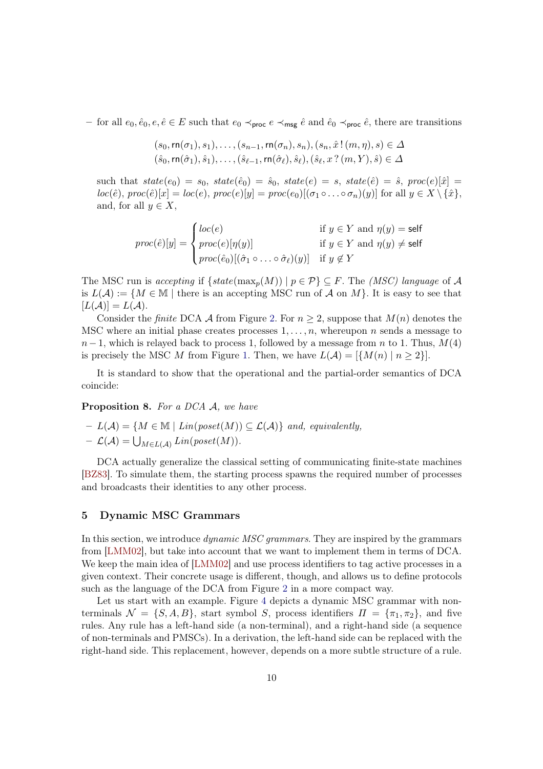– for all $e_0, \hat{e}_0, e, \hat{e} \in E$ such that $e_0 \prec_{\mathsf{proc}} e \prec_{\mathsf{msg}} \hat{e}$ and $\hat{e}_0 \prec_{\mathsf{proc}} \hat{e}$, there are transitions

$$(s_0, \mathsf{rn}(\sigma_1), s_1), \ldots, (s_{n-1}, \mathsf{rn}(\sigma_n), s_n), (s_n, \hat{x}\,!\,(m, \eta), s) \in \Delta$$
$$(\hat{s}_0, \mathsf{rn}(\hat{\sigma}_1), \hat{s}_1), \ldots, (\hat{s}_{\ell-1}, \mathsf{rn}(\hat{\sigma}_\ell), \hat{s}_\ell), (\hat{s}_\ell, x\,?\,(m, Y), \hat{s}) \in \Delta$$

such that $state(e_0) = s_0$, $state(\hat{e}_0) = \hat{s}_0$, $state(e) = s$, $state(\hat{e}) = \hat{s}$, $proc(e)[\hat{x}] = loc(\hat{e})$, $proc(\hat{e})[x] = loc(e)$, $proc(e)[y] = proc(e_0)[(\sigma_1 \circ \ldots \circ \sigma_n)(y)]$ for all $y \in X \setminus \{\hat{x}\}$, and, for all $y \in X$,

$$proc(\hat{e})[y] = \begin{cases} loc(e) & \text{if } y \in Y \text{ and } \eta(y) = \mathsf{self} \\ proc(e)[\eta(y)] & \text{if } y \in Y \text{ and } \eta(y) \neq \mathsf{self} \\ proc(\hat{e}_0)[(\hat{\sigma}_1 \circ \ldots \circ \hat{\sigma}_\ell)(y)] & \text{if } y \notin Y \end{cases}$$

The MSC run is *accepting* if $\{state(\max_p(M)) \mid p \in \mathcal{P}\} \subseteq F$. The *(MSC) language* of $\mathcal{A}$ is $L(\mathcal{A}) := \{M \in \mathbb{M} \mid \text{there is an accepting MSC run of } \mathcal{A} \text{ on } M\}$. It is easy to see that $[L(\mathcal{A})] = L(\mathcal{A})$.

Consider the *finite* DCA $\mathcal{A}$ from Figure 2. For $n \geq 2$, suppose that $M(n)$ denotes the MSC where an initial phase creates processes $1, \ldots, n$, whereupon $n$ sends a message to $n-1$, which is relayed back to process 1, followed by a message from $n$ to 1. Thus, $M(4)$ is precisely the MSC $M$ from Figure 1. Then, we have $L(\mathcal{A}) = [\{M(n) \mid n \geq 2\}]$.

It is standard to show that the operational and the partial-order semantics of DCA coincide:

**Proposition 8.** *For a DCA $\mathcal{A}$, we have*

– $L(\mathcal{A}) = \{M \in \mathbb{M} \mid Lin(poset(M)) \subseteq \mathcal{L}(\mathcal{A})\}$ *and, equivalently,*
– $\mathcal{L}(\mathcal{A}) = \bigcup_{M \in L(\mathcal{A})} Lin(poset(M))$.

DCA actually generalize the classical setting of communicating finite-state machines [BZ83]. To simulate them, the starting process spawns the required number of processes and broadcasts their identities to any other process.

## 5 Dynamic MSC Grammars

In this section, we introduce *dynamic MSC grammars*. They are inspired by the grammars from [LMM02], but take into account that we want to implement them in terms of DCA. We keep the main idea of [LMM02] and use process identifiers to tag active processes in a given context. Their concrete usage is different, though, and allows us to define protocols such as the language of the DCA from Figure 2 in a more compact way.

Let us start with an example. Figure 4 depicts a dynamic MSC grammar with non-terminals $\mathcal{N} = \{S, A, B\}$, start symbol $S$, process identifiers $\Pi = \{\pi_1, \pi_2\}$, and five rules. Any rule has a left-hand side (a non-terminal), and a right-hand side (a sequence of non-terminals and PMSCs). In a derivation, the left-hand side can be replaced with the right-hand side. This replacement, however, depends on a more subtle structure of a rule.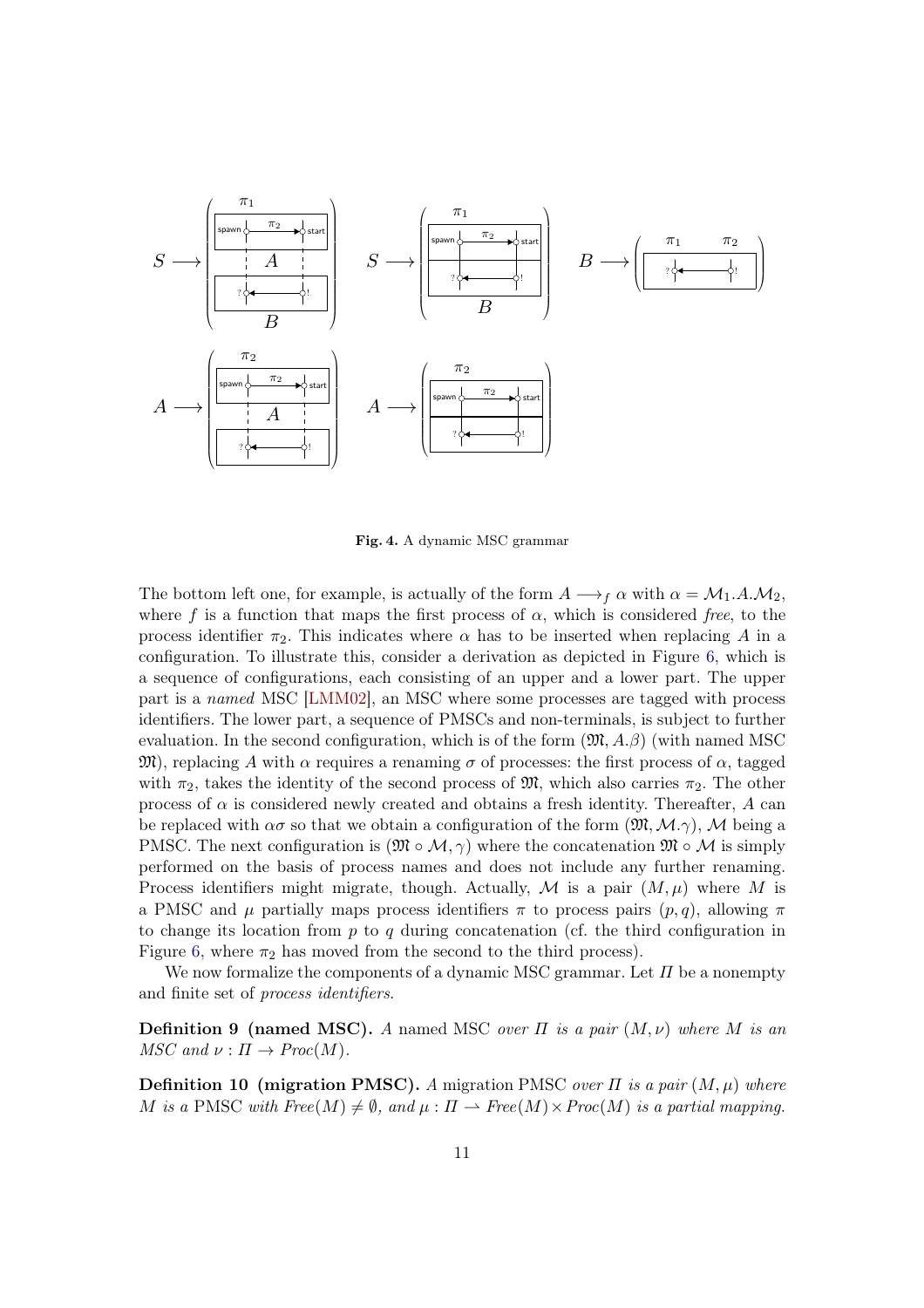**Fig. 4.** A dynamic MSC grammar

The bottom left one, for example, is actually of the form $A \longrightarrow_f \alpha$ with $\alpha = \mathcal{M}_1.A.\mathcal{M}_2$, where $f$ is a function that maps the first process of $\alpha$, which is considered *free*, to the process identifier $\pi_2$. This indicates where $\alpha$ has to be inserted when replacing $A$ in a configuration. To illustrate this, consider a derivation as depicted in Figure 6, which is a sequence of configurations, each consisting of an upper and a lower part. The upper part is a *named* MSC [LMM02], an MSC where some processes are tagged with process identifiers. The lower part, a sequence of PMSCs and non-terminals, is subject to further evaluation. In the second configuration, which is of the form $(\mathfrak{M}, A.\beta)$ (with named MSC $\mathfrak{M}$), replacing $A$ with $\alpha$ requires a renaming $\sigma$ of processes: the first process of $\alpha$, tagged with $\pi_2$, takes the identity of the second process of $\mathfrak{M}$, which also carries $\pi_2$. The other process of $\alpha$ is considered newly created and obtains a fresh identity. Thereafter, $A$ can be replaced with $\alpha\sigma$ so that we obtain a configuration of the form $(\mathfrak{M}, \mathcal{M}.\gamma)$, $\mathcal{M}$ being a PMSC. The next configuration is $(\mathfrak{M} \circ \mathcal{M}, \gamma)$ where the concatenation $\mathfrak{M} \circ \mathcal{M}$ is simply performed on the basis of process names and does not include any further renaming. Process identifiers might migrate, though. Actually, $\mathcal{M}$ is a pair $(M, \mu)$ where $M$ is a PMSC and $\mu$ partially maps process identifiers $\pi$ to process pairs $(p, q)$, allowing $\pi$ to change its location from $p$ to $q$ during concatenation (cf. the third configuration in Figure 6, where $\pi_2$ has moved from the second to the third process).

We now formalize the components of a dynamic MSC grammar. Let $\Pi$ be a nonempty and finite set of *process identifiers*.

**Definition 9 (named MSC).** *A* named MSC *over $\Pi$ is a pair $(M, \nu)$ where $M$ is an MSC and $\nu : \Pi \to Proc(M)$.*

**Definition 10 (migration PMSC).** *A* migration PMSC *over $\Pi$ is a pair $(M, \mu)$ where $M$ is a* PMSC *with $Free(M) \neq \emptyset$, and $\mu : \Pi \rightharpoonup Free(M) \times Proc(M)$ is a partial mapping.*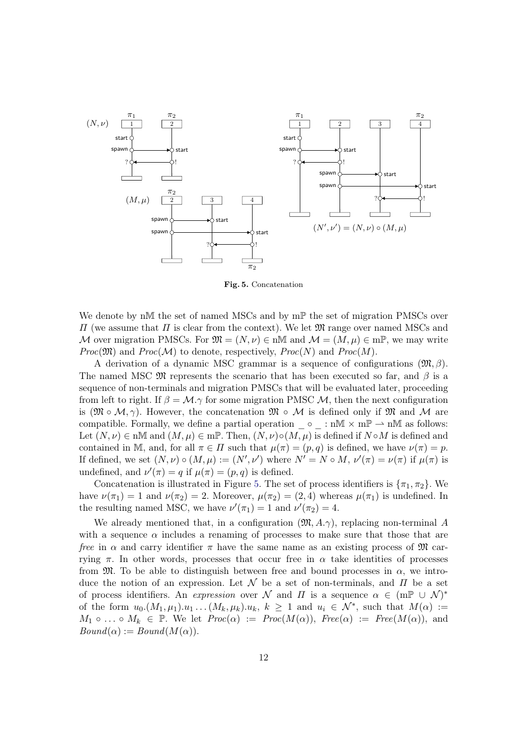Fig. 5. Concatenation

We denote by $\mathrm{n}\mathbb{M}$ the set of named MSCs and by $\mathrm{m}\mathbb{P}$ the set of migration PMSCs over $\Pi$ (we assume that $\Pi$ is clear from the context). We let $\mathfrak{M}$ range over named MSCs and $\mathcal{M}$ over migration PMSCs. For $\mathfrak{M} = (N, \nu) \in \mathrm{n}\mathbb{M}$ and $\mathcal{M} = (M, \mu) \in \mathrm{m}\mathbb{P}$, we may write $Proc(\mathfrak{M})$ and $Proc(\mathcal{M})$ to denote, respectively, $Proc(N)$ and $Proc(M)$.

A derivation of a dynamic MSC grammar is a sequence of configurations $(\mathfrak{M}, \beta)$. The named MSC $\mathfrak{M}$ represents the scenario that has been executed so far, and $\beta$ is a sequence of non-terminals and migration PMSCs that will be evaluated later, proceeding from left to right. If $\beta = \mathcal{M}.\gamma$ for some migration PMSC $\mathcal{M}$, then the next configuration is $(\mathfrak{M} \circ \mathcal{M}, \gamma)$. However, the concatenation $\mathfrak{M} \circ \mathcal{M}$ is defined only if $\mathfrak{M}$ and $\mathcal{M}$ are compatible. Formally, we define a partial operation $\_ \circ \_ : \mathrm{n}\mathbb{M} \times \mathrm{m}\mathbb{P} \rightharpoonup \mathrm{n}\mathbb{M}$ as follows: Let $(N, \nu) \in \mathrm{n}\mathbb{M}$ and $(M, \mu) \in \mathrm{m}\mathbb{P}$. Then, $(N, \nu) \circ (M, \mu)$ is defined if $N \circ M$ is defined and contained in $\mathbb{M}$, and, for all $\pi \in \Pi$ such that $\mu(\pi) = (p, q)$ is defined, we have $\nu(\pi) = p$. If defined, we set $(N, \nu) \circ (M, \mu) := (N', \nu')$ where $N' = N \circ M$, $\nu'(\pi) = \nu(\pi)$ if $\mu(\pi)$ is undefined, and $\nu'(\pi) = q$ if $\mu(\pi) = (p, q)$ is defined.

Concatenation is illustrated in Figure 5. The set of process identifiers is $\{\pi_1, \pi_2\}$. We have $\nu(\pi_1) = 1$ and $\nu(\pi_2) = 2$. Moreover, $\mu(\pi_2) = (2, 4)$ whereas $\mu(\pi_1)$ is undefined. In the resulting named MSC, we have $\nu'(\pi_1) = 1$ and $\nu'(\pi_2) = 4$.

We already mentioned that, in a configuration $(\mathfrak{M}, A.\gamma)$, replacing non-terminal $A$ with a sequence $\alpha$ includes a renaming of processes to make sure that those that are *free* in $\alpha$ and carry identifier $\pi$ have the same name as an existing process of $\mathfrak{M}$ carrying $\pi$. In other words, processes that occur free in $\alpha$ take identities of processes from $\mathfrak{M}$. To be able to distinguish between free and bound processes in $\alpha$, we introduce the notion of an expression. Let $\mathcal{N}$ be a set of non-terminals, and $\Pi$ be a set of process identifiers. An *expression* over $\mathcal{N}$ and $\Pi$ is a sequence $\alpha \in (\mathrm{m}\mathbb{P} \cup \mathcal{N})^*$ of the form $u_0.(M_1, \mu_1).u_1 \ldots (M_k, \mu_k).u_k$, $k \geq 1$ and $u_i \in \mathcal{N}^*$, such that $M(\alpha) := M_1 \circ \ldots \circ M_k \in \mathbb{P}$. We let $Proc(\alpha) := Proc(M(\alpha))$, $Free(\alpha) := Free(M(\alpha))$, and $Bound(\alpha) := Bound(M(\alpha))$.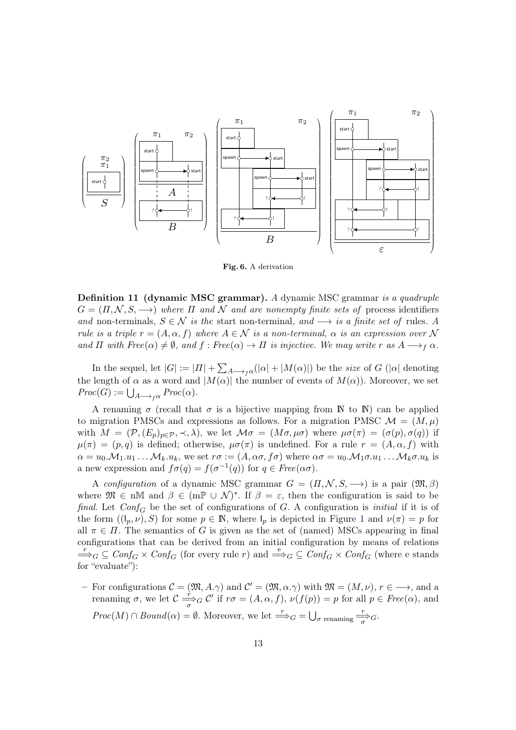Fig. 6. A derivation

**Definition 11 (dynamic MSC grammar).** *A* dynamic MSC grammar *is a quadruple* $G = (\Pi, \mathcal{N}, S, \longrightarrow)$ *where* $\Pi$ *and* $\mathcal{N}$ *and are nonempty finite sets of* process identifiers *and* non-terminals*,* $S \in \mathcal{N}$ *is the* start non-terminal*, and* $\longrightarrow$ *is a finite set of* rules*. A rule is a triple* $r = (A, \alpha, f)$ *where* $A \in \mathcal{N}$ *is a non-terminal,* $\alpha$ *is an expression over* $\mathcal{N}$ *and* $\Pi$ *with* $Free(\alpha) \neq \emptyset$*, and* $f : Free(\alpha) \to \Pi$ *is injective. We may write* $r$ *as* $A \longrightarrow_f \alpha$*.*

In the sequel, let $|G| := |\Pi| + \sum_{A \longrightarrow_f \alpha}(|\alpha| + |M(\alpha)|)$ be the *size* of $G$ ($|\alpha|$ denoting the length of $\alpha$ as a word and $|M(\alpha)|$ the number of events of $M(\alpha)$). Moreover, we set $Proc(G) := \bigcup_{A \longrightarrow_f \alpha} Proc(\alpha)$.

A renaming $\sigma$ (recall that $\sigma$ is a bijective mapping from $\mathbb{N}$ to $\mathbb{N}$) can be applied to migration PMSCs and expressions as follows. For a migration PMSC $\mathcal{M} = (M, \mu)$ with $M = (\mathcal{P}, (E_p)_{p \in \mathcal{P}}, \prec, \lambda)$, we let $\mathcal{M}\sigma = (M\sigma, \mu\sigma)$ where $\mu\sigma(\pi) = (\sigma(p), \sigma(q))$ if $\mu(\pi) = (p, q)$ is defined; otherwise, $\mu\sigma(\pi)$ is undefined. For a rule $r = (A, \alpha, f)$ with $\alpha = u_0.\mathcal{M}_1.u_1 \ldots \mathcal{M}_k.u_k$, we set $r\sigma := (A, \alpha\sigma, f\sigma)$ where $\alpha\sigma = u_0.\mathcal{M}_1\sigma.u_1 \ldots \mathcal{M}_k\sigma.u_k$ is a new expression and $f\sigma(q) = f(\sigma^{-1}(q))$ for $q \in Free(\alpha\sigma)$.

A *configuration* of a dynamic MSC grammar $G = (\Pi, \mathcal{N}, S, \longrightarrow)$ is a pair $(\mathfrak{M}, \beta)$ where $\mathfrak{M} \in \mathrm{n}\mathbb{M}$ and $\beta \in (\mathrm{m}\mathbb{P} \cup \mathcal{N})^*$. If $\beta = \varepsilon$, then the configuration is said to be *final*. Let $Conf_G$ be the set of configurations of $G$. A configuration is *initial* if it is of the form $((\mathsf{I}_p, \nu), S)$ for some $p \in \mathbb{N}$, where $\mathsf{I}_p$ is depicted in Figure 1 and $\nu(\pi) = p$ for all $\pi \in \Pi$. The semantics of $G$ is given as the set of (named) MSCs appearing in final configurations that can be derived from an initial configuration by means of relations $\overset{r}{\Longrightarrow}_G \subseteq Conf_G \times Conf_G$ (for every rule $r$) and $\overset{\mathrm{e}}{\Longrightarrow}_G \subseteq Conf_G \times Conf_G$ (where e stands for "evaluate"):

- For configurations $\mathcal{C} = (\mathfrak{M}, A.\gamma)$ and $\mathcal{C}' = (\mathfrak{M}, \alpha.\gamma)$ with $\mathfrak{M} = (M, \nu)$, $r \in \longrightarrow$, and a renaming $\sigma$, we let $\mathcal{C} \overset{r}{\underset{\sigma}{\Longrightarrow}}_G \mathcal{C}'$ if $r\sigma = (A, \alpha, f)$, $\nu(f(p)) = p$ for all $p \in Free(\alpha)$, and $Proc(M) \cap Bound(\alpha) = \emptyset$. Moreover, we let $\overset{r}{\Longrightarrow}_G = \bigcup_{\sigma \text{ renaming}} \overset{r}{\underset{\sigma}{\Longrightarrow}}_G$.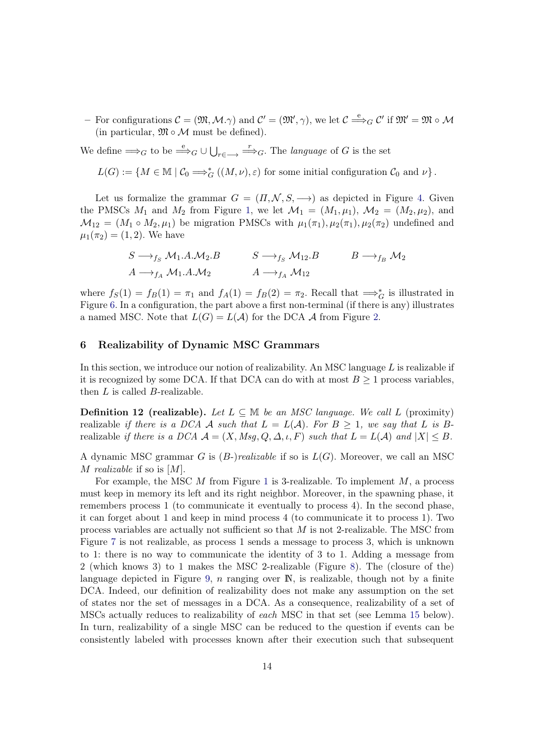– For configurations $\mathcal{C} = (\mathfrak{M}, \mathcal{M}.\gamma)$ and $\mathcal{C}' = (\mathfrak{M}', \gamma)$, we let $\mathcal{C} \overset{e}{\Longrightarrow}_G \mathcal{C}'$ if $\mathfrak{M}' = \mathfrak{M} \circ \mathcal{M}$ (in particular, $\mathfrak{M} \circ \mathcal{M}$ must be defined).

We define $\Longrightarrow_G$ to be $\overset{e}{\Longrightarrow}_G \cup \bigcup_{r \in \longrightarrow} \overset{r}{\Longrightarrow}_G$. The *language* of $G$ is the set

$$L(G) := \{M \in \mathbb{M} \mid \mathcal{C}_0 \Longrightarrow_G^* ((M, \nu), \varepsilon) \text{ for some initial configuration } \mathcal{C}_0 \text{ and } \nu\}.$$

Let us formalize the grammar $G = (\Pi, \mathcal{N}, S, \longrightarrow)$ as depicted in Figure 4. Given the PMSCs $M_1$ and $M_2$ from Figure 1, we let $\mathcal{M}_1 = (M_1, \mu_1)$, $\mathcal{M}_2 = (M_2, \mu_2)$, and $\mathcal{M}_{12} = (M_1 \circ M_2, \mu_1)$ be migration PMSCs with $\mu_1(\pi_1), \mu_2(\pi_1), \mu_2(\pi_2)$ undefined and $\mu_1(\pi_2) = (1, 2)$. We have

$$S \longrightarrow_{f_S} \mathcal{M}_1.A.\mathcal{M}_2.B \qquad S \longrightarrow_{f_S} \mathcal{M}_{12}.B \qquad B \longrightarrow_{f_B} \mathcal{M}_2$$
$$A \longrightarrow_{f_A} \mathcal{M}_1.A.\mathcal{M}_2 \qquad A \longrightarrow_{f_A} \mathcal{M}_{12}$$

where $f_S(1) = f_B(1) = \pi_1$ and $f_A(1) = f_B(2) = \pi_2$. Recall that $\Longrightarrow_G^*$ is illustrated in Figure 6. In a configuration, the part above a first non-terminal (if there is any) illustrates a named MSC. Note that $L(G) = L(\mathcal{A})$ for the DCA $\mathcal{A}$ from Figure 2.

## 6 Realizability of Dynamic MSC Grammars

In this section, we introduce our notion of realizability. An MSC language $L$ is realizable if it is recognized by some DCA. If that DCA can do with at most $B \geq 1$ process variables, then $L$ is called $B$-realizable.

**Definition 12 (realizable).** *Let $L \subseteq \mathbb{M}$ be an MSC language. We call $L$* (proximity) realizable *if there is a DCA $\mathcal{A}$ such that $L = L(\mathcal{A})$. For $B \geq 1$, we say that $L$ is $B$-*realizable *if there is a DCA $\mathcal{A} = (X, Msg, Q, \Delta, \iota, F)$ such that $L = L(\mathcal{A})$ and $|X| \leq B$.*

A dynamic MSC grammar $G$ is ($B$-)*realizable* if so is $L(G)$. Moreover, we call an MSC $M$ *realizable* if so is $[M]$.

For example, the MSC $M$ from Figure 1 is 3-realizable. To implement $M$, a process must keep in memory its left and its right neighbor. Moreover, in the spawning phase, it remembers process 1 (to communicate it eventually to process 4). In the second phase, it can forget about 1 and keep in mind process 4 (to communicate it to process 1). Two process variables are actually not sufficient so that $M$ is not 2-realizable. The MSC from Figure 7 is not realizable, as process 1 sends a message to process 3, which is unknown to 1: there is no way to communicate the identity of 3 to 1. Adding a message from 2 (which knows 3) to 1 makes the MSC 2-realizable (Figure 8). The (closure of the) language depicted in Figure 9, $n$ ranging over $\mathbb{N}$, is realizable, though not by a finite DCA. Indeed, our definition of realizability does not make any assumption on the set of states nor the set of messages in a DCA. As a consequence, realizability of a set of MSCs actually reduces to realizability of *each* MSC in that set (see Lemma 15 below). In turn, realizability of a single MSC can be reduced to the question if events can be consistently labeled with processes known after their execution such that subsequent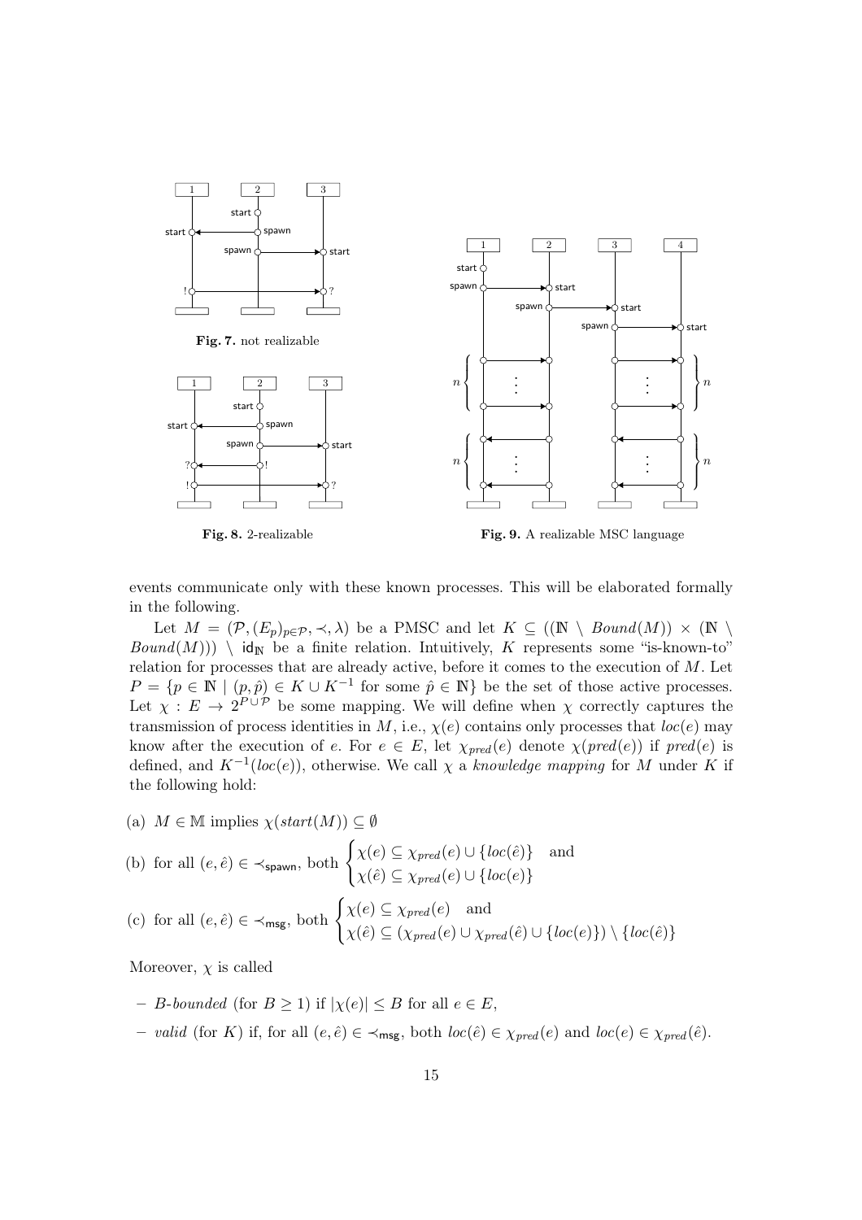**Fig. 7.** not realizable

**Fig. 8.** 2-realizable

**Fig. 9.** A realizable MSC language

events communicate only with these known processes. This will be elaborated formally in the following.

Let $M = (\mathcal{P}, (E_p)_{p \in \mathcal{P}}, \prec, \lambda)$ be a PMSC and let $K \subseteq ((\mathbb{N} \setminus \mathit{Bound}(M)) \times (\mathbb{N} \setminus \mathit{Bound}(M))) \setminus \mathsf{id}_{\mathbb{N}}$ be a finite relation. Intuitively, $K$ represents some "is-known-to" relation for processes that are already active, before it comes to the execution of $M$. Let $P = \{p \in \mathbb{N} \mid (p, \hat{p}) \in K \cup K^{-1}$ for some $\hat{p} \in \mathbb{N}\}$ be the set of those active processes. Let $\chi : E \to 2^{P \cup \mathcal{P}}$ be some mapping. We will define when $\chi$ correctly captures the transmission of process identities in $M$, i.e., $\chi(e)$ contains only processes that $loc(e)$ may know after the execution of $e$. For $e \in E$, let $\chi_{pred}(e)$ denote $\chi(pred(e))$ if $pred(e)$ is defined, and $K^{-1}(loc(e))$, otherwise. We call $\chi$ a *knowledge mapping* for $M$ under $K$ if the following hold:

(a) $M \in \mathbb{M}$ implies $\chi(start(M)) \subseteq \emptyset$

(b) for all $(e, \hat{e}) \in \prec_{\mathsf{spawn}}$, both $\begin{cases} \chi(e) \subseteq \chi_{pred}(e) \cup \{loc(\hat{e})\} & \text{and} \\ \chi(\hat{e}) \subseteq \chi_{pred}(e) \cup \{loc(e)\} \end{cases}$

(c) for all $(e, \hat{e}) \in \prec_{\mathsf{msg}}$, both $\begin{cases} \chi(e) \subseteq \chi_{pred}(e) & \text{and} \\ \chi(\hat{e}) \subseteq (\chi_{pred}(e) \cup \chi_{pred}(\hat{e}) \cup \{loc(e)\}) \setminus \{loc(\hat{e})\} \end{cases}$

Moreover, $\chi$ is called

- *B-bounded* (for $B \geq 1$) if $|\chi(e)| \leq B$ for all $e \in E$,
- *valid* (for $K$) if, for all $(e, \hat{e}) \in \prec_{\mathsf{msg}}$, both $loc(\hat{e}) \in \chi_{pred}(e)$ and $loc(e) \in \chi_{pred}(\hat{e})$.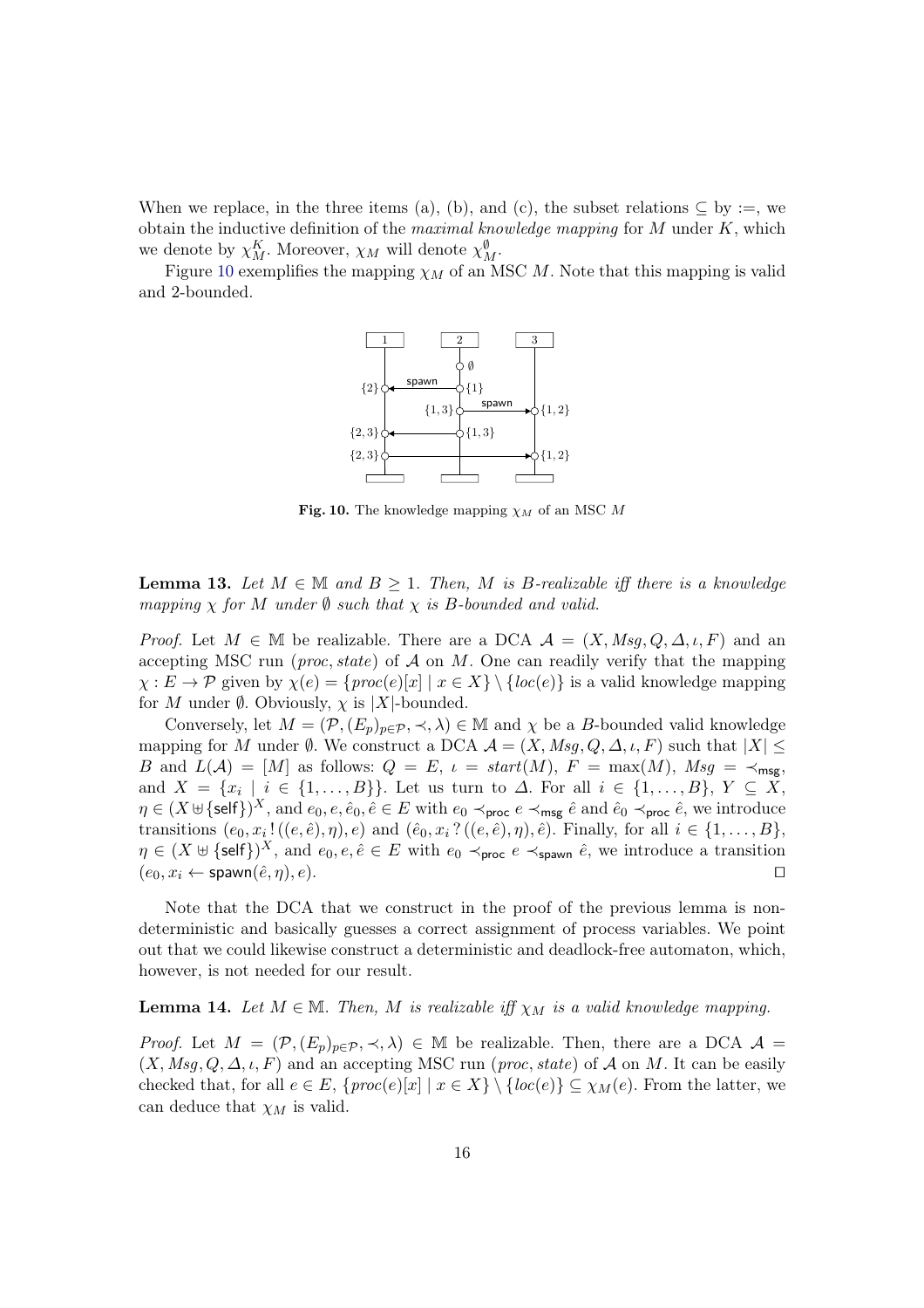When we replace, in the three items (a), (b), and (c), the subset relations $\subseteq$ by $:=$, we obtain the inductive definition of the *maximal knowledge mapping* for $M$ under $K$, which we denote by $\chi_M^K$. Moreover, $\chi_M$ will denote $\chi_M^\emptyset$.

Figure 10 exemplifies the mapping $\chi_M$ of an MSC $M$. Note that this mapping is valid and 2-bounded.

**Fig. 10.** The knowledge mapping $\chi_M$ of an MSC $M$

**Lemma 13.** *Let $M \in \mathbb{M}$ and $B \geq 1$. Then, $M$ is $B$-realizable iff there is a knowledge mapping $\chi$ for $M$ under $\emptyset$ such that $\chi$ is $B$-bounded and valid.*

*Proof.* Let $M \in \mathbb{M}$ be realizable. There are a DCA $\mathcal{A} = (X, Msg, Q, \Delta, \iota, F)$ and an accepting MSC run $(proc, state)$ of $\mathcal{A}$ on $M$. One can readily verify that the mapping $\chi : E \to \mathcal{P}$ given by $\chi(e) = \{proc(e)[x] \mid x \in X\} \setminus \{loc(e)\}$ is a valid knowledge mapping for $M$ under $\emptyset$. Obviously, $\chi$ is $|X|$-bounded.

Conversely, let $M = (\mathcal{P}, (E_p)_{p \in \mathcal{P}}, \prec, \lambda) \in \mathbb{M}$ and $\chi$ be a $B$-bounded valid knowledge mapping for $M$ under $\emptyset$. We construct a DCA $\mathcal{A} = (X, Msg, Q, \Delta, \iota, F)$ such that $|X| \leq B$ and $L(\mathcal{A}) = [M]$ as follows: $Q = E$, $\iota = start(M)$, $F = \max(M)$, $Msg = \prec_{\mathsf{msg}}$, and $X = \{x_i \mid i \in \{1, \ldots, B\}\}$. Let us turn to $\Delta$. For all $i \in \{1, \ldots, B\}$, $Y \subseteq X$, $\eta \in (X \uplus \{\mathsf{self}\})^X$, and $e_0, e, \hat{e}_0, \hat{e} \in E$ with $e_0 \prec_{\mathsf{proc}} e \prec_{\mathsf{msg}} \hat{e}$ and $\hat{e}_0 \prec_{\mathsf{proc}} \hat{e}$, we introduce transitions $(e_0, x_i\,!\,((e, \hat{e}), \eta), e)$ and $(\hat{e}_0, x_i\,?\,((e, \hat{e}), \eta), \hat{e})$. Finally, for all $i \in \{1, \ldots, B\}$, $\eta \in (X \uplus \{\mathsf{self}\})^X$, and $e_0, e, \hat{e} \in E$ with $e_0 \prec_{\mathsf{proc}} e \prec_{\mathsf{spawn}} \hat{e}$, we introduce a transition $(e_0, x_i \leftarrow \mathsf{spawn}(\hat{e}, \eta), e)$. $\square$

Note that the DCA that we construct in the proof of the previous lemma is nondeterministic and basically guesses a correct assignment of process variables. We point out that we could likewise construct a deterministic and deadlock-free automaton, which, however, is not needed for our result.

**Lemma 14.** *Let $M \in \mathbb{M}$. Then, $M$ is realizable iff $\chi_M$ is a valid knowledge mapping.*

*Proof.* Let $M = (\mathcal{P}, (E_p)_{p \in \mathcal{P}}, \prec, \lambda) \in \mathbb{M}$ be realizable. Then, there are a DCA $\mathcal{A} = (X, Msg, Q, \Delta, \iota, F)$ and an accepting MSC run $(proc, state)$ of $\mathcal{A}$ on $M$. It can be easily checked that, for all $e \in E$, $\{proc(e)[x] \mid x \in X\} \setminus \{loc(e)\} \subseteq \chi_M(e)$. From the latter, we can deduce that $\chi_M$ is valid.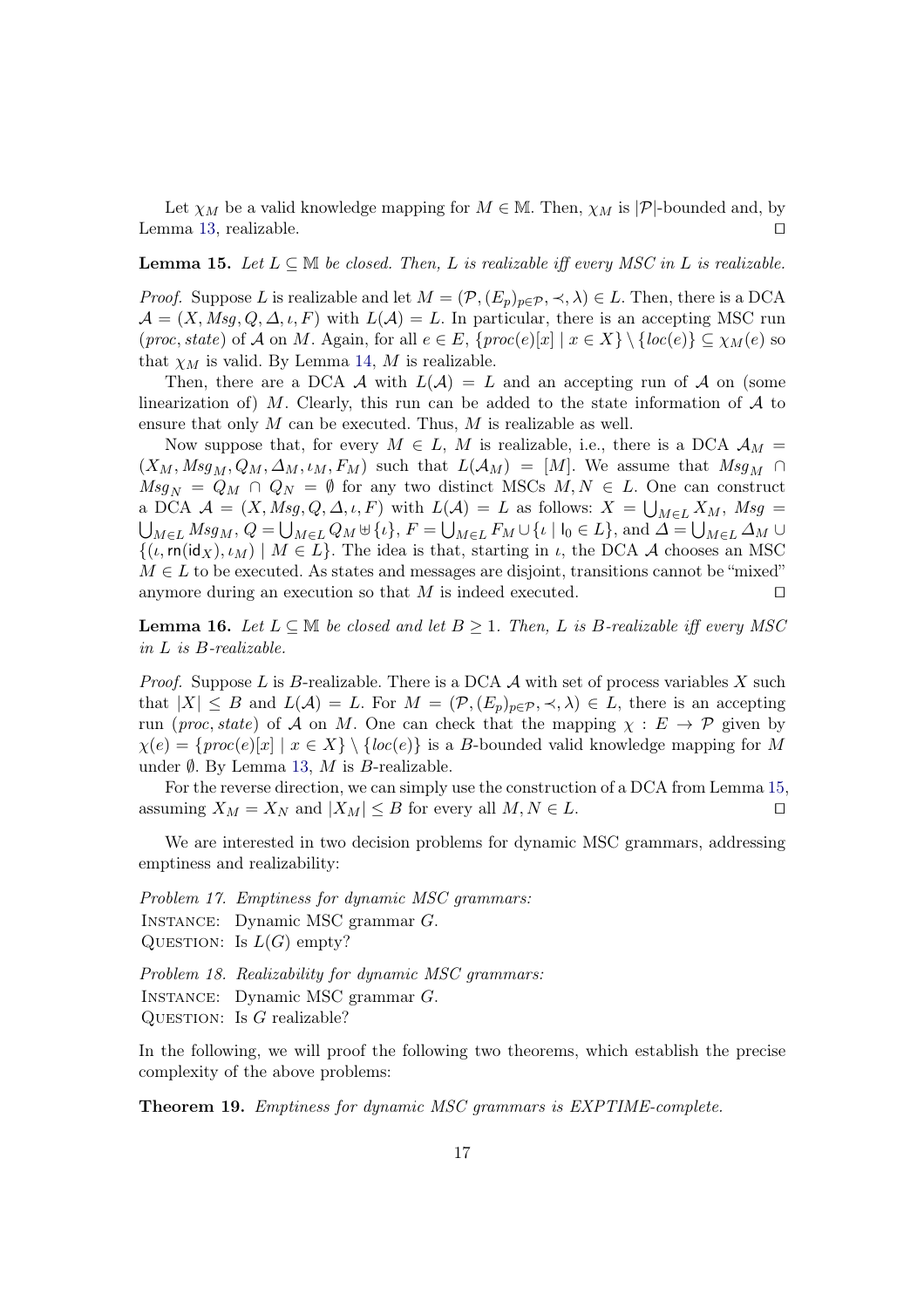Let $\chi_M$ be a valid knowledge mapping for $M \in \mathbb{M}$. Then, $\chi_M$ is $|\mathcal{P}|$-bounded and, by Lemma 13, realizable. ◻

**Lemma 15.** *Let $L \subseteq \mathbb{M}$ be closed. Then, $L$ is realizable iff every MSC in $L$ is realizable.*

*Proof.* Suppose $L$ is realizable and let $M = (\mathcal{P}, (E_p)_{p \in \mathcal{P}}, \prec, \lambda) \in L$. Then, there is a DCA $\mathcal{A} = (X, \mathit{Msg}, Q, \Delta, \iota, F)$ with $L(\mathcal{A}) = L$. In particular, there is an accepting MSC run $(\mathit{proc}, \mathit{state})$ of $\mathcal{A}$ on $M$. Again, for all $e \in E$, $\{\mathit{proc}(e)[x] \mid x \in X\} \setminus \{\mathit{loc}(e)\} \subseteq \chi_M(e)$ so that $\chi_M$ is valid. By Lemma 14, $M$ is realizable.

Then, there are a DCA $\mathcal{A}$ with $L(\mathcal{A}) = L$ and an accepting run of $\mathcal{A}$ on (some linearization of) $M$. Clearly, this run can be added to the state information of $\mathcal{A}$ to ensure that only $M$ can be executed. Thus, $M$ is realizable as well.

Now suppose that, for every $M \in L$, $M$ is realizable, i.e., there is a DCA $\mathcal{A}_M = (X_M, \mathit{Msg}_M, Q_M, \Delta_M, \iota_M, F_M)$ such that $L(\mathcal{A}_M) = [M]$. We assume that $\mathit{Msg}_M \cap \mathit{Msg}_N = Q_M \cap Q_N = \emptyset$ for any two distinct MSCs $M, N \in L$. One can construct a DCA $\mathcal{A} = (X, \mathit{Msg}, Q, \Delta, \iota, F)$ with $L(\mathcal{A}) = L$ as follows: $X = \bigcup_{M \in L} X_M$, $\mathit{Msg} = \bigcup_{M \in L} \mathit{Msg}_M$, $Q = \bigcup_{M \in L} Q_M \uplus \{\iota\}$, $F = \bigcup_{M \in L} F_M \cup \{\iota \mid \mathsf{I}_0 \in L\}$, and $\Delta = \bigcup_{M \in L} \Delta_M \cup \{(\iota, \mathsf{rn}(\mathsf{id}_X), \iota_M) \mid M \in L\}$. The idea is that, starting in $\iota$, the DCA $\mathcal{A}$ chooses an MSC $M \in L$ to be executed. As states and messages are disjoint, transitions cannot be "mixed" anymore during an execution so that $M$ is indeed executed. ◻

**Lemma 16.** *Let $L \subseteq \mathbb{M}$ be closed and let $B \geq 1$. Then, $L$ is $B$-realizable iff every MSC in $L$ is $B$-realizable.*

*Proof.* Suppose $L$ is $B$-realizable. There is a DCA $\mathcal{A}$ with set of process variables $X$ such that $|X| \leq B$ and $L(\mathcal{A}) = L$. For $M = (\mathcal{P}, (E_p)_{p \in \mathcal{P}}, \prec, \lambda) \in L$, there is an accepting run $(\mathit{proc}, \mathit{state})$ of $\mathcal{A}$ on $M$. One can check that the mapping $\chi : E \to \mathcal{P}$ given by $\chi(e) = \{\mathit{proc}(e)[x] \mid x \in X\} \setminus \{\mathit{loc}(e)\}$ is a $B$-bounded valid knowledge mapping for $M$ under $\emptyset$. By Lemma 13, $M$ is $B$-realizable.

For the reverse direction, we can simply use the construction of a DCA from Lemma 15, assuming $X_M = X_N$ and $|X_M| \leq B$ for every all $M, N \in L$. ◻

We are interested in two decision problems for dynamic MSC grammars, addressing emptiness and realizability:

*Problem 17. Emptiness for dynamic MSC grammars:*
INSTANCE: Dynamic MSC grammar $G$.
QUESTION: Is $L(G)$ empty?

*Problem 18. Realizability for dynamic MSC grammars:*
INSTANCE: Dynamic MSC grammar $G$.
QUESTION: Is $G$ realizable?

In the following, we will proof the following two theorems, which establish the precise complexity of the above problems:

**Theorem 19.** *Emptiness for dynamic MSC grammars is EXPTIME-complete.*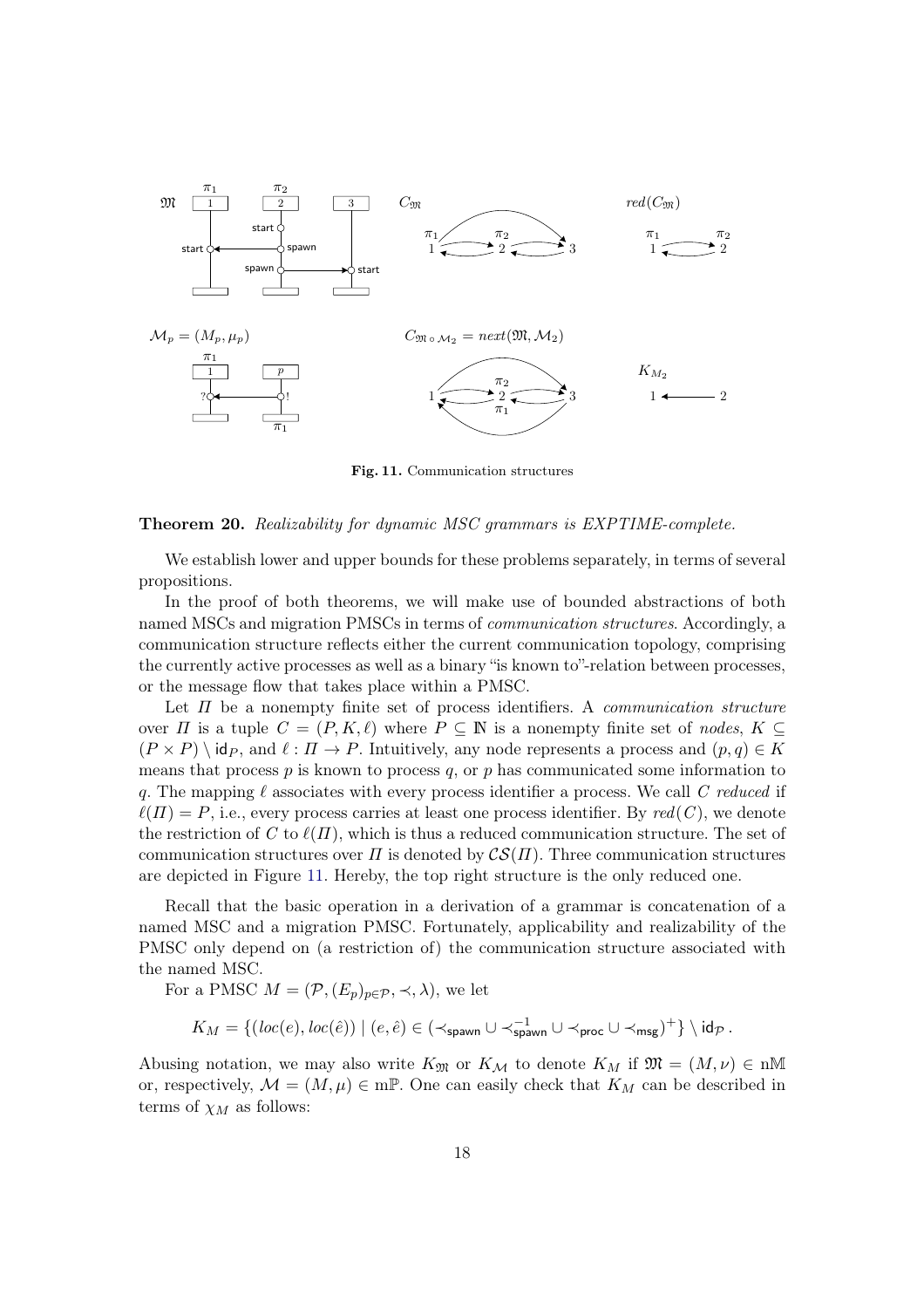**Fig. 11.** Communication structures

**Theorem 20.** *Realizability for dynamic MSC grammars is EXPTIME-complete.*

We establish lower and upper bounds for these problems separately, in terms of several propositions.

In the proof of both theorems, we will make use of bounded abstractions of both named MSCs and migration PMSCs in terms of *communication structures*. Accordingly, a communication structure reflects either the current communication topology, comprising the currently active processes as well as a binary "is known to"-relation between processes, or the message flow that takes place within a PMSC.

Let $\Pi$ be a nonempty finite set of process identifiers. A *communication structure* over $\Pi$ is a tuple $C = (P, K, \ell)$ where $P \subseteq \mathbb{N}$ is a nonempty finite set of *nodes*, $K \subseteq (P \times P) \setminus \mathsf{id}_P$, and $\ell : \Pi \to P$. Intuitively, any node represents a process and $(p, q) \in K$ means that process $p$ is known to process $q$, or $p$ has communicated some information to $q$. The mapping $\ell$ associates with every process identifier a process. We call $C$ *reduced* if $\ell(\Pi) = P$, i.e., every process carries at least one process identifier. By $red(C)$, we denote the restriction of $C$ to $\ell(\Pi)$, which is thus a reduced communication structure. The set of communication structures over $\Pi$ is denoted by $\mathcal{CS}(\Pi)$. Three communication structures are depicted in Figure 11. Hereby, the top right structure is the only reduced one.

Recall that the basic operation in a derivation of a grammar is concatenation of a named MSC and a migration PMSC. Fortunately, applicability and realizability of the PMSC only depend on (a restriction of) the communication structure associated with the named MSC.

For a PMSC $M = (\mathcal{P}, (E_p)_{p \in \mathcal{P}}, \prec, \lambda)$, we let

$$K_M = \{(loc(e), loc(\hat{e})) \mid (e, \hat{e}) \in (\prec_{\mathsf{spawn}} \cup \prec_{\mathsf{spawn}}^{-1} \cup \prec_{\mathsf{proc}} \cup \prec_{\mathsf{msg}})^+\} \setminus \mathsf{id}_{\mathcal{P}}\,.$$

Abusing notation, we may also write $K_{\mathfrak{M}}$ or $K_{\mathcal{M}}$ to denote $K_M$ if $\mathfrak{M} = (M, \nu) \in \mathrm{n}\mathbb{M}$ or, respectively, $\mathcal{M} = (M, \mu) \in \mathrm{m}\mathbb{P}$. One can easily check that $K_M$ can be described in terms of $\chi_M$ as follows: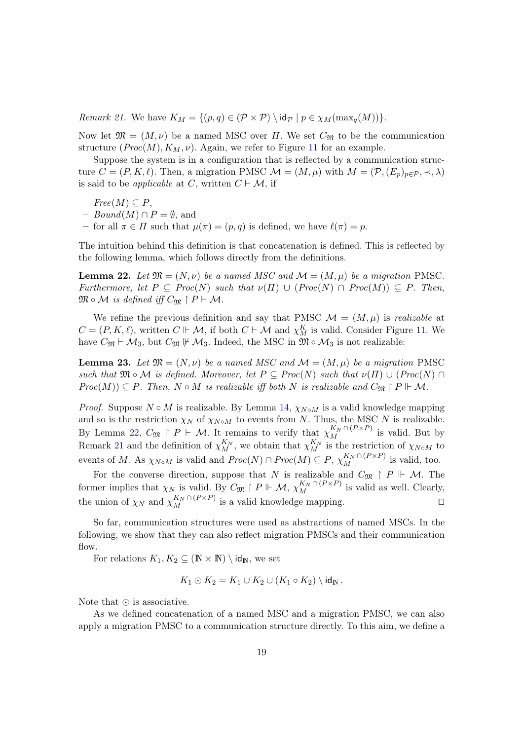*Remark 21.* We have $K_M = \{(p,q) \in (\mathcal{P} \times \mathcal{P}) \setminus \mathsf{id}_{\mathcal{P}} \mid p \in \chi_M(\max_q(M))\}$.

Now let $\mathfrak{M} = (M, \nu)$ be a named MSC over $\Pi$. We set $C_{\mathfrak{M}}$ to be the communication structure $(\mathit{Proc}(M), K_M, \nu)$. Again, we refer to Figure 11 for an example.

Suppose the system is in a configuration that is reflected by a communication structure $C = (P, K, \ell)$. Then, a migration PMSC $\mathcal{M} = (M, \mu)$ with $M = (\mathcal{P}, (E_p)_{p \in \mathcal{P}}, \prec, \lambda)$ is said to be *applicable* at $C$, written $C \vdash \mathcal{M}$, if

- $\mathit{Free}(M) \subseteq P$,
- $\mathit{Bound}(M) \cap P = \emptyset$, and
- for all $\pi \in \Pi$ such that $\mu(\pi) = (p,q)$ is defined, we have $\ell(\pi) = p$.

The intuition behind this definition is that concatenation is defined. This is reflected by the following lemma, which follows directly from the definitions.

**Lemma 22.** *Let $\mathfrak{M} = (N, \nu)$ be a named MSC and $\mathcal{M} = (M, \mu)$ be a migration* PMSC*. Furthermore, let $P \subseteq \mathit{Proc}(N)$ such that $\nu(\Pi) \cup (\mathit{Proc}(N) \cap \mathit{Proc}(M)) \subseteq P$. Then, $\mathfrak{M} \circ \mathcal{M}$ is defined iff $C_{\mathfrak{M}} \upharpoonright P \vdash \mathcal{M}$.*

We refine the previous definition and say that PMSC $\mathcal{M} = (M, \mu)$ is *realizable* at $C = (P, K, \ell)$, written $C \Vdash \mathcal{M}$, if both $C \vdash \mathcal{M}$ and $\chi_M^K$ is valid. Consider Figure 11. We have $C_{\mathfrak{M}} \vdash \mathcal{M}_3$, but $C_{\mathfrak{M}} \nVdash \mathcal{M}_3$. Indeed, the MSC in $\mathfrak{M} \circ \mathcal{M}_3$ is not realizable:

**Lemma 23.** *Let $\mathfrak{M} = (N, \nu)$ be a named MSC and $\mathcal{M} = (M, \mu)$ be a migration* PMSC *such that $\mathfrak{M} \circ \mathcal{M}$ is defined. Moreover, let $P \subseteq \mathit{Proc}(N)$ such that $\nu(\Pi) \cup (\mathit{Proc}(N) \cap \mathit{Proc}(M)) \subseteq P$. Then, $N \circ M$ is realizable iff both $N$ is realizable and $C_{\mathfrak{M}} \upharpoonright P \Vdash \mathcal{M}$.*

*Proof.* Suppose $N \circ M$ is realizable. By Lemma 14, $\chi_{N \circ M}$ is a valid knowledge mapping and so is the restriction $\chi_N$ of $\chi_{N \circ M}$ to events from $N$. Thus, the MSC $N$ is realizable. By Lemma 22, $C_{\mathfrak{M}} \upharpoonright P \vdash \mathcal{M}$. It remains to verify that $\chi_M^{K_N \cap (P \times P)}$ is valid. But by Remark 21 and the definition of $\chi_M^{K_N}$, we obtain that $\chi_M^{K_N}$ is the restriction of $\chi_{N \circ M}$ to events of $M$. As $\chi_{N \circ M}$ is valid and $\mathit{Proc}(N) \cap \mathit{Proc}(M) \subseteq P$, $\chi_M^{K_N \cap (P \times P)}$ is valid, too.

For the converse direction, suppose that $N$ is realizable and $C_{\mathfrak{M}} \upharpoonright P \Vdash \mathcal{M}$. The former implies that $\chi_N$ is valid. By $C_{\mathfrak{M}} \upharpoonright P \Vdash \mathcal{M}$, $\chi_M^{K_N \cap (P \times P)}$ is valid as well. Clearly, the union of $\chi_N$ and $\chi_M^{K_N \cap (P \times P)}$ is a valid knowledge mapping. $\square$

So far, communication structures were used as abstractions of named MSCs. In the following, we show that they can also reflect migration PMSCs and their communication flow.

For relations $K_1, K_2 \subseteq (\mathbb{N} \times \mathbb{N}) \setminus \mathsf{id}_{\mathbb{N}}$, we set

$$K_1 \odot K_2 = K_1 \cup K_2 \cup (K_1 \circ K_2) \setminus \mathsf{id}_{\mathbb{N}} \,.$$

Note that $\odot$ is associative.

As we defined concatenation of a named MSC and a migration PMSC, we can also apply a migration PMSC to a communication structure directly. To this aim, we define a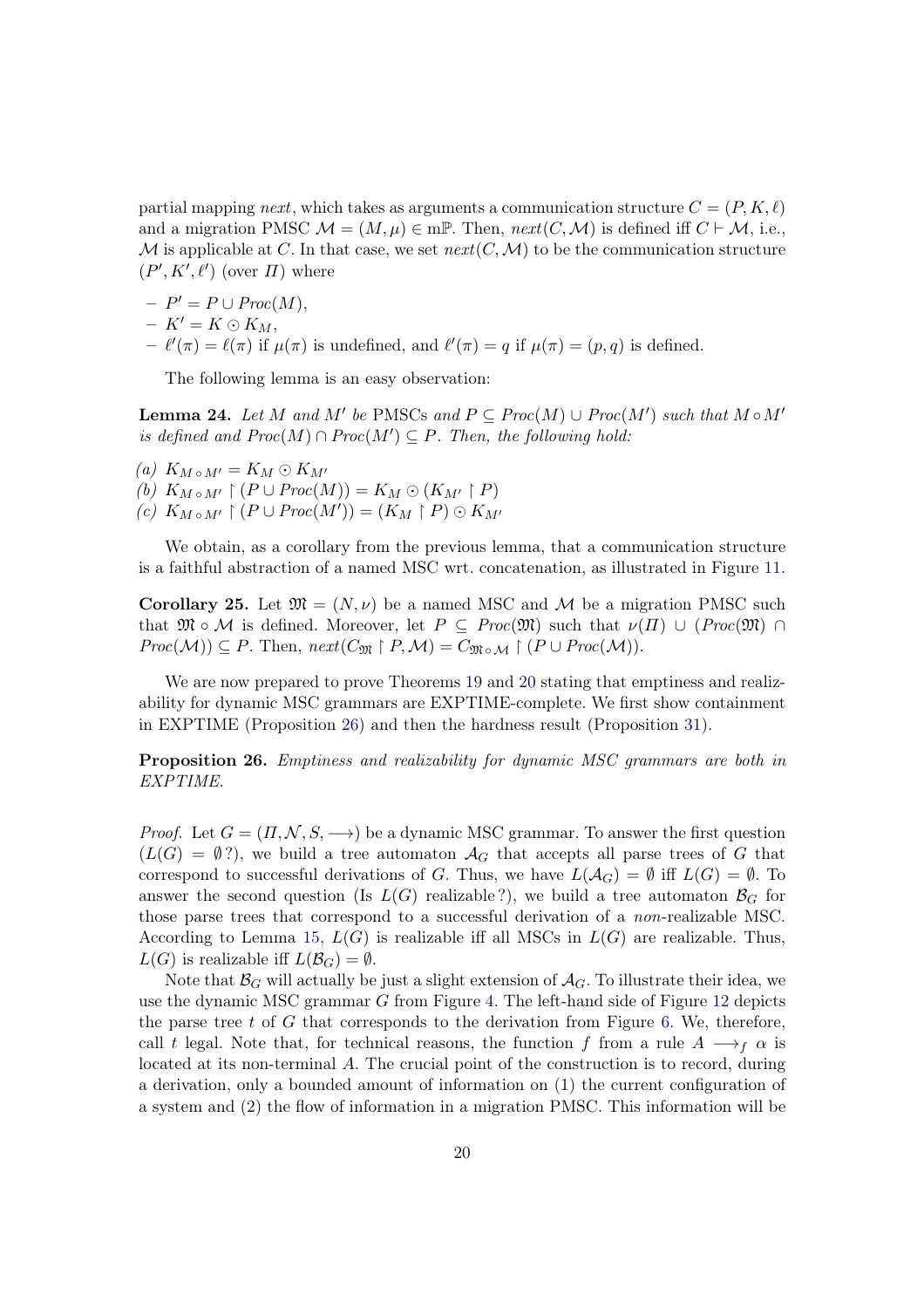partial mapping *next*, which takes as arguments a communication structure $C = (P, K, \ell)$ and a migration PMSC $\mathcal{M} = (M, \mu) \in \mathrm{m}\mathbb{P}$. Then, $next(C, \mathcal{M})$ is defined iff $C \vdash \mathcal{M}$, i.e., $\mathcal{M}$ is applicable at $C$. In that case, we set $next(C, \mathcal{M})$ to be the communication structure $(P', K', \ell')$ (over $\Pi$) where

- $P' = P \cup Proc(M)$,
- $K' = K \odot K_M$,
- $\ell'(\pi) = \ell(\pi)$ if $\mu(\pi)$ is undefined, and $\ell'(\pi) = q$ if $\mu(\pi) = (p, q)$ is defined.

The following lemma is an easy observation:

**Lemma 24.** *Let $M$ and $M'$ be* PMSCs *and $P \subseteq Proc(M) \cup Proc(M')$ such that $M \circ M'$ is defined and $Proc(M) \cap Proc(M') \subseteq P$. Then, the following hold:*

*(a)* $K_{M \circ M'} = K_M \odot K_{M'}$
*(b)* $K_{M \circ M'} \upharpoonright (P \cup Proc(M)) = K_M \odot (K_{M'} \upharpoonright P)$
*(c)* $K_{M \circ M'} \upharpoonright (P \cup Proc(M')) = (K_M \upharpoonright P) \odot K_{M'}$

We obtain, as a corollary from the previous lemma, that a communication structure is a faithful abstraction of a named MSC wrt. concatenation, as illustrated in Figure 11.

**Corollary 25.** Let $\mathfrak{M} = (N, \nu)$ be a named MSC and $\mathcal{M}$ be a migration PMSC such that $\mathfrak{M} \circ \mathcal{M}$ is defined. Moreover, let $P \subseteq Proc(\mathfrak{M})$ such that $\nu(\Pi) \cup (Proc(\mathfrak{M}) \cap Proc(\mathcal{M})) \subseteq P$. Then, $next(C_{\mathfrak{M}} \upharpoonright P, \mathcal{M}) = C_{\mathfrak{M} \circ \mathcal{M}} \upharpoonright (P \cup Proc(\mathcal{M}))$.

We are now prepared to prove Theorems 19 and 20 stating that emptiness and realizability for dynamic MSC grammars are EXPTIME-complete. We first show containment in EXPTIME (Proposition 26) and then the hardness result (Proposition 31).

**Proposition 26.** *Emptiness and realizability for dynamic MSC grammars are both in EXPTIME.*

*Proof.* Let $G = (\Pi, \mathcal{N}, S, \longrightarrow)$ be a dynamic MSC grammar. To answer the first question ($L(G) = \emptyset$?), we build a tree automaton $\mathcal{A}_G$ that accepts all parse trees of $G$ that correspond to successful derivations of $G$. Thus, we have $L(\mathcal{A}_G) = \emptyset$ iff $L(G) = \emptyset$. To answer the second question (Is $L(G)$ realizable?), we build a tree automaton $\mathcal{B}_G$ for those parse trees that correspond to a successful derivation of a *non*-realizable MSC. According to Lemma 15, $L(G)$ is realizable iff all MSCs in $L(G)$ are realizable. Thus, $L(G)$ is realizable iff $L(\mathcal{B}_G) = \emptyset$.

Note that $\mathcal{B}_G$ will actually be just a slight extension of $\mathcal{A}_G$. To illustrate their idea, we use the dynamic MSC grammar $G$ from Figure 4. The left-hand side of Figure 12 depicts the parse tree $t$ of $G$ that corresponds to the derivation from Figure 6. We, therefore, call $t$ legal. Note that, for technical reasons, the function $f$ from a rule $A \longrightarrow_f \alpha$ is located at its non-terminal $A$. The crucial point of the construction is to record, during a derivation, only a bounded amount of information on (1) the current configuration of a system and (2) the flow of information in a migration PMSC. This information will be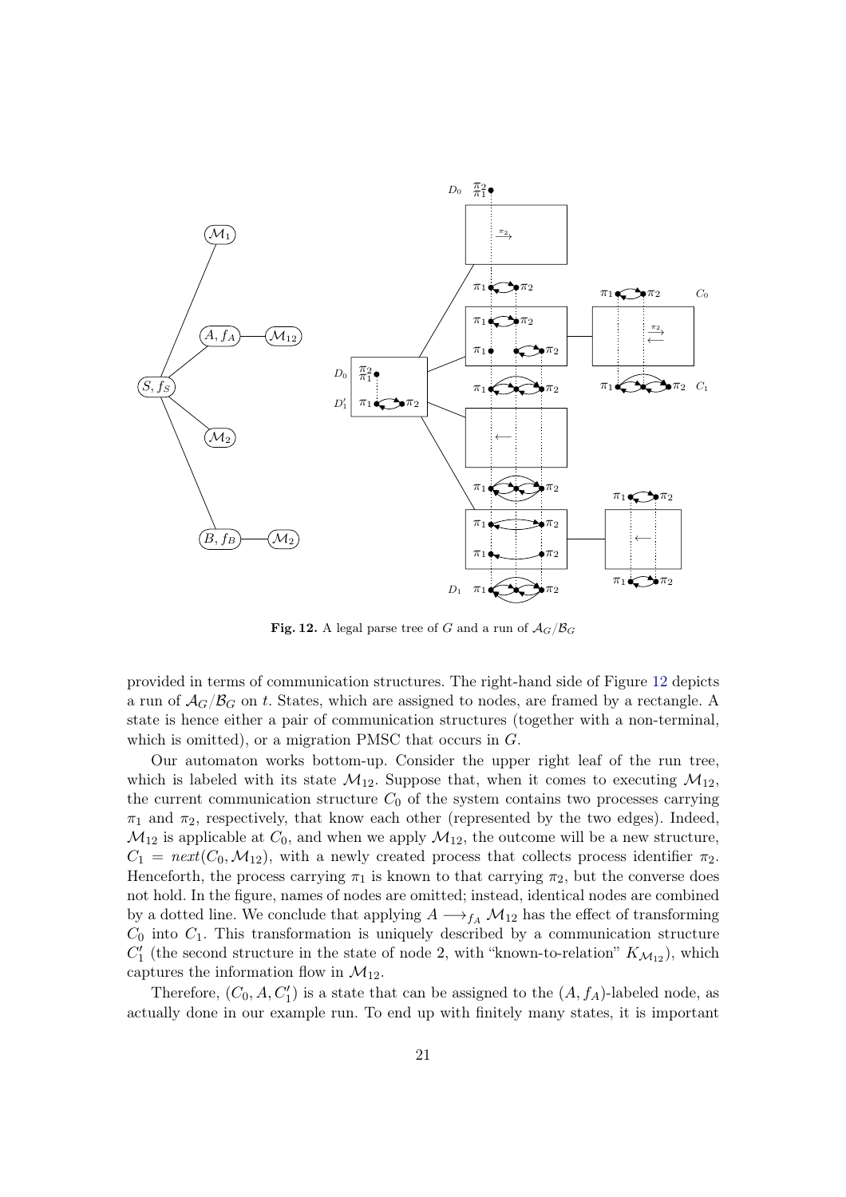**Fig. 12.** A legal parse tree of $G$ and a run of $\mathcal{A}_G/\mathcal{B}_G$

provided in terms of communication structures. The right-hand side of Figure 12 depicts a run of $\mathcal{A}_G/\mathcal{B}_G$ on $t$. States, which are assigned to nodes, are framed by a rectangle. A state is hence either a pair of communication structures (together with a non-terminal, which is omitted), or a migration PMSC that occurs in $G$.

Our automaton works bottom-up. Consider the upper right leaf of the run tree, which is labeled with its state $\mathcal{M}_{12}$. Suppose that, when it comes to executing $\mathcal{M}_{12}$, the current communication structure $C_0$ of the system contains two processes carrying $\pi_1$ and $\pi_2$, respectively, that know each other (represented by the two edges). Indeed, $\mathcal{M}_{12}$ is applicable at $C_0$, and when we apply $\mathcal{M}_{12}$, the outcome will be a new structure, $C_1 = \mathit{next}(C_0, \mathcal{M}_{12})$, with a newly created process that collects process identifier $\pi_2$. Henceforth, the process carrying $\pi_1$ is known to that carrying $\pi_2$, but the converse does not hold. In the figure, names of nodes are omitted; instead, identical nodes are combined by a dotted line. We conclude that applying $A \longrightarrow_{f_A} \mathcal{M}_{12}$ has the effect of transforming $C_0$ into $C_1$. This transformation is uniquely described by a communication structure $C_1'$ (the second structure in the state of node 2, with "known-to-relation" $K_{\mathcal{M}_{12}}$), which captures the information flow in $\mathcal{M}_{12}$.

Therefore, $(C_0, A, C_1')$ is a state that can be assigned to the $(A, f_A)$-labeled node, as actually done in our example run. To end up with finitely many states, it is important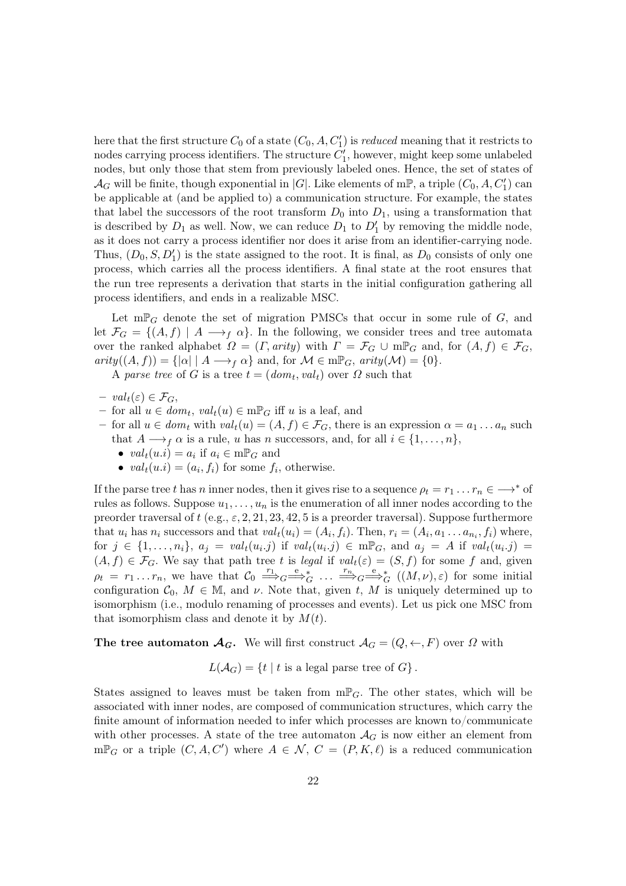here that the first structure $C_0$ of a state $(C_0, A, C_1')$ is *reduced* meaning that it restricts to nodes carrying process identifiers. The structure $C_1'$, however, might keep some unlabeled nodes, but only those that stem from previously labeled ones. Hence, the set of states of $\mathcal{A}_G$ will be finite, though exponential in $|G|$. Like elements of $\mathrm{m}\mathbb{P}$, a triple $(C_0, A, C_1')$ can be applicable at (and be applied to) a communication structure. For example, the states that label the successors of the root transform $D_0$ into $D_1$, using a transformation that is described by $D_1$ as well. Now, we can reduce $D_1$ to $D_1'$ by removing the middle node, as it does not carry a process identifier nor does it arise from an identifier-carrying node. Thus, $(D_0, S, D_1')$ is the state assigned to the root. It is final, as $D_0$ consists of only one process, which carries all the process identifiers. A final state at the root ensures that the run tree represents a derivation that starts in the initial configuration gathering all process identifiers, and ends in a realizable MSC.

Let $\mathrm{m}\mathbb{P}_G$ denote the set of migration PMSCs that occur in some rule of $G$, and let $\mathcal{F}_G = \{(A, f) \mid A \longrightarrow_f \alpha\}$. In the following, we consider trees and tree automata over the ranked alphabet $\Omega = (\Gamma, \mathit{arity})$ with $\Gamma = \mathcal{F}_G \cup \mathrm{m}\mathbb{P}_G$ and, for $(A, f) \in \mathcal{F}_G$, $\mathit{arity}((A, f)) = \{|\alpha| \mid A \longrightarrow_f \alpha\}$ and, for $\mathcal{M} \in \mathrm{m}\mathbb{P}_G$, $\mathit{arity}(\mathcal{M}) = \{0\}$.

A *parse tree* of $G$ is a tree $t = (\mathit{dom}_t, \mathit{val}_t)$ over $\Omega$ such that

- $\mathit{val}_t(\varepsilon) \in \mathcal{F}_G$,
- for all $u \in \mathit{dom}_t$, $\mathit{val}_t(u) \in \mathrm{m}\mathbb{P}_G$ iff $u$ is a leaf, and
- for all $u \in \mathit{dom}_t$ with $\mathit{val}_t(u) = (A, f) \in \mathcal{F}_G$, there is an expression $\alpha = a_1 \ldots a_n$ such that $A \longrightarrow_f \alpha$ is a rule, $u$ has $n$ successors, and, for all $i \in \{1, \ldots, n\}$,
  - $\mathit{val}_t(u.i) = a_i$ if $a_i \in \mathrm{m}\mathbb{P}_G$ and
  - $\mathit{val}_t(u.i) = (a_i, f_i)$ for some $f_i$, otherwise.

If the parse tree $t$ has $n$ inner nodes, then it gives rise to a sequence $\rho_t = r_1 \ldots r_n \in \longrightarrow^*$ of rules as follows. Suppose $u_1, \ldots, u_n$ is the enumeration of all inner nodes according to the preorder traversal of $t$ (e.g., $\varepsilon, 2, 21, 23, 42, 5$ is a preorder traversal). Suppose furthermore that $u_i$ has $n_i$ successors and that $\mathit{val}_t(u_i) = (A_i, f_i)$. Then, $r_i = (A_i, a_1 \ldots a_{n_i}, f_i)$ where, for $j \in \{1, \ldots, n_i\}$, $a_j = \mathit{val}_t(u_i.j)$ if $\mathit{val}_t(u_i.j) \in \mathrm{m}\mathbb{P}_G$, and $a_j = A$ if $\mathit{val}_t(u_i.j) = (A, f) \in \mathcal{F}_G$. We say that path tree $t$ is *legal* if $\mathit{val}_t(\varepsilon) = (S, f)$ for some $f$ and, given $\rho_t = r_1 \ldots r_n$, we have that $\mathcal{C}_0 \overset{r_1}{\Longrightarrow}_G \overset{\mathrm{e}}{\Longrightarrow}_G^* \ldots \overset{r_n}{\Longrightarrow}_G \overset{\mathrm{e}}{\Longrightarrow}_G^* ((M, \nu), \varepsilon)$ for some initial configuration $\mathcal{C}_0$, $M \in \mathbb{M}$, and $\nu$. Note that, given $t$, $M$ is uniquely determined up to isomorphism (i.e., modulo renaming of processes and events). Let us pick one MSC from that isomorphism class and denote it by $M(t)$.

**The tree automaton $\mathcal{A}_G$.** We will first construct $\mathcal{A}_G = (Q, \leftarrow, F)$ over $\Omega$ with

$$L(\mathcal{A}_G) = \{t \mid t \text{ is a legal parse tree of } G\}.$$

States assigned to leaves must be taken from $\mathrm{m}\mathbb{P}_G$. The other states, which will be associated with inner nodes, are composed of communication structures, which carry the finite amount of information needed to infer which processes are known to/communicate with other processes. A state of the tree automaton $\mathcal{A}_G$ is now either an element from $\mathrm{m}\mathbb{P}_G$ or a triple $(C, A, C')$ where $A \in \mathcal{N}$, $C = (P, K, \ell)$ is a reduced communication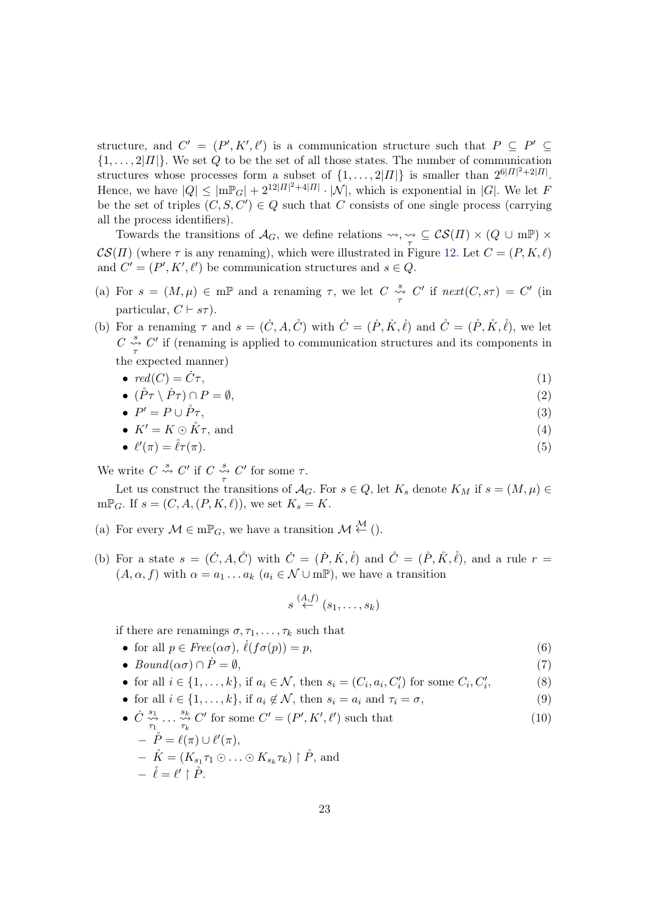structure, and $C' = (P', K', \ell')$ is a communication structure such that $P \subseteq P' \subseteq \{1, \ldots, 2|\Pi|\}$. We set $Q$ to be the set of all those states. The number of communication structures whose processes form a subset of $\{1, \ldots, 2|\Pi|\}$ is smaller than $2^{6|\Pi|^2+2|\Pi|}$. Hence, we have $|Q| \leq |\mathrm{m}\mathbb{P}_G| + 2^{12|\Pi|^2+4|\Pi|} \cdot |\mathcal{N}|$, which is exponential in $|G|$. We let $F$ be the set of triples $(C, S, C') \in Q$ such that $C$ consists of one single process (carrying all the process identifiers).

Towards the transitions of $\mathcal{A}_G$, we define relations $\rightsquigarrow, \underset{\tau}{\rightsquigarrow} \subseteq \mathcal{CS}(\Pi) \times (Q \cup \mathrm{m}\mathbb{P}) \times \mathcal{CS}(\Pi)$ (where $\tau$ is any renaming), which were illustrated in Figure 12. Let $C = (P, K, \ell)$ and $C' = (P', K', \ell')$ be communication structures and $s \in Q$.

(a) For $s = (M, \mu) \in \mathrm{m}\mathbb{P}$ and a renaming $\tau$, we let $C \overset{s}{\underset{\tau}{\rightsquigarrow}} C'$ if $next(C, s\tau) = C'$ (in particular, $C \vdash s\tau$).

(b) For a renaming $\tau$ and $s = (\dot{C}, A, \mathring{C})$ with $\dot{C} = (\dot{P}, \dot{K}, \dot{\ell})$ and $\mathring{C} = (\mathring{P}, \mathring{K}, \mathring{\ell})$, we let $C \overset{s}{\underset{\tau}{\rightsquigarrow}} C'$ if (renaming is applied to communication structures and its components in the expected manner)
   - $red(C) = \dot{C}\tau$, (1)
   - $(\mathring{P}\tau \setminus \dot{P}\tau) \cap P = \emptyset$, (2)
   - $P' = P \cup \mathring{P}\tau$, (3)
   - $K' = K \odot \mathring{K}\tau$, and (4)
   - $\ell'(\pi) = \mathring{\ell}\tau(\pi)$. (5)

We write $C \overset{s}{\rightsquigarrow} C'$ if $C \overset{s}{\underset{\tau}{\rightsquigarrow}} C'$ for some $\tau$.

Let us construct the transitions of $\mathcal{A}_G$. For $s \in Q$, let $K_s$ denote $K_M$ if $s = (M, \mu) \in \mathrm{m}\mathbb{P}_G$. If $s = (C, A, (P, K, \ell))$, we set $K_s = K$.

(a) For every $\mathcal{M} \in \mathrm{m}\mathbb{P}_G$, we have a transition $\mathcal{M} \overset{\mathcal{M}}{\leftarrow} ()$.

(b) For a state $s = (\dot{C}, A, \mathring{C})$ with $\dot{C} = (\dot{P}, \dot{K}, \dot{\ell})$ and $\mathring{C} = (\mathring{P}, \mathring{K}, \mathring{\ell})$, and a rule $r = (A, \alpha, f)$ with $\alpha = a_1 \ldots a_k$ ($a_i \in \mathcal{N} \cup \mathrm{m}\mathbb{P}$), we have a transition

$$s \overset{(A,f)}{\leftarrow} (s_1, \ldots, s_k)$$

if there are renamings $\sigma, \tau_1, \ldots, \tau_k$ such that
   - for all $p \in Free(\alpha\sigma)$, $\dot{\ell}(f\sigma(p)) = p$, (6)
   - $Bound(\alpha\sigma) \cap \dot{P} = \emptyset$, (7)
   - for all $i \in \{1, \ldots, k\}$, if $a_i \in \mathcal{N}$, then $s_i = (C_i, a_i, C_i')$ for some $C_i, C_i'$, (8)
   - for all $i \in \{1, \ldots, k\}$, if $a_i \notin \mathcal{N}$, then $s_i = a_i$ and $\tau_i = \sigma$, (9)
   - $\dot{C} \overset{s_1}{\underset{\tau_1}{\rightsquigarrow}} \ldots \overset{s_k}{\underset{\tau_k}{\rightsquigarrow}} C'$ for some $C' = (P', K', \ell')$ such that (10)
     - $\mathring{P} = \ell(\pi) \cup \ell'(\pi)$,
     - $\mathring{K} = (K_{s_1}\tau_1 \odot \ldots \odot K_{s_k}\tau_k) \upharpoonright \mathring{P}$, and
     - $\mathring{\ell} = \ell' \upharpoonright \mathring{P}$.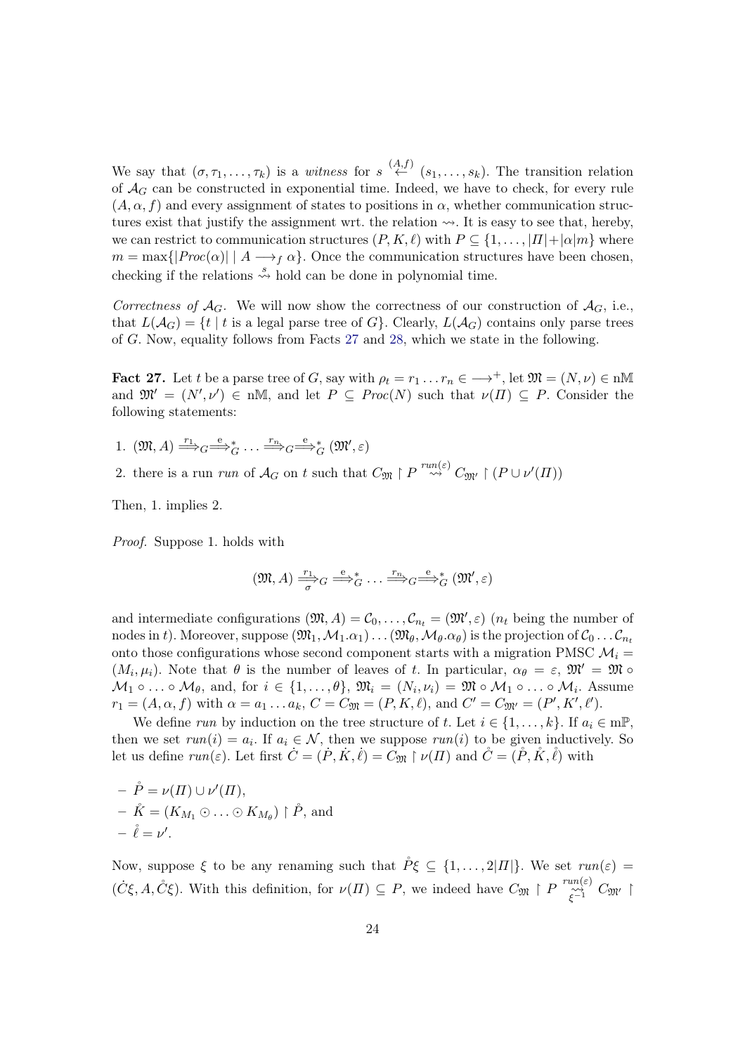We say that $(\sigma, \tau_1, \ldots, \tau_k)$ is a *witness* for $s \overset{(A,f)}{\longleftarrow} (s_1, \ldots, s_k)$. The transition relation of $\mathcal{A}_G$ can be constructed in exponential time. Indeed, we have to check, for every rule $(A, \alpha, f)$ and every assignment of states to positions in $\alpha$, whether communication structures exist that justify the assignment wrt. the relation $\rightsquigarrow$. It is easy to see that, hereby, we can restrict to communication structures $(P, K, \ell)$ with $P \subseteq \{1, \ldots, |\Pi| + |\alpha| m\}$ where $m = \max\{|Proc(\alpha)| \mid A \longrightarrow_f \alpha\}$. Once the communication structures have been chosen, checking if the relations $\overset{s}{\rightsquigarrow}$ hold can be done in polynomial time.

*Correctness of $\mathcal{A}_G$.* We will now show the correctness of our construction of $\mathcal{A}_G$, i.e., that $L(\mathcal{A}_G) = \{t \mid t \text{ is a legal parse tree of } G\}$. Clearly, $L(\mathcal{A}_G)$ contains only parse trees of $G$. Now, equality follows from Facts 27 and 28, which we state in the following.

**Fact 27.** Let $t$ be a parse tree of $G$, say with $\rho_t = r_1 \ldots r_n \in \longrightarrow^+$, let $\mathfrak{M} = (N, \nu) \in \mathrm{n}\mathbb{M}$ and $\mathfrak{M}' = (N', \nu') \in \mathrm{n}\mathbb{M}$, and let $P \subseteq Proc(N)$ such that $\nu(\Pi) \subseteq P$. Consider the following statements:

1. $(\mathfrak{M}, A) \overset{r_1}{\Longrightarrow}_G \overset{\mathrm{e}}{\Longrightarrow}^*_G \ldots \overset{r_n}{\Longrightarrow}_G \overset{\mathrm{e}}{\Longrightarrow}^*_G (\mathfrak{M}', \varepsilon)$
2. there is a run *run* of $\mathcal{A}_G$ on $t$ such that $C_{\mathfrak{M}} \restriction P \overset{run(\varepsilon)}{\rightsquigarrow} C_{\mathfrak{M}'} \restriction (P \cup \nu'(\Pi))$

Then, 1. implies 2.

*Proof.* Suppose 1. holds with

$$(\mathfrak{M}, A) \underset{\sigma}{\overset{r_1}{\Longrightarrow}}_G \overset{\mathrm{e}}{\Longrightarrow}^*_G \ldots \overset{r_n}{\Longrightarrow}_G \overset{\mathrm{e}}{\Longrightarrow}^*_G (\mathfrak{M}', \varepsilon)$$

and intermediate configurations $(\mathfrak{M}, A) = \mathcal{C}_0, \ldots, \mathcal{C}_{n_t} = (\mathfrak{M}', \varepsilon)$ ($n_t$ being the number of nodes in $t$). Moreover, suppose $(\mathfrak{M}_1, \mathcal{M}_1.\alpha_1) \ldots (\mathfrak{M}_\theta, \mathcal{M}_\theta.\alpha_\theta)$ is the projection of $\mathcal{C}_0 \ldots \mathcal{C}_{n_t}$ onto those configurations whose second component starts with a migration PMSC $\mathcal{M}_i = (M_i, \mu_i)$. Note that $\theta$ is the number of leaves of $t$. In particular, $\alpha_\theta = \varepsilon$, $\mathfrak{M}' = \mathfrak{M} \circ \mathcal{M}_1 \circ \ldots \circ \mathcal{M}_\theta$, and, for $i \in \{1, \ldots, \theta\}$, $\mathfrak{M}_i = (N_i, \nu_i) = \mathfrak{M} \circ \mathcal{M}_1 \circ \ldots \circ \mathcal{M}_i$. Assume $r_1 = (A, \alpha, f)$ with $\alpha = a_1 \ldots a_k$, $C = C_{\mathfrak{M}} = (P, K, \ell)$, and $C' = C_{\mathfrak{M}'} = (P', K', \ell')$.

We define *run* by induction on the tree structure of $t$. Let $i \in \{1, \ldots, k\}$. If $a_i \in \mathrm{m}\mathbb{P}$, then we set $run(i) = a_i$. If $a_i \in \mathcal{N}$, then we suppose $run(i)$ to be given inductively. So let us define $run(\varepsilon)$. Let first $\dot{C} = (\dot{P}, \dot{K}, \dot{\ell}) = C_{\mathfrak{M}} \restriction \nu(\Pi)$ and $\mathring{C} = (\mathring{P}, \mathring{K}, \mathring{\ell})$ with

- $\mathring{P} = \nu(\Pi) \cup \nu'(\Pi)$,
- $\mathring{K} = (K_{M_1} \odot \ldots \odot K_{M_\theta}) \restriction \mathring{P}$, and
- $\mathring{\ell} = \nu'$.

Now, suppose $\xi$ to be any renaming such that $\mathring{P}\xi \subseteq \{1, \ldots, 2|\Pi|\}$. We set $run(\varepsilon) = (\dot{C}\xi, A, \mathring{C}\xi)$. With this definition, for $\nu(\Pi) \subseteq P$, we indeed have $C_{\mathfrak{M}} \restriction P \underset{\xi^{-1}}{\overset{run(\varepsilon)}{\rightsquigarrow}} C_{\mathfrak{M}'} \restriction$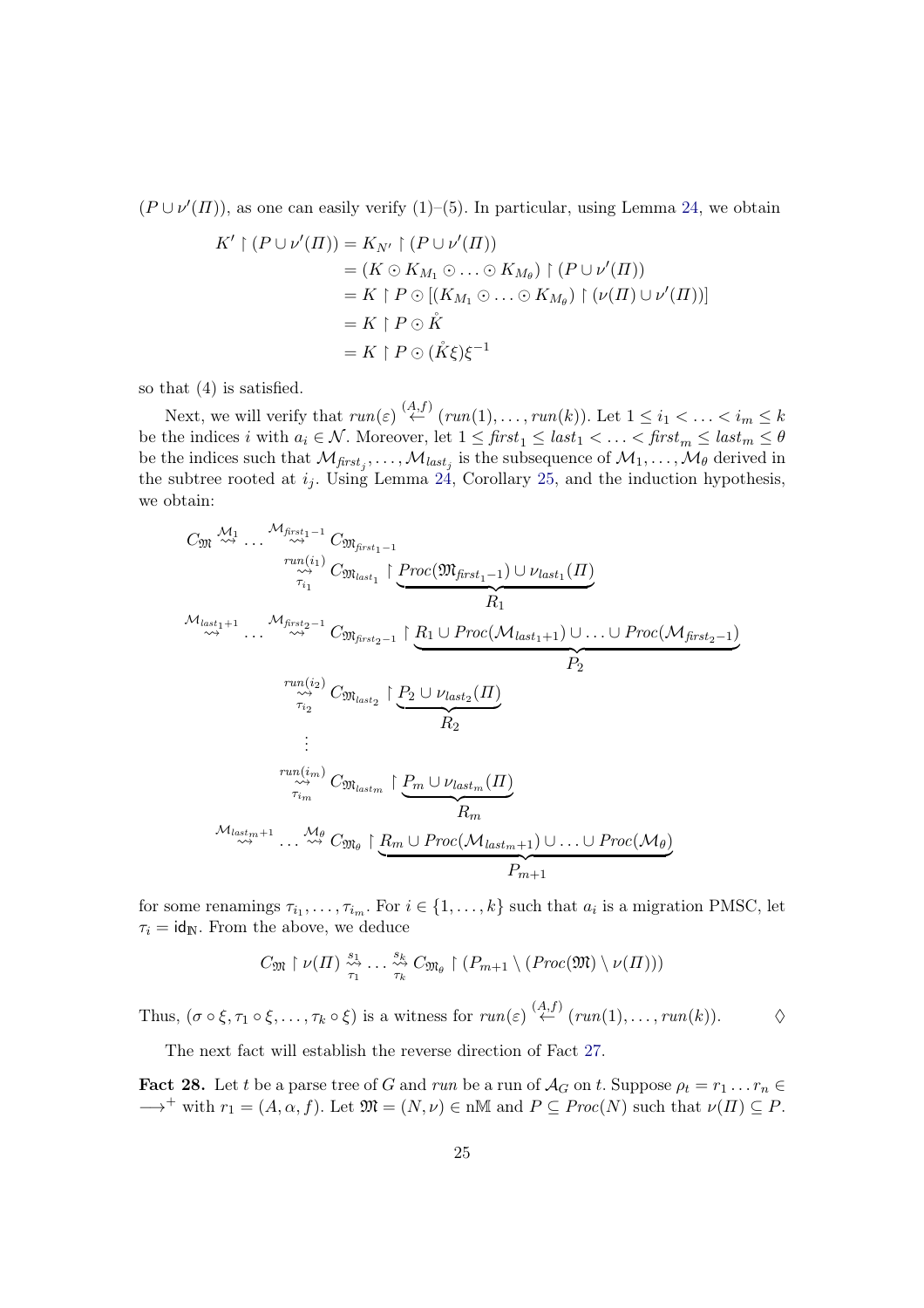$(P \cup \nu'(\Pi))$, as one can easily verify (1)–(5). In particular, using Lemma 24, we obtain

$$
\begin{aligned}
K' \restriction (P \cup \nu'(\Pi)) &= K_{N'} \restriction (P \cup \nu'(\Pi)) \\
&= (K \odot K_{M_1} \odot \ldots \odot K_{M_\theta}) \restriction (P \cup \nu'(\Pi)) \\
&= K \restriction P \odot [(K_{M_1} \odot \ldots \odot K_{M_\theta}) \restriction (\nu(\Pi) \cup \nu'(\Pi))] \\
&= K \restriction P \odot \mathring{K} \\
&= K \restriction P \odot (\mathring{K}\xi)\xi^{-1}
\end{aligned}
$$

so that (4) is satisfied.

Next, we will verify that $run(\varepsilon) \overset{(A,f)}{\leftarrow} (run(1), \ldots, run(k))$. Let $1 \leq i_1 < \ldots < i_m \leq k$ be the indices $i$ with $a_i \in \mathcal{N}$. Moreover, let $1 \leq \mathit{first}_1 \leq \mathit{last}_1 < \ldots < \mathit{first}_m \leq \mathit{last}_m \leq \theta$ be the indices such that $\mathcal{M}_{\mathit{first}_j}, \ldots, \mathcal{M}_{\mathit{last}_j}$ is the subsequence of $\mathcal{M}_1, \ldots, \mathcal{M}_\theta$ derived in the subtree rooted at $i_j$. Using Lemma 24, Corollary 25, and the induction hypothesis, we obtain:

$$
\begin{aligned}
C_{\mathfrak{M}} \overset{\mathcal{M}_1}{\rightsquigarrow} \ldots \overset{\mathcal{M}_{\mathit{first}_1-1}}{\rightsquigarrow} \; & C_{\mathfrak{M}_{\mathit{first}_1-1}} \\
& \underset{\tau_{i_1}}{\overset{run(i_1)}{\rightsquigarrow}} C_{\mathfrak{M}_{\mathit{last}_1}} \restriction \underbrace{\mathit{Proc}(\mathfrak{M}_{\mathit{first}_1-1}) \cup \nu_{\mathit{last}_1}(\Pi)}_{R_1} \\
\overset{\mathcal{M}_{\mathit{last}_1+1}}{\rightsquigarrow} \ldots \overset{\mathcal{M}_{\mathit{first}_2-1}}{\rightsquigarrow} \; & C_{\mathfrak{M}_{\mathit{first}_2-1}} \restriction \underbrace{R_1 \cup \mathit{Proc}(\mathcal{M}_{\mathit{last}_1+1}) \cup \ldots \cup \mathit{Proc}(\mathcal{M}_{\mathit{first}_2-1})}_{P_2} \\
& \underset{\tau_{i_2}}{\overset{run(i_2)}{\rightsquigarrow}} C_{\mathfrak{M}_{\mathit{last}_2}} \restriction \underbrace{P_2 \cup \nu_{\mathit{last}_2}(\Pi)}_{R_2} \\
& \vdots \\
& \underset{\tau_{i_m}}{\overset{run(i_m)}{\rightsquigarrow}} C_{\mathfrak{M}_{\mathit{last}_m}} \restriction \underbrace{P_m \cup \nu_{\mathit{last}_m}(\Pi)}_{R_m} \\
\overset{\mathcal{M}_{\mathit{last}_m+1}}{\rightsquigarrow} \ldots \overset{\mathcal{M}_\theta}{\rightsquigarrow} \; & C_{\mathfrak{M}_\theta} \restriction \underbrace{R_m \cup \mathit{Proc}(\mathcal{M}_{\mathit{last}_m+1}) \cup \ldots \cup \mathit{Proc}(\mathcal{M}_\theta)}_{P_{m+1}}
\end{aligned}
$$

for some renamings $\tau_{i_1}, \ldots, \tau_{i_m}$. For $i \in \{1, \ldots, k\}$ such that $a_i$ is a migration PMSC, let $\tau_i = \mathsf{id}_{\mathbb{N}}$. From the above, we deduce

$$
C_{\mathfrak{M}} \restriction \nu(\Pi) \underset{\tau_1}{\overset{s_1}{\rightsquigarrow}} \ldots \underset{\tau_k}{\overset{s_k}{\rightsquigarrow}} C_{\mathfrak{M}_\theta} \restriction (P_{m+1} \setminus (\mathit{Proc}(\mathfrak{M}) \setminus \nu(\Pi)))
$$

Thus, $(\sigma \circ \xi, \tau_1 \circ \xi, \ldots, \tau_k \circ \xi)$ is a witness for $run(\varepsilon) \overset{(A,f)}{\leftarrow} (run(1), \ldots, run(k))$. $\Diamond$

The next fact will establish the reverse direction of Fact 27.

**Fact 28.** Let $t$ be a parse tree of $G$ and $run$ be a run of $\mathcal{A}_G$ on $t$. Suppose $\rho_t = r_1 \ldots r_n \in \longrightarrow^+$ with $r_1 = (A, \alpha, f)$. Let $\mathfrak{M} = (N, \nu) \in \mathrm{n}\mathbb{M}$ and $P \subseteq \mathit{Proc}(N)$ such that $\nu(\Pi) \subseteq P$.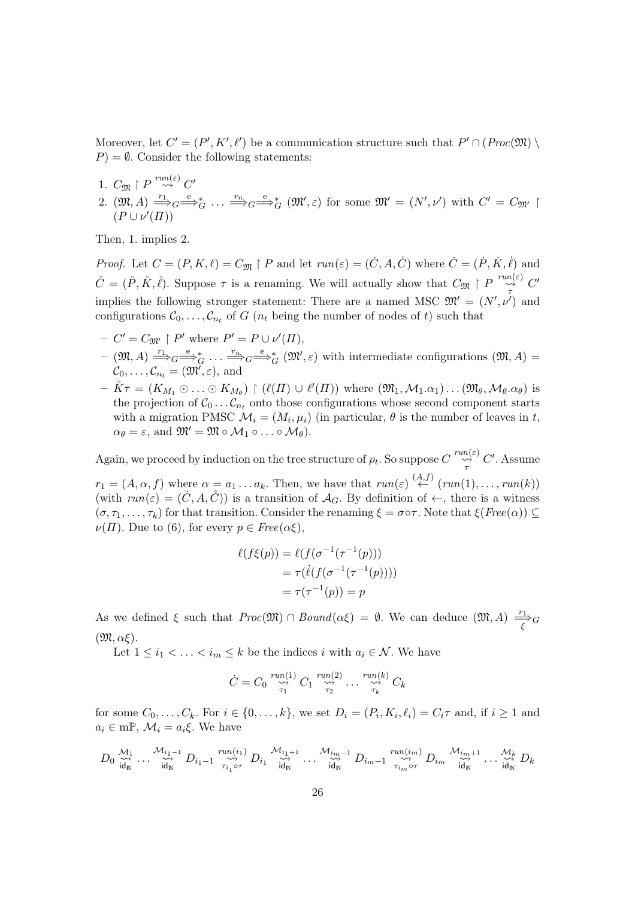Moreover, let $C' = (P', K', \ell')$ be a communication structure such that $P' \cap (Proc(\mathfrak{M}) \setminus P) = \emptyset$. Consider the following statements:

1. $C_{\mathfrak{M}} \restriction P \overset{run(\varepsilon)}{\rightsquigarrow} C'$
2. $(\mathfrak{M}, A) \overset{r_1}{\Longrightarrow}_G \overset{\mathrm{e}}{\Longrightarrow}^*_G \ldots \overset{r_n}{\Longrightarrow}_G \overset{\mathrm{e}}{\Longrightarrow}^*_G (\mathfrak{M}', \varepsilon)$ for some $\mathfrak{M}' = (N', \nu')$ with $C' = C_{\mathfrak{M}'} \restriction (P \cup \nu'(\Pi))$

Then, 1. implies 2.

*Proof.* Let $C = (P, K, \ell) = C_{\mathfrak{M}} \restriction P$ and let $run(\varepsilon) = (\dot{C}, A, \mathring{C})$ where $\dot{C} = (\dot{P}, \dot{K}, \dot{\ell})$ and $\mathring{C} = (\mathring{P}, \mathring{K}, \mathring{\ell})$. Suppose $\tau$ is a renaming. We will actually show that $C_{\mathfrak{M}} \restriction P \underset{\tau}{\overset{run(\varepsilon)}{\rightsquigarrow}} C'$ implies the following stronger statement: There are a named MSC $\mathfrak{M}' = (N', \nu')$ and configurations $\mathcal{C}_0, \ldots, \mathcal{C}_{n_t}$ of $G$ ($n_t$ being the number of nodes of $t$) such that

- $C' = C_{\mathfrak{M}'} \restriction P'$ where $P' = P \cup \nu'(\Pi)$,
- $(\mathfrak{M}, A) \overset{r_1}{\Longrightarrow}_G \overset{\mathrm{e}}{\Longrightarrow}^*_G \ldots \overset{r_n}{\Longrightarrow}_G \overset{\mathrm{e}}{\Longrightarrow}^*_G (\mathfrak{M}', \varepsilon)$ with intermediate configurations $(\mathfrak{M}, A) = \mathcal{C}_0, \ldots, \mathcal{C}_{n_t} = (\mathfrak{M}', \varepsilon)$, and
- $\mathring{K}\tau = (K_{M_1} \odot \ldots \odot K_{M_\theta}) \restriction (\ell(\Pi) \cup \ell'(\Pi))$ where $(\mathfrak{M}_1, \mathcal{M}_1.\alpha_1) \ldots (\mathfrak{M}_\theta, \mathcal{M}_\theta.\alpha_\theta)$ is the projection of $\mathcal{C}_0 \ldots \mathcal{C}_{n_t}$ onto those configurations whose second component starts with a migration PMSC $\mathcal{M}_i = (M_i, \mu_i)$ (in particular, $\theta$ is the number of leaves in $t$, $\alpha_\theta = \varepsilon$, and $\mathfrak{M}' = \mathfrak{M} \circ \mathcal{M}_1 \circ \ldots \circ \mathcal{M}_\theta$).

Again, we proceed by induction on the tree structure of $\rho_t$. So suppose $C \underset{\tau}{\overset{run(\varepsilon)}{\rightsquigarrow}} C'$. Assume $r_1 = (A, \alpha, f)$ where $\alpha = a_1 \ldots a_k$. Then, we have that $run(\varepsilon) \overset{(A,f)}{\longleftarrow} (run(1), \ldots, run(k))$ (with $run(\varepsilon) = (\dot{C}, A, \mathring{C})$) is a transition of $\mathcal{A}_G$. By definition of $\leftarrow$, there is a witness $(\sigma, \tau_1, \ldots, \tau_k)$ for that transition. Consider the renaming $\xi = \sigma \circ \tau$. Note that $\xi(Free(\alpha)) \subseteq \nu(\Pi)$. Due to (6), for every $p \in Free(\alpha\xi)$,

$$\begin{aligned}
\ell(f\xi(p)) &= \ell(f(\sigma^{-1}(\tau^{-1}(p)))) \\
&= \tau(\dot{\ell}(f(\sigma^{-1}(\tau^{-1}(p))))) \\
&= \tau(\tau^{-1}(p)) = p
\end{aligned}$$

As we defined $\xi$ such that $Proc(\mathfrak{M}) \cap Bound(\alpha\xi) = \emptyset$. We can deduce $(\mathfrak{M}, A) \underset{\xi}{\overset{r_1}{\Longrightarrow}}_G (\mathfrak{M}, \alpha\xi)$.

Let $1 \leq i_1 < \ldots < i_m \leq k$ be the indices $i$ with $a_i \in \mathcal{N}$. We have

$$\dot{C} = C_0 \underset{\tau_1}{\overset{run(1)}{\rightsquigarrow}} C_1 \underset{\tau_2}{\overset{run(2)}{\rightsquigarrow}} \ldots \underset{\tau_k}{\overset{run(k)}{\rightsquigarrow}} C_k$$

for some $C_0, \ldots, C_k$. For $i \in \{0, \ldots, k\}$, we set $D_i = (P_i, K_i, \ell_i) = C_i\tau$ and, if $i \geq 1$ and $a_i \in \mathrm{m}\mathbb{P}$, $\mathcal{M}_i = a_i\xi$. We have

$$D_0 \underset{\mathsf{id}_{\mathbb{N}}}{\overset{\mathcal{M}_1}{\rightsquigarrow}} \ldots \underset{\mathsf{id}_{\mathbb{N}}}{\overset{\mathcal{M}_{i_1-1}}{\rightsquigarrow}} D_{i_1-1} \underset{\tau_{i_1} \circ \tau}{\overset{run(i_1)}{\rightsquigarrow}} D_{i_1} \underset{\mathsf{id}_{\mathbb{N}}}{\overset{\mathcal{M}_{i_1+1}}{\rightsquigarrow}} \ldots \underset{\mathsf{id}_{\mathbb{N}}}{\overset{\mathcal{M}_{i_m-1}}{\rightsquigarrow}} D_{i_m-1} \underset{\tau_{i_m} \circ \tau}{\overset{run(i_m)}{\rightsquigarrow}} D_{i_m} \underset{\mathsf{id}_{\mathbb{N}}}{\overset{\mathcal{M}_{i_m+1}}{\rightsquigarrow}} \ldots \underset{\mathsf{id}_{\mathbb{N}}}{\overset{\mathcal{M}_k}{\rightsquigarrow}} D_k$$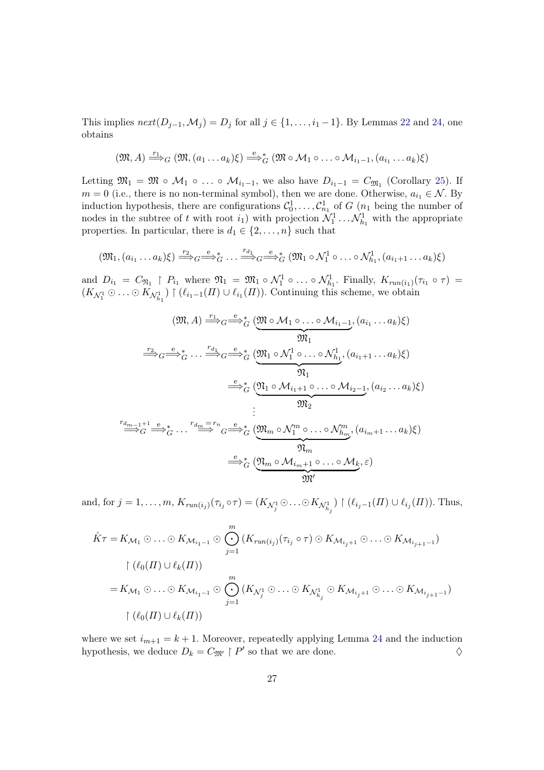This implies $next(D_{j-1}, \mathcal{M}_j) = D_j$ for all $j \in \{1, \dots, i_1 - 1\}$. By Lemmas 22 and 24, one obtains

$$(\mathfrak{M}, A) \overset{r_1}{\Longrightarrow}_G (\mathfrak{M}, (a_1 \dots a_k)\xi) \overset{\mathrm{e}}{\Longrightarrow}{}_G^* (\mathfrak{M} \circ \mathcal{M}_1 \circ \dots \circ \mathcal{M}_{i_1-1}, (a_{i_1} \dots a_k)\xi)$$

Letting $\mathfrak{M}_1 = \mathfrak{M} \circ \mathcal{M}_1 \circ \dots \circ \mathcal{M}_{i_1-1}$, we also have $D_{i_1-1} = C_{\mathfrak{M}_1}$ (Corollary 25). If $m = 0$ (i.e., there is no non-terminal symbol), then we are done. Otherwise, $a_{i_1} \in \mathcal{N}$. By induction hypothesis, there are configurations $\mathcal{C}_0^1, \dots, \mathcal{C}_{n_1}^1$ of $G$ ($n_1$ being the number of nodes in the subtree of $t$ with root $i_1$) with projection $\mathcal{N}_1^1 \dots \mathcal{N}_{h_1}^1$ with the appropriate properties. In particular, there is $d_1 \in \{2, \dots, n\}$ such that

$$(\mathfrak{M}_1, (a_{i_1} \dots a_k)\xi) \overset{r_2}{\Longrightarrow}_G \overset{\mathrm{e}}{\Longrightarrow}{}_G^* \dots \overset{r_{d_1}}{\Longrightarrow}_G \overset{\mathrm{e}}{\Longrightarrow}{}_G^* (\mathfrak{M}_1 \circ \mathcal{N}_1^1 \circ \dots \circ \mathcal{N}_{h_1}^1, (a_{i_1+1} \dots a_k)\xi)$$

and $D_{i_1} = C_{\mathfrak{N}_1} \restriction P_{i_1}$ where $\mathfrak{N}_1 = \mathfrak{M}_1 \circ \mathcal{N}_1^1 \circ \dots \circ \mathcal{N}_{h_1}^1$. Finally, $K_{run(i_1)}(\tau_{i_1} \circ \tau) = (K_{\mathcal{N}_1^1} \odot \dots \odot K_{\mathcal{N}_{h_1}^1}) \restriction (\ell_{i_1-1}(\Pi) \cup \ell_{i_1}(\Pi))$. Continuing this scheme, we obtain

$$\begin{aligned}
(\mathfrak{M}, A) &\overset{r_1}{\Longrightarrow}_G \overset{\mathrm{e}}{\Longrightarrow}{}_G^* (\underbrace{\mathfrak{M} \circ \mathcal{M}_1 \circ \dots \circ \mathcal{M}_{i_1-1}}_{\mathfrak{M}_1}, (a_{i_1} \dots a_k)\xi) \\
&\overset{r_2}{\Longrightarrow}_G \overset{\mathrm{e}}{\Longrightarrow}{}_G^* \dots \overset{r_{d_1}}{\Longrightarrow}_G \overset{\mathrm{e}}{\Longrightarrow}{}_G^* (\underbrace{\mathfrak{M}_1 \circ \mathcal{N}_1^1 \circ \dots \circ \mathcal{N}_{h_1}^1}_{\mathfrak{N}_1}, (a_{i_1+1} \dots a_k)\xi) \\
&\overset{\mathrm{e}}{\Longrightarrow}{}_G^* (\underbrace{\mathfrak{N}_1 \circ \mathcal{M}_{i_1+1} \circ \dots \circ \mathcal{M}_{i_2-1}}_{\mathfrak{M}_2}, (a_{i_2} \dots a_k)\xi) \\
&\vdots \\
&\overset{r_{d_{m-1}+1}}{\Longrightarrow}_G \overset{\mathrm{e}}{\Longrightarrow}{}_G^* \dots \overset{r_{d_m} = r_n}{\Longrightarrow}_G \overset{\mathrm{e}}{\Longrightarrow}{}_G^* (\underbrace{\mathfrak{M}_m \circ \mathcal{N}_1^m \circ \dots \circ \mathcal{N}_{h_m}^m}_{\mathfrak{N}_m}, (a_{i_m+1} \dots a_k)\xi) \\
&\overset{\mathrm{e}}{\Longrightarrow}{}_G^* (\underbrace{\mathfrak{N}_m \circ \mathcal{M}_{i_m+1} \circ \dots \circ \mathcal{M}_k}_{\mathfrak{M}'}, \varepsilon)
\end{aligned}$$

and, for $j = 1, \dots, m$, $K_{run(i_j)}(\tau_{i_j} \circ \tau) = (K_{\mathcal{N}_j^1} \odot \dots \odot K_{\mathcal{N}_{h_j}^1}) \restriction (\ell_{i_j-1}(\Pi) \cup \ell_{i_j}(\Pi))$. Thus,

$$\begin{aligned}
\mathring{K}\tau &= K_{\mathcal{M}_1} \odot \dots \odot K_{\mathcal{M}_{i_1-1}} \odot \bigodot_{j=1}^{m} (K_{run(i_j)}(\tau_{i_j} \circ \tau) \odot K_{\mathcal{M}_{i_j+1}} \odot \dots \odot K_{\mathcal{M}_{i_{j+1}-1}}) \\
&\quad \restriction (\ell_0(\Pi) \cup \ell_k(\Pi)) \\
&= K_{\mathcal{M}_1} \odot \dots \odot K_{\mathcal{M}_{i_1-1}} \odot \bigodot_{j=1}^{m} (K_{\mathcal{N}_j^1} \odot \dots \odot K_{\mathcal{N}_{h_j}^1} \odot K_{\mathcal{M}_{i_j+1}} \odot \dots \odot K_{\mathcal{M}_{i_{j+1}-1}}) \\
&\quad \restriction (\ell_0(\Pi) \cup \ell_k(\Pi))
\end{aligned}$$

where we set $i_{m+1} = k + 1$. Moreover, repeatedly applying Lemma 24 and the induction hypothesis, we deduce $D_k = C_{\mathfrak{M}'} \restriction P'$ so that we are done. $\Diamond$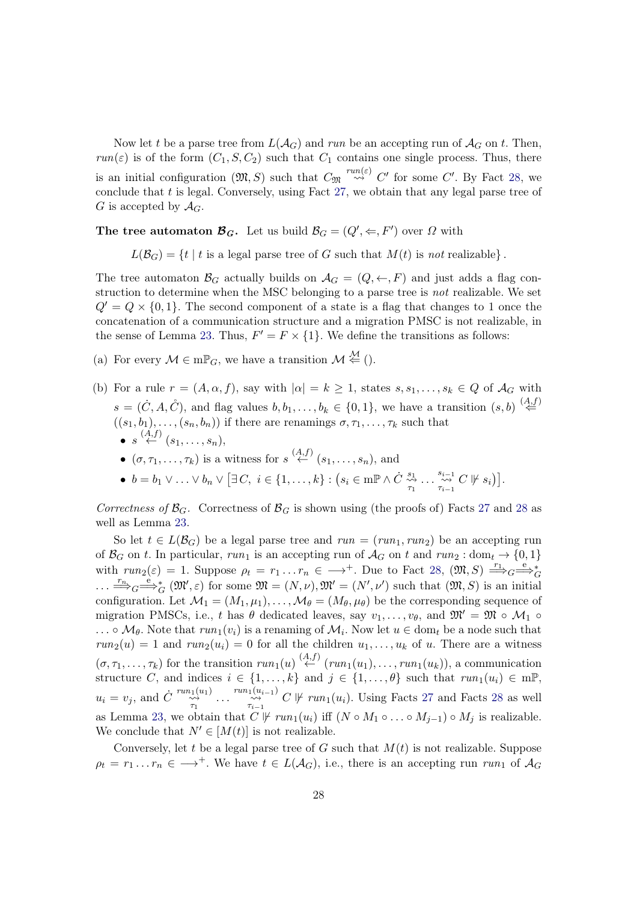Now let $t$ be a parse tree from $L(\mathcal{A}_G)$ and $run$ be an accepting run of $\mathcal{A}_G$ on $t$. Then, $run(\varepsilon)$ is of the form $(C_1, S, C_2)$ such that $C_1$ contains one single process. Thus, there is an initial configuration $(\mathfrak{M}, S)$ such that $C_{\mathfrak{M}} \overset{run(\varepsilon)}{\rightsquigarrow} C'$ for some $C'$. By Fact 28, we conclude that $t$ is legal. Conversely, using Fact 27, we obtain that any legal parse tree of $G$ is accepted by $\mathcal{A}_G$.

**The tree automaton $\mathcal{B}_G$.** Let us build $\mathcal{B}_G = (Q', \Leftarrow, F')$ over $\Omega$ with

$$L(\mathcal{B}_G) = \{t \mid t \text{ is a legal parse tree of } G \text{ such that } M(t) \text{ is } \textit{not} \text{ realizable}\}.$$

The tree automaton $\mathcal{B}_G$ actually builds on $\mathcal{A}_G = (Q, \leftarrow, F)$ and just adds a flag construction to determine when the MSC belonging to a parse tree is *not* realizable. We set $Q' = Q \times \{0, 1\}$. The second component of a state is a flag that changes to 1 once the concatenation of a communication structure and a migration PMSC is not realizable, in the sense of Lemma 23. Thus, $F' = F \times \{1\}$. We define the transitions as follows:

(a) For every $\mathcal{M} \in \mathrm{m}\mathbb{P}_G$, we have a transition $\mathcal{M} \overset{\mathcal{M}}{\Leftarrow} ()$.

(b) For a rule $r = (A, \alpha, f)$, say with $|\alpha| = k \geq 1$, states $s, s_1, \ldots, s_k \in Q$ of $\mathcal{A}_G$ with $s = (\dot{C}, A, \mathring{C})$, and flag values $b, b_1, \ldots, b_k \in \{0, 1\}$, we have a transition $(s, b) \overset{(A,f)}{\Leftarrow} ((s_1, b_1), \ldots, (s_n, b_n))$ if there are renamings $\sigma, \tau_1, \ldots, \tau_k$ such that
   - $s \overset{(A,f)}{\leftarrow} (s_1, \ldots, s_n)$,
   - $(\sigma, \tau_1, \ldots, \tau_k)$ is a witness for $s \overset{(A,f)}{\leftarrow} (s_1, \ldots, s_n)$, and
   - $b = b_1 \vee \ldots \vee b_n \vee \big[\exists C,\ i \in \{1, \ldots, k\} : \big(s_i \in \mathrm{m}\mathbb{P} \wedge \dot{C} \underset{\tau_1}{\overset{s_1}{\rightsquigarrow}} \ldots \underset{\tau_{i-1}}{\overset{s_{i-1}}{\rightsquigarrow}} C \not\Vdash s_i\big)\big]$.

*Correctness of $\mathcal{B}_G$.* Correctness of $\mathcal{B}_G$ is shown using (the proofs of) Facts 27 and 28 as well as Lemma 23.

So let $t \in L(\mathcal{B}_G)$ be a legal parse tree and $run = (run_1, run_2)$ be an accepting run of $\mathcal{B}_G$ on $t$. In particular, $run_1$ is an accepting run of $\mathcal{A}_G$ on $t$ and $run_2 : \mathrm{dom}_t \to \{0, 1\}$ with $run_2(\varepsilon) = 1$. Suppose $\rho_t = r_1 \ldots r_n \in \longrightarrow^+$. Due to Fact 28, $(\mathfrak{M}, S) \overset{r_1}{\Longrightarrow}_G \overset{\mathrm{e}}{\Longrightarrow}^*_G \ldots \overset{r_n}{\Longrightarrow}_G \overset{\mathrm{e}}{\Longrightarrow}^*_G (\mathfrak{M}', \varepsilon)$ for some $\mathfrak{M} = (N, \nu), \mathfrak{M}' = (N', \nu')$ such that $(\mathfrak{M}, S)$ is an initial configuration. Let $\mathcal{M}_1 = (M_1, \mu_1), \ldots, \mathcal{M}_\theta = (M_\theta, \mu_\theta)$ be the corresponding sequence of migration PMSCs, i.e., $t$ has $\theta$ dedicated leaves, say $v_1, \ldots, v_\theta$, and $\mathfrak{M}' = \mathfrak{M} \circ \mathcal{M}_1 \circ \ldots \circ \mathcal{M}_\theta$. Note that $run_1(v_i)$ is a renaming of $\mathcal{M}_i$. Now let $u \in \mathrm{dom}_t$ be a node such that $run_2(u) = 1$ and $run_2(u_i) = 0$ for all the children $u_1, \ldots, u_k$ of $u$. There are a witness $(\sigma, \tau_1, \ldots, \tau_k)$ for the transition $run_1(u) \overset{(A,f)}{\leftarrow} (run_1(u_1), \ldots, run_1(u_k))$, a communication structure $C$, and indices $i \in \{1, \ldots, k\}$ and $j \in \{1, \ldots, \theta\}$ such that $run_1(u_i) \in \mathrm{m}\mathbb{P}$, $u_i = v_j$, and $\dot{C} \underset{\tau_1}{\overset{run_1(u_1)}{\rightsquigarrow}} \ldots \underset{\tau_{i-1}}{\overset{run_1(u_{i-1})}{\rightsquigarrow}} C \not\Vdash run_1(u_i)$. Using Facts 27 and Facts 28 as well as Lemma 23, we obtain that $C \not\Vdash run_1(u_i)$ iff $(N \circ M_1 \circ \ldots \circ M_{j-1}) \circ M_j$ is realizable. We conclude that $N' \in [M(t)]$ is not realizable.

Conversely, let $t$ be a legal parse tree of $G$ such that $M(t)$ is not realizable. Suppose $\rho_t = r_1 \ldots r_n \in \longrightarrow^+$. We have $t \in L(\mathcal{A}_G)$, i.e., there is an accepting run $run_1$ of $\mathcal{A}_G$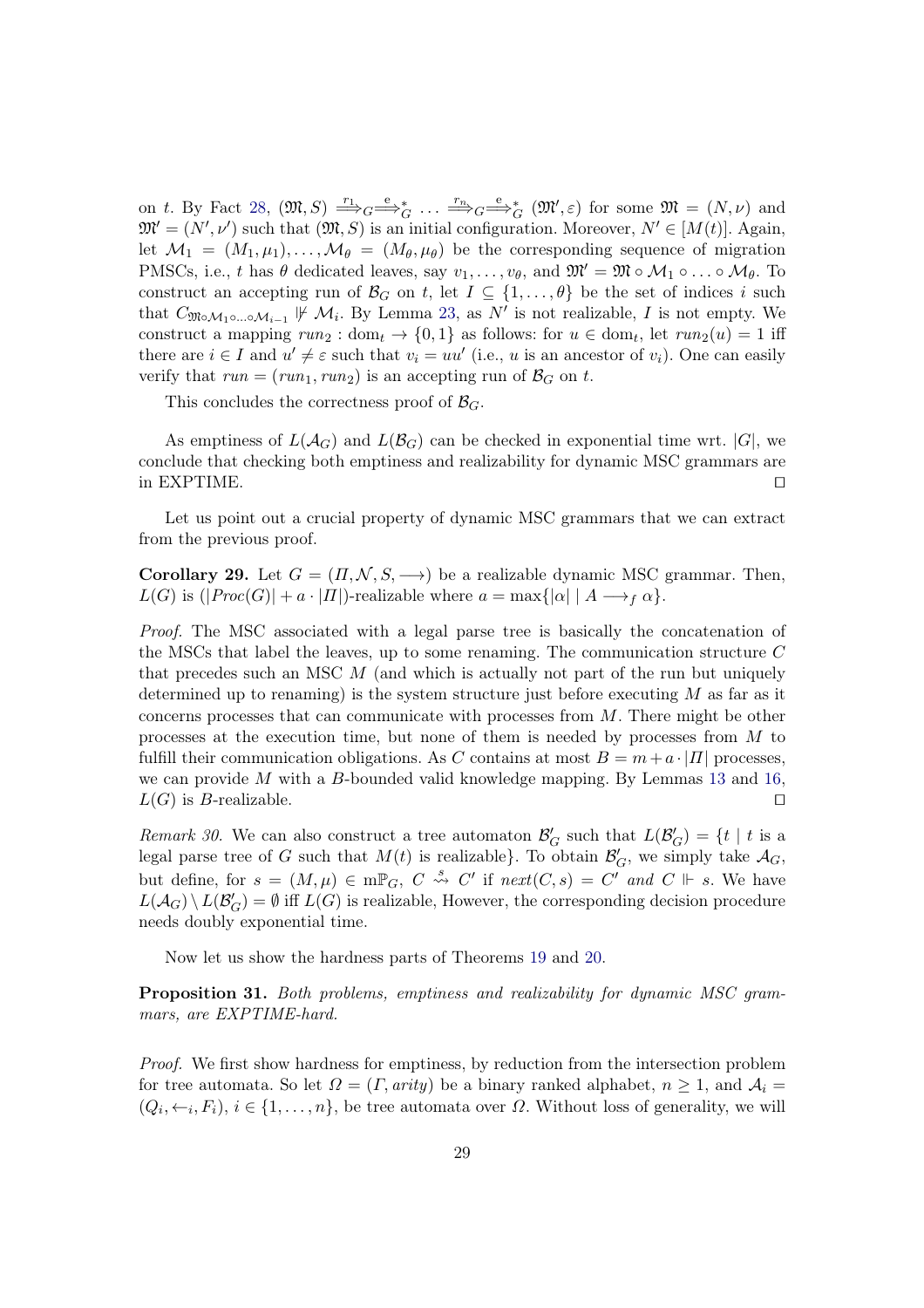on $t$. By Fact 28, $(\mathfrak{M}, S) \overset{r_1}{\Longrightarrow}_G \overset{\mathrm{e}}{\Longrightarrow}^*_G \ldots \overset{r_n}{\Longrightarrow}_G \overset{\mathrm{e}}{\Longrightarrow}^*_G (\mathfrak{M}', \varepsilon)$ for some $\mathfrak{M} = (N, \nu)$ and $\mathfrak{M}' = (N', \nu')$ such that $(\mathfrak{M}, S)$ is an initial configuration. Moreover, $N' \in [M(t)]$. Again, let $\mathcal{M}_1 = (M_1, \mu_1), \ldots, \mathcal{M}_\theta = (M_\theta, \mu_\theta)$ be the corresponding sequence of migration PMSCs, i.e., $t$ has $\theta$ dedicated leaves, say $v_1, \ldots, v_\theta$, and $\mathfrak{M}' = \mathfrak{M} \circ \mathcal{M}_1 \circ \ldots \circ \mathcal{M}_\theta$. To construct an accepting run of $\mathcal{B}_G$ on $t$, let $I \subseteq \{1, \ldots, \theta\}$ be the set of indices $i$ such that $C_{\mathfrak{M} \circ \mathcal{M}_1 \circ \ldots \circ \mathcal{M}_{i-1}} \not\Vdash \mathcal{M}_i$. By Lemma 23, as $N'$ is not realizable, $I$ is not empty. We construct a mapping $run_2 : \mathrm{dom}_t \to \{0, 1\}$ as follows: for $u \in \mathrm{dom}_t$, let $run_2(u) = 1$ iff there are $i \in I$ and $u' \neq \varepsilon$ such that $v_i = uu'$ (i.e., $u$ is an ancestor of $v_i$). One can easily verify that $run = (run_1, run_2)$ is an accepting run of $\mathcal{B}_G$ on $t$.

This concludes the correctness proof of $\mathcal{B}_G$.

As emptiness of $L(\mathcal{A}_G)$ and $L(\mathcal{B}_G)$ can be checked in exponential time wrt. $|G|$, we conclude that checking both emptiness and realizability for dynamic MSC grammars are in EXPTIME. ◻

Let us point out a crucial property of dynamic MSC grammars that we can extract from the previous proof.

**Corollary 29.** *Let $G = (\Pi, \mathcal{N}, S, \longrightarrow)$ be a realizable dynamic MSC grammar. Then, $L(G)$ is $(|Proc(G)| + a \cdot |\Pi|)$-realizable where $a = \max\{|\alpha| \mid A \longrightarrow_f \alpha\}$.*

*Proof.* The MSC associated with a legal parse tree is basically the concatenation of the MSCs that label the leaves, up to some renaming. The communication structure $C$ that precedes such an MSC $M$ (and which is actually not part of the run but uniquely determined up to renaming) is the system structure just before executing $M$ as far as it concerns processes that can communicate with processes from $M$. There might be other processes at the execution time, but none of them is needed by processes from $M$ to fulfill their communication obligations. As $C$ contains at most $B = m + a \cdot |\Pi|$ processes, we can provide $M$ with a $B$-bounded valid knowledge mapping. By Lemmas 13 and 16, $L(G)$ is $B$-realizable. ◻

*Remark 30.* We can also construct a tree automaton $\mathcal{B}'_G$ such that $L(\mathcal{B}'_G) = \{t \mid t$ is a legal parse tree of $G$ such that $M(t)$ is realizable$\}$. To obtain $\mathcal{B}'_G$, we simply take $\mathcal{A}_G$, but define, for $s = (M, \mu) \in \mathrm{m}\mathbb{P}_G$, $C \overset{s}{\rightsquigarrow} C'$ if $next(C, s) = C'$ *and* $C \Vdash s$. We have $L(\mathcal{A}_G) \setminus L(\mathcal{B}'_G) = \emptyset$ iff $L(G)$ is realizable, However, the corresponding decision procedure needs doubly exponential time.

Now let us show the hardness parts of Theorems 19 and 20.

**Proposition 31.** *Both problems, emptiness and realizability for dynamic MSC grammars, are EXPTIME-hard.*

*Proof.* We first show hardness for emptiness, by reduction from the intersection problem for tree automata. So let $\Omega = (\Gamma, arity)$ be a binary ranked alphabet, $n \geq 1$, and $\mathcal{A}_i = (Q_i, \leftarrow_i, F_i)$, $i \in \{1, \ldots, n\}$, be tree automata over $\Omega$. Without loss of generality, we will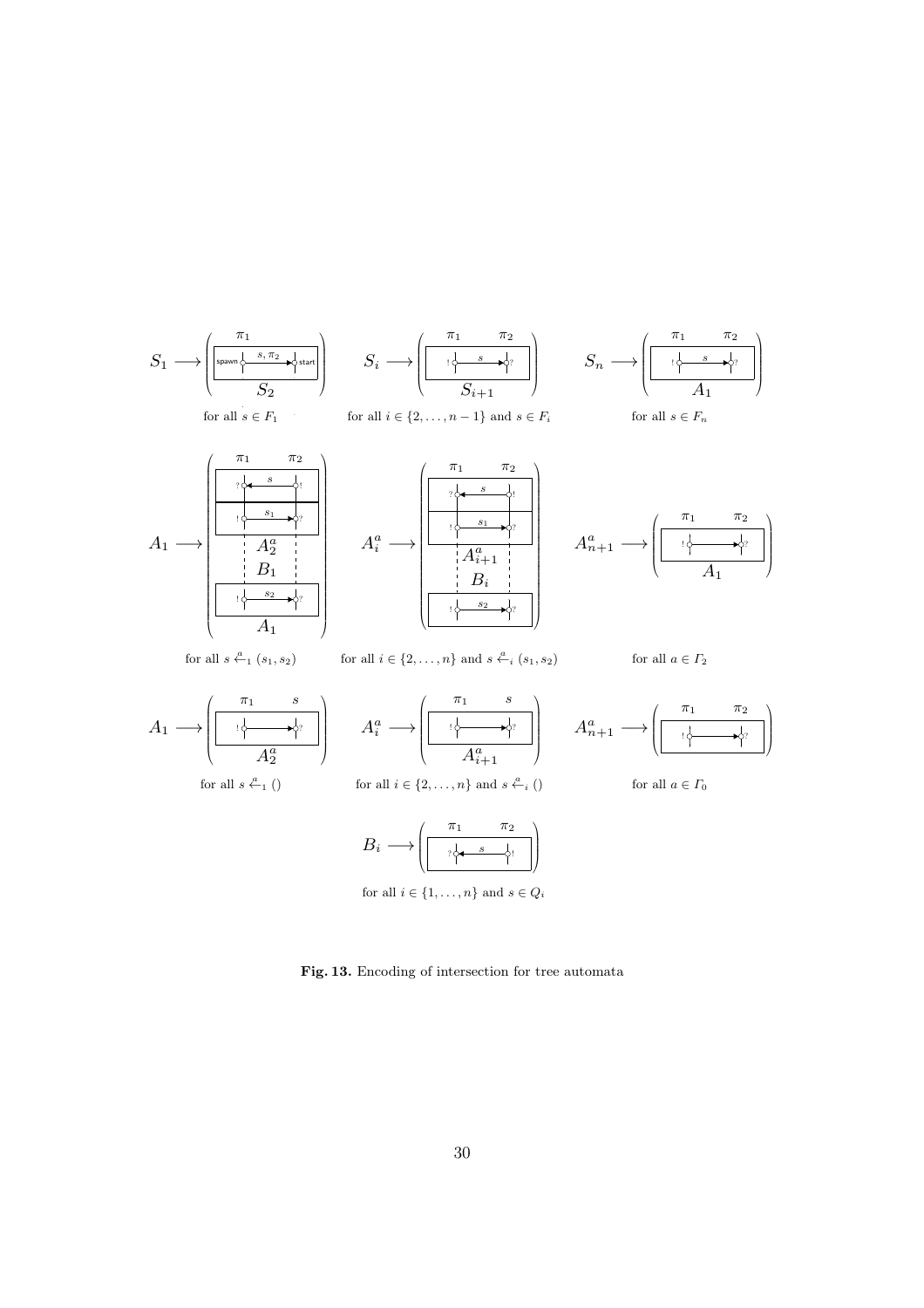$S_1 \longrightarrow$ (spawn $s, \pi_2$ start; $S_2$) for all $s \in F_1$

$S_i \longrightarrow$ ($\pi_1$ ! $s$ ? $\pi_2$; $S_{i+1}$) for all $i \in \{2, \ldots, n-1\}$ and $s \in F_i$

$S_n \longrightarrow$ ($\pi_1$ ! $s$ ? $\pi_2$; $A_1$) for all $s \in F_n$

$A_1 \longrightarrow$ ($\pi_1$ ? $s$ ! $\pi_2$; ! $s_1$ ?; $A_2^a$; $B_1$; ! $s_2$ ?; $A_1$) for all $s \xleftarrow{a}_1 (s_1, s_2)$

$A_i^a \longrightarrow$ ($\pi_1$ ? $s$ ! $\pi_2$; ! $s_1$ ?; $A_{i+1}^a$; $B_i$; ! $s_2$ ?) for all $i \in \{2, \ldots, n\}$ and $s \xleftarrow{a}_i (s_1, s_2)$

$A_{n+1}^a \longrightarrow$ ($\pi_1$ ! ? $\pi_2$; $A_1$) for all $a \in \Gamma_2$

$A_1 \longrightarrow$ ($\pi_1$ ! ? $s$; $A_2^a$) for all $s \xleftarrow{a}_1 ()$

$A_i^a \longrightarrow$ ($\pi_1$ ! ? $s$; $A_{i+1}^a$) for all $i \in \{2, \ldots, n\}$ and $s \xleftarrow{a}_i ()$

$A_{n+1}^a \longrightarrow$ ($\pi_1$ ! ? $\pi_2$) for all $a \in \Gamma_0$

$B_i \longrightarrow$ ($\pi_1$ ? $s$ ! $\pi_2$) for all $i \in \{1, \ldots, n\}$ and $s \in Q_i$

**Fig. 13.** Encoding of intersection for tree automata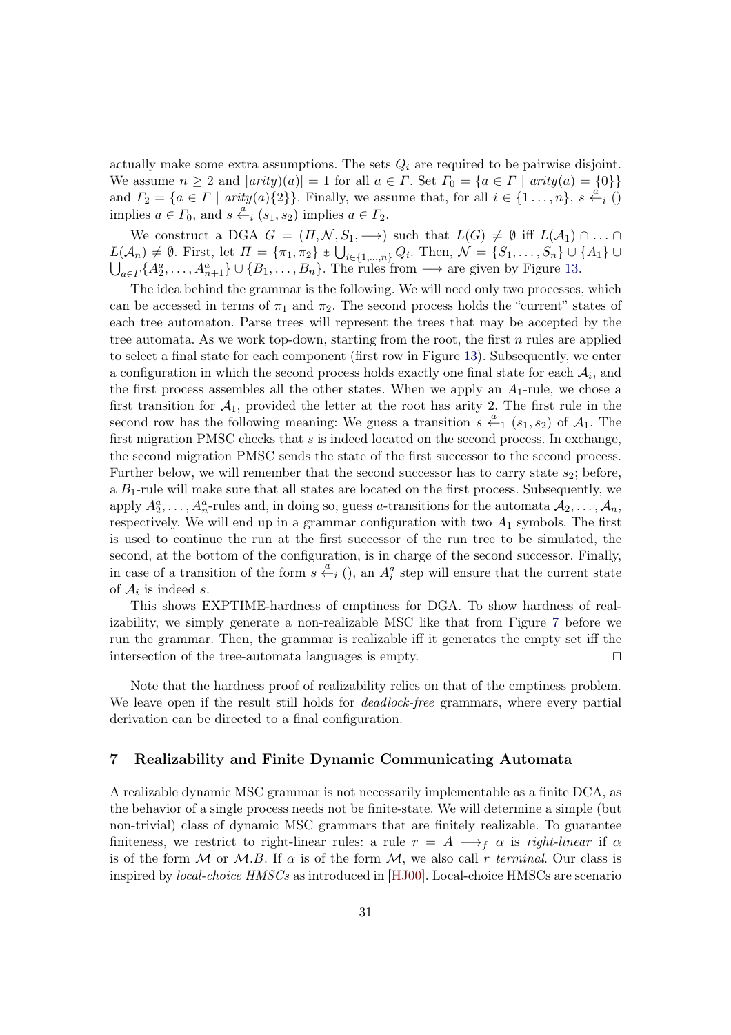actually make some extra assumptions. The sets $Q_i$ are required to be pairwise disjoint. We assume $n \geq 2$ and $|arity)(a)| = 1$ for all $a \in \Gamma$. Set $\Gamma_0 = \{a \in \Gamma \mid arity(a) = \{0\}\}$ and $\Gamma_2 = \{a \in \Gamma \mid arity(a)\{2\}\}$. Finally, we assume that, for all $i \in \{1 \ldots, n\}$, $s \overset{a}{\leftarrow}_i ()$ implies $a \in \Gamma_0$, and $s \overset{a}{\leftarrow}_i (s_1, s_2)$ implies $a \in \Gamma_2$.

We construct a DGA $G = (\Pi, \mathcal{N}, S_1, \longrightarrow)$ such that $L(G) \neq \emptyset$ iff $L(\mathcal{A}_1) \cap \ldots \cap L(\mathcal{A}_n) \neq \emptyset$. First, let $\Pi = \{\pi_1, \pi_2\} \uplus \bigcup_{i \in \{1,\ldots,n\}} Q_i$. Then, $\mathcal{N} = \{S_1, \ldots, S_n\} \cup \{A_1\} \cup \bigcup_{a \in \Gamma} \{A_2^a, \ldots, A_{n+1}^a\} \cup \{B_1, \ldots, B_n\}$. The rules from $\longrightarrow$ are given by Figure 13.

The idea behind the grammar is the following. We will need only two processes, which can be accessed in terms of $\pi_1$ and $\pi_2$. The second process holds the "current" states of each tree automaton. Parse trees will represent the trees that may be accepted by the tree automata. As we work top-down, starting from the root, the first $n$ rules are applied to select a final state for each component (first row in Figure 13). Subsequently, we enter a configuration in which the second process holds exactly one final state for each $\mathcal{A}_i$, and the first process assembles all the other states. When we apply an $A_1$-rule, we chose a first transition for $\mathcal{A}_1$, provided the letter at the root has arity 2. The first rule in the second row has the following meaning: We guess a transition $s \overset{a}{\leftarrow}_1 (s_1, s_2)$ of $\mathcal{A}_1$. The first migration PMSC checks that $s$ is indeed located on the second process. In exchange, the second migration PMSC sends the state of the first successor to the second process. Further below, we will remember that the second successor has to carry state $s_2$; before, a $B_1$-rule will make sure that all states are located on the first process. Subsequently, we apply $A_2^a, \ldots, A_n^a$-rules and, in doing so, guess $a$-transitions for the automata $\mathcal{A}_2, \ldots, \mathcal{A}_n$, respectively. We will end up in a grammar configuration with two $A_1$ symbols. The first is used to continue the run at the first successor of the run tree to be simulated, the second, at the bottom of the configuration, is in charge of the second successor. Finally, in case of a transition of the form $s \overset{a}{\leftarrow}_i ()$, an $A_i^a$ step will ensure that the current state of $\mathcal{A}_i$ is indeed $s$.

This shows EXPTIME-hardness of emptiness for DGA. To show hardness of realizability, we simply generate a non-realizable MSC like that from Figure 7 before we run the grammar. Then, the grammar is realizable iff it generates the empty set iff the intersection of the tree-automata languages is empty. $\square$

Note that the hardness proof of realizability relies on that of the emptiness problem. We leave open if the result still holds for *deadlock-free* grammars, where every partial derivation can be directed to a final configuration.

## 7 Realizability and Finite Dynamic Communicating Automata

A realizable dynamic MSC grammar is not necessarily implementable as a finite DCA, as the behavior of a single process needs not be finite-state. We will determine a simple (but non-trivial) class of dynamic MSC grammars that are finitely realizable. To guarantee finiteness, we restrict to right-linear rules: a rule $r = A \longrightarrow_f \alpha$ is *right-linear* if $\alpha$ is of the form $\mathcal{M}$ or $\mathcal{M}.B$. If $\alpha$ is of the form $\mathcal{M}$, we also call $r$ *terminal*. Our class is inspired by *local-choice HMSCs* as introduced in [HJ00]. Local-choice HMSCs are scenario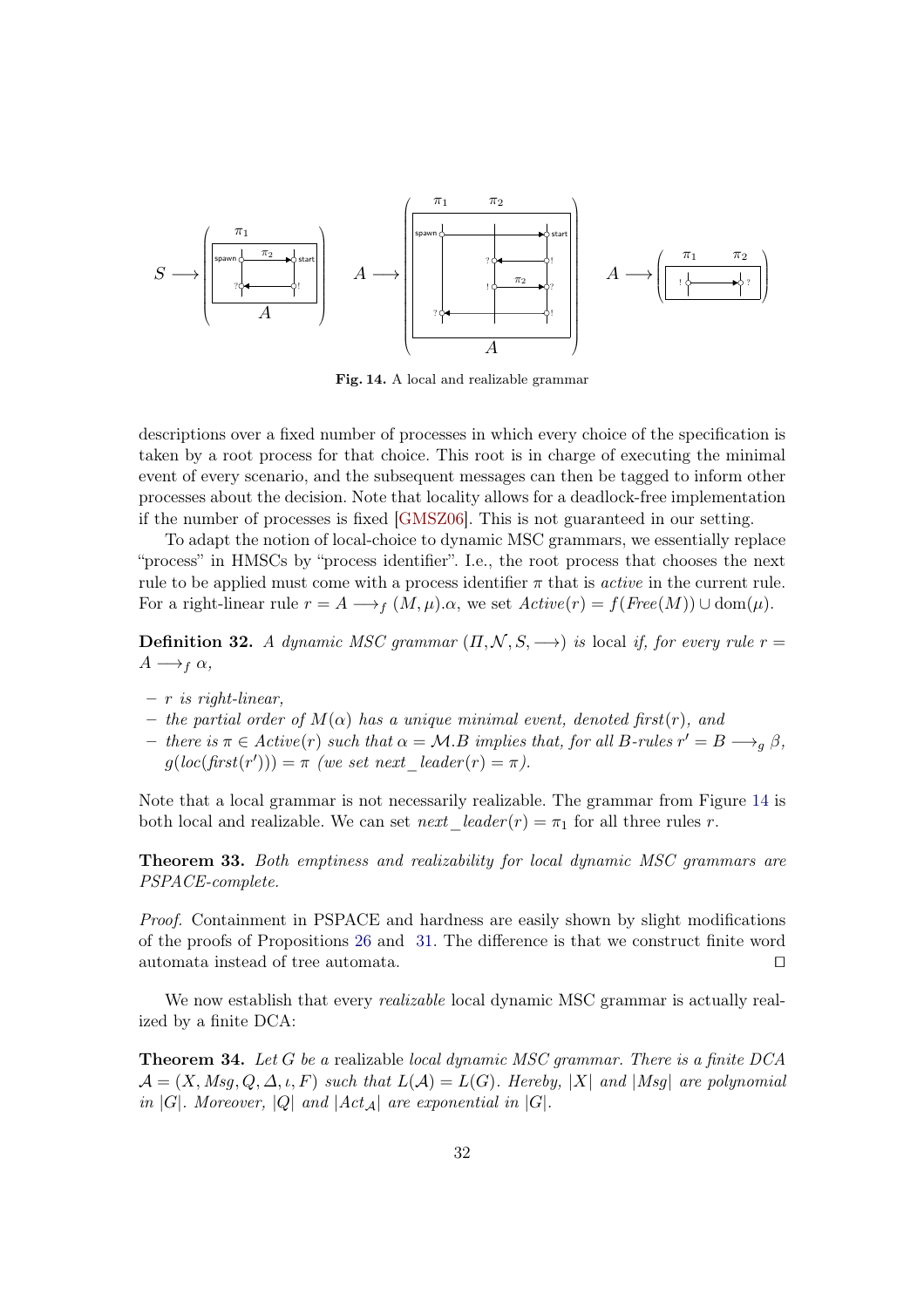**Fig. 14.** A local and realizable grammar

descriptions over a fixed number of processes in which every choice of the specification is taken by a root process for that choice. This root is in charge of executing the minimal event of every scenario, and the subsequent messages can then be tagged to inform other processes about the decision. Note that locality allows for a deadlock-free implementation if the number of processes is fixed [GMSZ06]. This is not guaranteed in our setting.

To adapt the notion of local-choice to dynamic MSC grammars, we essentially replace "process" in HMSCs by "process identifier". I.e., the root process that chooses the next rule to be applied must come with a process identifier $\pi$ that is *active* in the current rule. For a right-linear rule $r = A \longrightarrow_f (M, \mu).\alpha$, we set $Active(r) = f(Free(M)) \cup \mathrm{dom}(\mu)$.

**Definition 32.** *A dynamic MSC grammar $(\Pi, \mathcal{N}, S, \longrightarrow)$ is* local *if, for every rule $r = A \longrightarrow_f \alpha$,*

- *$r$ is right-linear,*
- *the partial order of $M(\alpha)$ has a unique minimal event, denoted $\mathit{first}(r)$, and*
- *there is $\pi \in Active(r)$ such that $\alpha = \mathcal{M}.B$ implies that, for all $B$-rules $r' = B \longrightarrow_g \beta$, $g(loc(\mathit{first}(r'))) = \pi$ (we set $next\_leader(r) = \pi$).*

Note that a local grammar is not necessarily realizable. The grammar from Figure 14 is both local and realizable. We can set $next\_leader(r) = \pi_1$ for all three rules $r$.

**Theorem 33.** *Both emptiness and realizability for local dynamic MSC grammars are PSPACE-complete.*

*Proof.* Containment in PSPACE and hardness are easily shown by slight modifications of the proofs of Propositions 26 and 31. The difference is that we construct finite word automata instead of tree automata. ☐

We now establish that every *realizable* local dynamic MSC grammar is actually realized by a finite DCA:

**Theorem 34.** *Let $G$ be a* realizable *local dynamic MSC grammar. There is a finite DCA $\mathcal{A} = (X, Msg, Q, \Delta, \iota, F)$ such that $L(\mathcal{A}) = L(G)$. Hereby, $|X|$ and $|Msg|$ are polynomial in $|G|$. Moreover, $|Q|$ and $|Act_{\mathcal{A}}|$ are exponential in $|G|$.*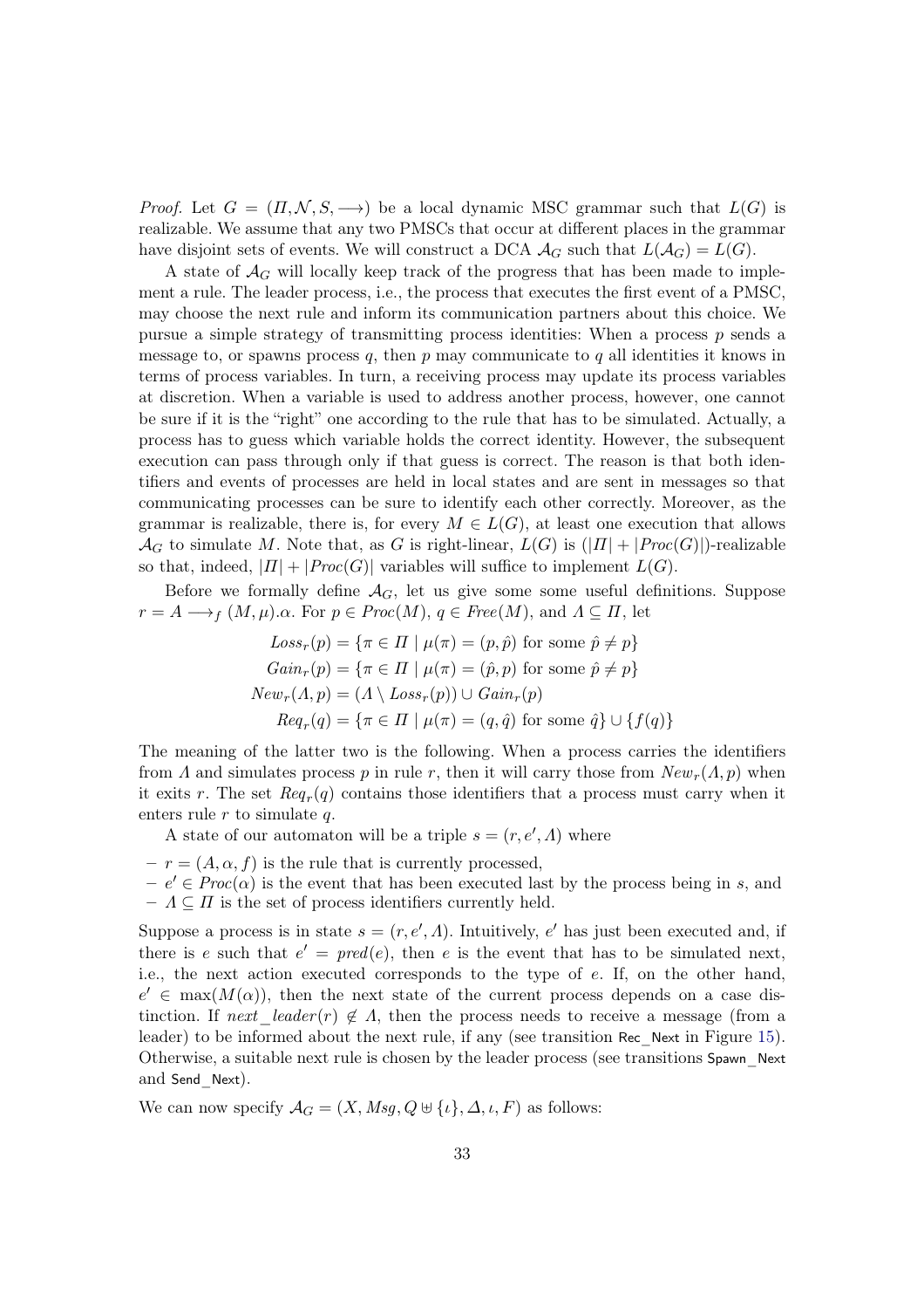*Proof.* Let $G = (\Pi, \mathcal{N}, S, \longrightarrow)$ be a local dynamic MSC grammar such that $L(G)$ is realizable. We assume that any two PMSCs that occur at different places in the grammar have disjoint sets of events. We will construct a DCA $\mathcal{A}_G$ such that $L(\mathcal{A}_G) = L(G)$.

A state of $\mathcal{A}_G$ will locally keep track of the progress that has been made to implement a rule. The leader process, i.e., the process that executes the first event of a PMSC, may choose the next rule and inform its communication partners about this choice. We pursue a simple strategy of transmitting process identities: When a process $p$ sends a message to, or spawns process $q$, then $p$ may communicate to $q$ all identities it knows in terms of process variables. In turn, a receiving process may update its process variables at discretion. When a variable is used to address another process, however, one cannot be sure if it is the "right" one according to the rule that has to be simulated. Actually, a process has to guess which variable holds the correct identity. However, the subsequent execution can pass through only if that guess is correct. The reason is that both identifiers and events of processes are held in local states and are sent in messages so that communicating processes can be sure to identify each other correctly. Moreover, as the grammar is realizable, there is, for every $M \in L(G)$, at least one execution that allows $\mathcal{A}_G$ to simulate $M$. Note that, as $G$ is right-linear, $L(G)$ is $(|\Pi| + |Proc(G)|)$-realizable so that, indeed, $|\Pi| + |Proc(G)|$ variables will suffice to implement $L(G)$.

Before we formally define $\mathcal{A}_G$, let us give some some useful definitions. Suppose $r = A \longrightarrow_f (M, \mu).\alpha$. For $p \in Proc(M)$, $q \in Free(M)$, and $\Lambda \subseteq \Pi$, let

$$
\begin{aligned}
Loss_r(p) &= \{\pi \in \Pi \mid \mu(\pi) = (p, \hat{p}) \text{ for some } \hat{p} \neq p\} \\
Gain_r(p) &= \{\pi \in \Pi \mid \mu(\pi) = (\hat{p}, p) \text{ for some } \hat{p} \neq p\} \\
New_r(\Lambda, p) &= (\Lambda \setminus Loss_r(p)) \cup Gain_r(p) \\
Req_r(q) &= \{\pi \in \Pi \mid \mu(\pi) = (q, \hat{q}) \text{ for some } \hat{q}\} \cup \{f(q)\}
\end{aligned}
$$

The meaning of the latter two is the following. When a process carries the identifiers from $\Lambda$ and simulates process $p$ in rule $r$, then it will carry those from $New_r(\Lambda, p)$ when it exits $r$. The set $Req_r(q)$ contains those identifiers that a process must carry when it enters rule $r$ to simulate $q$.

A state of our automaton will be a triple $s = (r, e', \Lambda)$ where

- $r = (A, \alpha, f)$ is the rule that is currently processed,
- $e' \in Proc(\alpha)$ is the event that has been executed last by the process being in $s$, and
- $\Lambda \subseteq \Pi$ is the set of process identifiers currently held.

Suppose a process is in state $s = (r, e', \Lambda)$. Intuitively, $e'$ has just been executed and, if there is $e$ such that $e' = pred(e)$, then $e$ is the event that has to be simulated next, i.e., the next action executed corresponds to the type of $e$. If, on the other hand, $e' \in \max(M(\alpha))$, then the next state of the current process depends on a case distinction. If $next\_leader(r) \notin \Lambda$, then the process needs to receive a message (from a leader) to be informed about the next rule, if any (see transition Rec_Next in Figure 15). Otherwise, a suitable next rule is chosen by the leader process (see transitions Spawn_Next and Send_Next).

We can now specify $\mathcal{A}_G = (X, Msg, Q \uplus \{\iota\}, \Delta, \iota, F)$ as follows: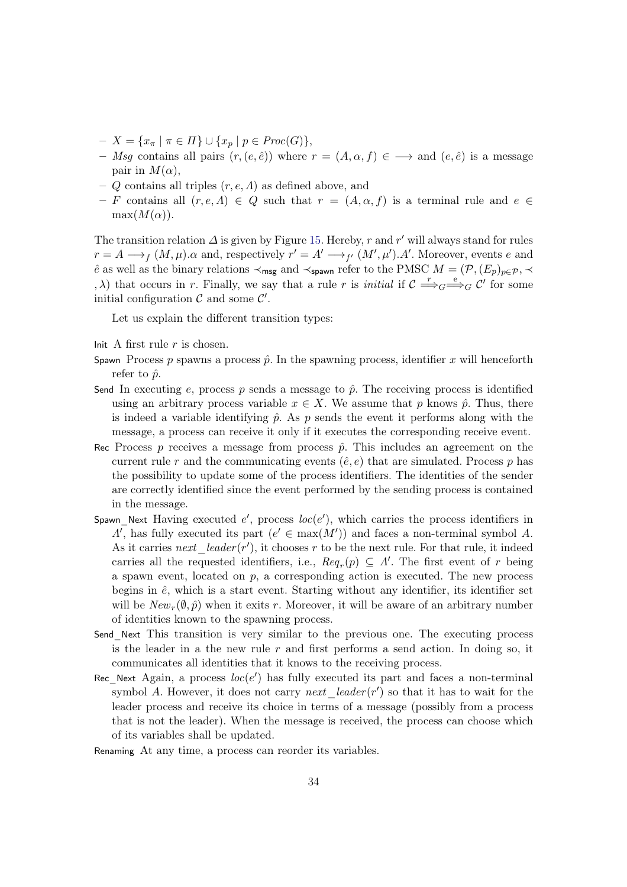- $X = \{x_\pi \mid \pi \in \Pi\} \cup \{x_p \mid p \in Proc(G)\}$,
- $Msg$ contains all pairs $(r, (e, \hat{e}))$ where $r = (A, \alpha, f) \in \longrightarrow$ and $(e, \hat{e})$ is a message pair in $M(\alpha)$,
- $Q$ contains all triples $(r, e, \Lambda)$ as defined above, and
- $F$ contains all $(r, e, \Lambda) \in Q$ such that $r = (A, \alpha, f)$ is a terminal rule and $e \in \max(M(\alpha))$.

The transition relation $\Delta$ is given by Figure 15. Hereby, $r$ and $r'$ will always stand for rules $r = A \longrightarrow_f (M, \mu).\alpha$ and, respectively $r' = A' \longrightarrow_{f'} (M', \mu').A'$. Moreover, events $e$ and $\hat{e}$ as well as the binary relations $\prec_{\mathsf{msg}}$ and $\prec_{\mathsf{spawn}}$ refer to the PMSC $M = (\mathcal{P}, (E_p)_{p \in \mathcal{P}}, \prec, \lambda)$ that occurs in $r$. Finally, we say that a rule $r$ is *initial* if $\mathcal{C} \overset{r}{\Longrightarrow}_G \overset{e}{\Longrightarrow}_G \mathcal{C}'$ for some initial configuration $\mathcal{C}$ and some $\mathcal{C}'$.

Let us explain the different transition types:

Init A first rule $r$ is chosen.

Spawn Process $p$ spawns a process $\hat{p}$. In the spawning process, identifier $x$ will henceforth refer to $\hat{p}$.

Send In executing $e$, process $p$ sends a message to $\hat{p}$. The receiving process is identified using an arbitrary process variable $x \in X$. We assume that $p$ knows $\hat{p}$. Thus, there is indeed a variable identifying $\hat{p}$. As $p$ sends the event it performs along with the message, a process can receive it only if it executes the corresponding receive event.

Rec Process $p$ receives a message from process $\hat{p}$. This includes an agreement on the current rule $r$ and the communicating events $(\hat{e}, e)$ that are simulated. Process $p$ has the possibility to update some of the process identifiers. The identities of the sender are correctly identified since the event performed by the sending process is contained in the message.

Spawn_Next Having executed $e'$, process $loc(e')$, which carries the process identifiers in $\Lambda'$, has fully executed its part ($e' \in \max(M')$) and faces a non-terminal symbol $A$. As it carries $next\_leader(r')$, it chooses $r$ to be the next rule. For that rule, it indeed carries all the requested identifiers, i.e., $Req_r(p) \subseteq \Lambda'$. The first event of $r$ being a spawn event, located on $p$, a corresponding action is executed. The new process begins in $\hat{e}$, which is a start event. Starting without any identifier, its identifier set will be $New_r(\emptyset, \hat{p})$ when it exits $r$. Moreover, it will be aware of an arbitrary number of identities known to the spawning process.

Send_Next This transition is very similar to the previous one. The executing process is the leader in a the new rule $r$ and first performs a send action. In doing so, it communicates all identities that it knows to the receiving process.

Rec_Next Again, a process $loc(e')$ has fully executed its part and faces a non-terminal symbol $A$. However, it does not carry $next\_leader(r')$ so that it has to wait for the leader process and receive its choice in terms of a message (possibly from a process that is not the leader). When the message is received, the process can choose which of its variables shall be updated.

Renaming At any time, a process can reorder its variables.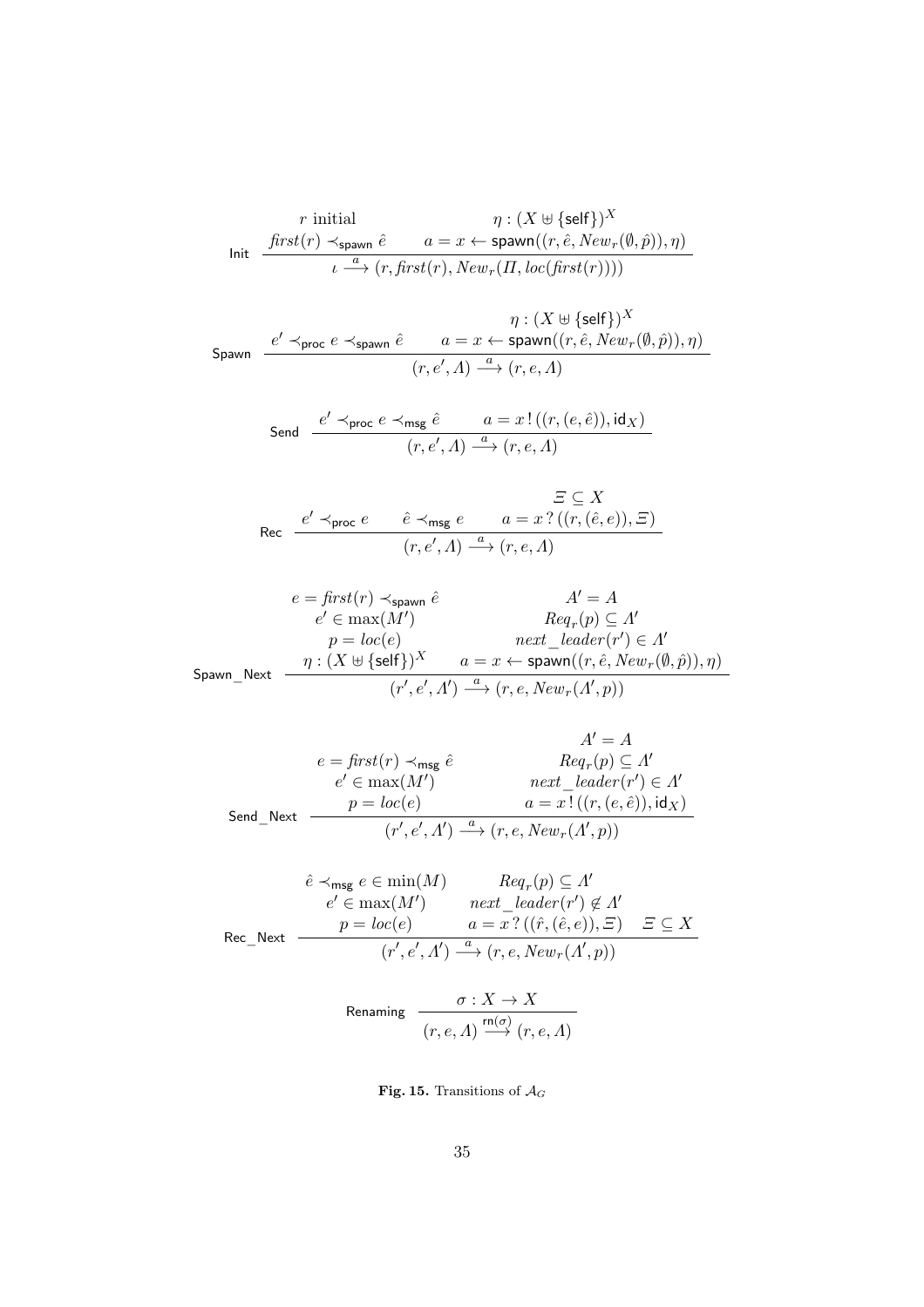$$\textsf{Init}\quad \frac{r \text{ initial} \qquad \eta : (X \uplus \{\mathsf{self}\})^X \qquad \mathit{first}(r) \prec_{\mathsf{spawn}} \hat{e} \qquad a = x \leftarrow \mathsf{spawn}((r, \hat{e}, \mathit{New}_r(\emptyset, \hat{p})), \eta)}{\iota \xrightarrow{a} (r, \mathit{first}(r), \mathit{New}_r(\Pi, \mathit{loc}(\mathit{first}(r))))}$$

$$\textsf{Spawn}\quad \frac{\eta : (X \uplus \{\mathsf{self}\})^X \qquad e' \prec_{\mathsf{proc}} e \prec_{\mathsf{spawn}} \hat{e} \qquad a = x \leftarrow \mathsf{spawn}((r, \hat{e}, \mathit{New}_r(\emptyset, \hat{p})), \eta)}{(r, e', \Lambda) \xrightarrow{a} (r, e, \Lambda)}$$

$$\textsf{Send}\quad \frac{e' \prec_{\mathsf{proc}} e \prec_{\mathsf{msg}} \hat{e} \qquad a = x \,!\, ((r, (e, \hat{e})), \mathsf{id}_X)}{(r, e', \Lambda) \xrightarrow{a} (r, e, \Lambda)}$$

$$\textsf{Rec}\quad \frac{\Xi \subseteq X \qquad e' \prec_{\mathsf{proc}} e \qquad \hat{e} \prec_{\mathsf{msg}} e \qquad a = x \,?\, ((r, (\hat{e}, e)), \Xi)}{(r, e', \Lambda) \xrightarrow{a} (r, e, \Lambda)}$$

$$\textsf{Spawn\_Next}\quad \frac{\begin{array}{ll} e = \mathit{first}(r) \prec_{\mathsf{spawn}} \hat{e} & \Lambda' = \Lambda \\ e' \in \max(M') & \mathit{Req}_r(p) \subseteq \Lambda' \\ p = \mathit{loc}(e) & \mathit{next\_leader}(r') \in \Lambda' \\ \eta : (X \uplus \{\mathsf{self}\})^X & a = x \leftarrow \mathsf{spawn}((r, \hat{e}, \mathit{New}_r(\emptyset, \hat{p})), \eta) \end{array}}{(r', e', \Lambda') \xrightarrow{a} (r, e, \mathit{New}_r(\Lambda', p))}$$

$$\textsf{Send\_Next}\quad \frac{\begin{array}{ll} & \Lambda' = \Lambda \\ e = \mathit{first}(r) \prec_{\mathsf{msg}} \hat{e} & \mathit{Req}_r(p) \subseteq \Lambda' \\ e' \in \max(M') & \mathit{next\_leader}(r') \in \Lambda' \\ p = \mathit{loc}(e) & a = x \,!\, ((r, (e, \hat{e})), \mathsf{id}_X) \end{array}}{(r', e', \Lambda') \xrightarrow{a} (r, e, \mathit{New}_r(\Lambda', p))}$$

$$\textsf{Rec\_Next}\quad \frac{\begin{array}{lll} \hat{e} \prec_{\mathsf{msg}} e \in \min(M) & \mathit{Req}_r(p) \subseteq \Lambda' & \\ e' \in \max(M') & \mathit{next\_leader}(r') \notin \Lambda' & \\ p = \mathit{loc}(e) & a = x \,?\, ((\hat{r}, (\hat{e}, e)), \Xi) & \Xi \subseteq X \end{array}}{(r', e', \Lambda') \xrightarrow{a} (r, e, \mathit{New}_r(\Lambda', p))}$$

$$\textsf{Renaming}\quad \frac{\sigma : X \to X}{(r, e, \Lambda) \xrightarrow{\mathsf{rn}(\sigma)} (r, e, \Lambda)}$$

**Fig. 15.** Transitions of $\mathcal{A}_G$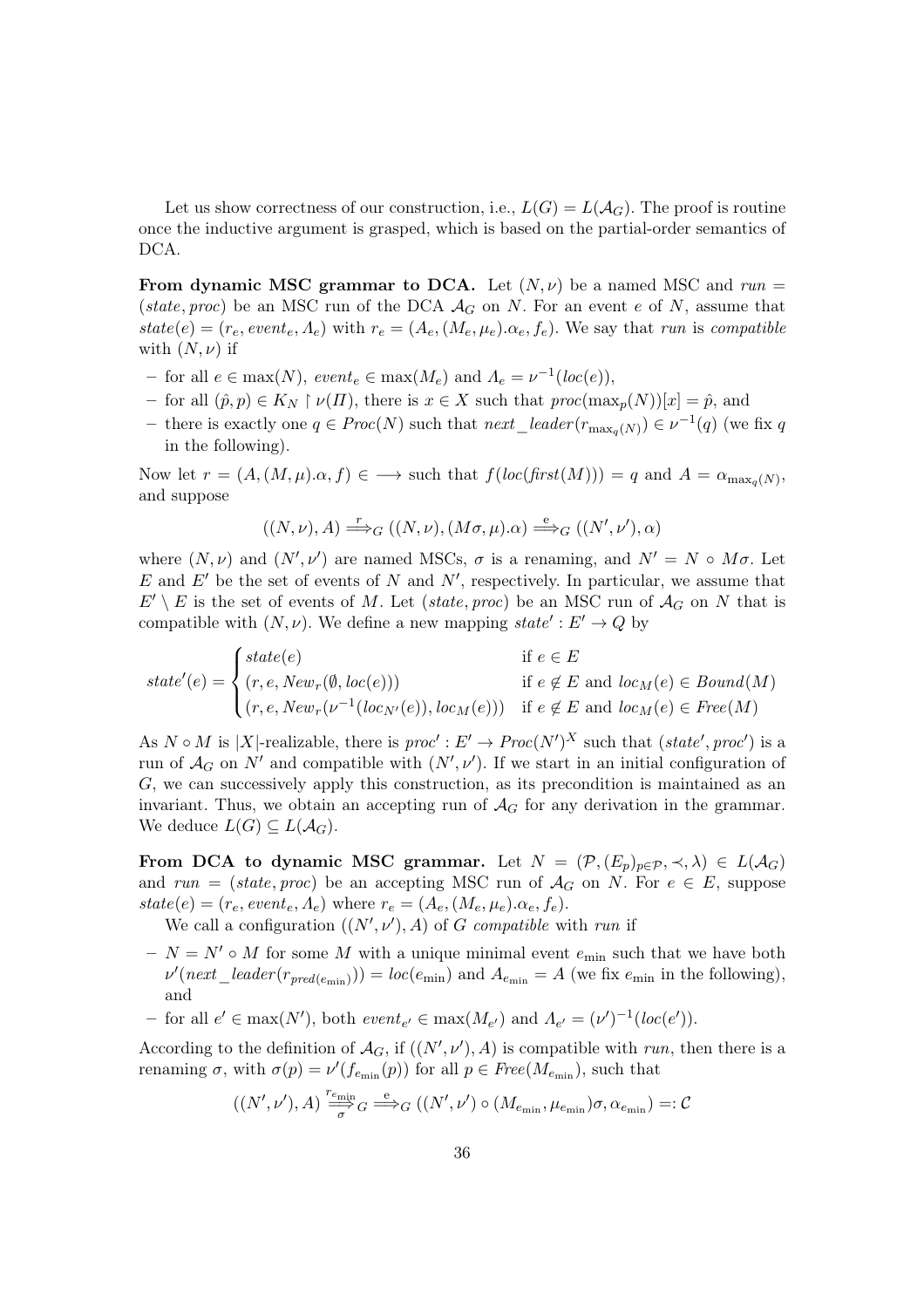Let us show correctness of our construction, i.e., $L(G) = L(\mathcal{A}_G)$. The proof is routine once the inductive argument is grasped, which is based on the partial-order semantics of DCA.

**From dynamic MSC grammar to DCA.** Let $(N, \nu)$ be a named MSC and $run = (state, proc)$ be an MSC run of the DCA $\mathcal{A}_G$ on $N$. For an event $e$ of $N$, assume that $state(e) = (r_e, event_e, \Lambda_e)$ with $r_e = (A_e, (M_e, \mu_e).\alpha_e, f_e)$. We say that $run$ is *compatible* with $(N, \nu)$ if

- for all $e \in \max(N)$, $event_e \in \max(M_e)$ and $\Lambda_e = \nu^{-1}(loc(e))$,
- for all $(\hat{p}, p) \in K_N \upharpoonright \nu(\Pi)$, there is $x \in X$ such that $proc(\max_p(N))[x] = \hat{p}$, and
- there is exactly one $q \in Proc(N)$ such that $next\_leader(r_{\max_q(N)}) \in \nu^{-1}(q)$ (we fix $q$ in the following).

Now let $r = (A, (M, \mu).\alpha, f) \in \longrightarrow$ such that $f(loc(first(M))) = q$ and $A = \alpha_{\max_q(N)}$, and suppose

$$((N, \nu), A) \overset{r}{\Longrightarrow}_G ((N, \nu), (M\sigma, \mu).\alpha) \overset{\mathrm{e}}{\Longrightarrow}_G ((N', \nu'), \alpha)$$

where $(N, \nu)$ and $(N', \nu')$ are named MSCs, $\sigma$ is a renaming, and $N' = N \circ M\sigma$. Let $E$ and $E'$ be the set of events of $N$ and $N'$, respectively. In particular, we assume that $E' \setminus E$ is the set of events of $M$. Let $(state, proc)$ be an MSC run of $\mathcal{A}_G$ on $N$ that is compatible with $(N, \nu)$. We define a new mapping $state' : E' \to Q$ by

$$state'(e) = \begin{cases} state(e) & \text{if } e \in E \\ (r, e, New_r(\emptyset, loc(e))) & \text{if } e \notin E \text{ and } loc_M(e) \in Bound(M) \\ (r, e, New_r(\nu^{-1}(loc_{N'}(e)), loc_M(e))) & \text{if } e \notin E \text{ and } loc_M(e) \in Free(M) \end{cases}$$

As $N \circ M$ is $|X|$-realizable, there is $proc' : E' \to Proc(N')^X$ such that $(state', proc')$ is a run of $\mathcal{A}_G$ on $N'$ and compatible with $(N', \nu')$. If we start in an initial configuration of $G$, we can successively apply this construction, as its precondition is maintained as an invariant. Thus, we obtain an accepting run of $\mathcal{A}_G$ for any derivation in the grammar. We deduce $L(G) \subseteq L(\mathcal{A}_G)$.

**From DCA to dynamic MSC grammar.** Let $N = (\mathcal{P}, (E_p)_{p \in \mathcal{P}}, \prec, \lambda) \in L(\mathcal{A}_G)$ and $run = (state, proc)$ be an accepting MSC run of $\mathcal{A}_G$ on $N$. For $e \in E$, suppose $state(e) = (r_e, event_e, \Lambda_e)$ where $r_e = (A_e, (M_e, \mu_e).\alpha_e, f_e)$.

We call a configuration $((N', \nu'), A)$ of $G$ *compatible* with $run$ if

- $N = N' \circ M$ for some $M$ with a unique minimal event $e_{\min}$ such that we have both $\nu'(next\_leader(r_{pred(e_{\min})})) = loc(e_{\min})$ and $A_{e_{\min}} = A$ (we fix $e_{\min}$ in the following), and
- for all $e' \in \max(N')$, both $event_{e'} \in \max(M_{e'})$ and $\Lambda_{e'} = (\nu')^{-1}(loc(e'))$.

According to the definition of $\mathcal{A}_G$, if $((N', \nu'), A)$ is compatible with $run$, then there is a renaming $\sigma$, with $\sigma(p) = \nu'(f_{e_{\min}}(p))$ for all $p \in Free(M_{e_{\min}})$, such that

$$((N', \nu'), A) \underset{\sigma}{\overset{r_{e_{\min}}}{\Longrightarrow}}_G \overset{\mathrm{e}}{\Longrightarrow}_G ((N', \nu') \circ (M_{e_{\min}}, \mu_{e_{\min}})\sigma, \alpha_{e_{\min}}) =: \mathcal{C}$$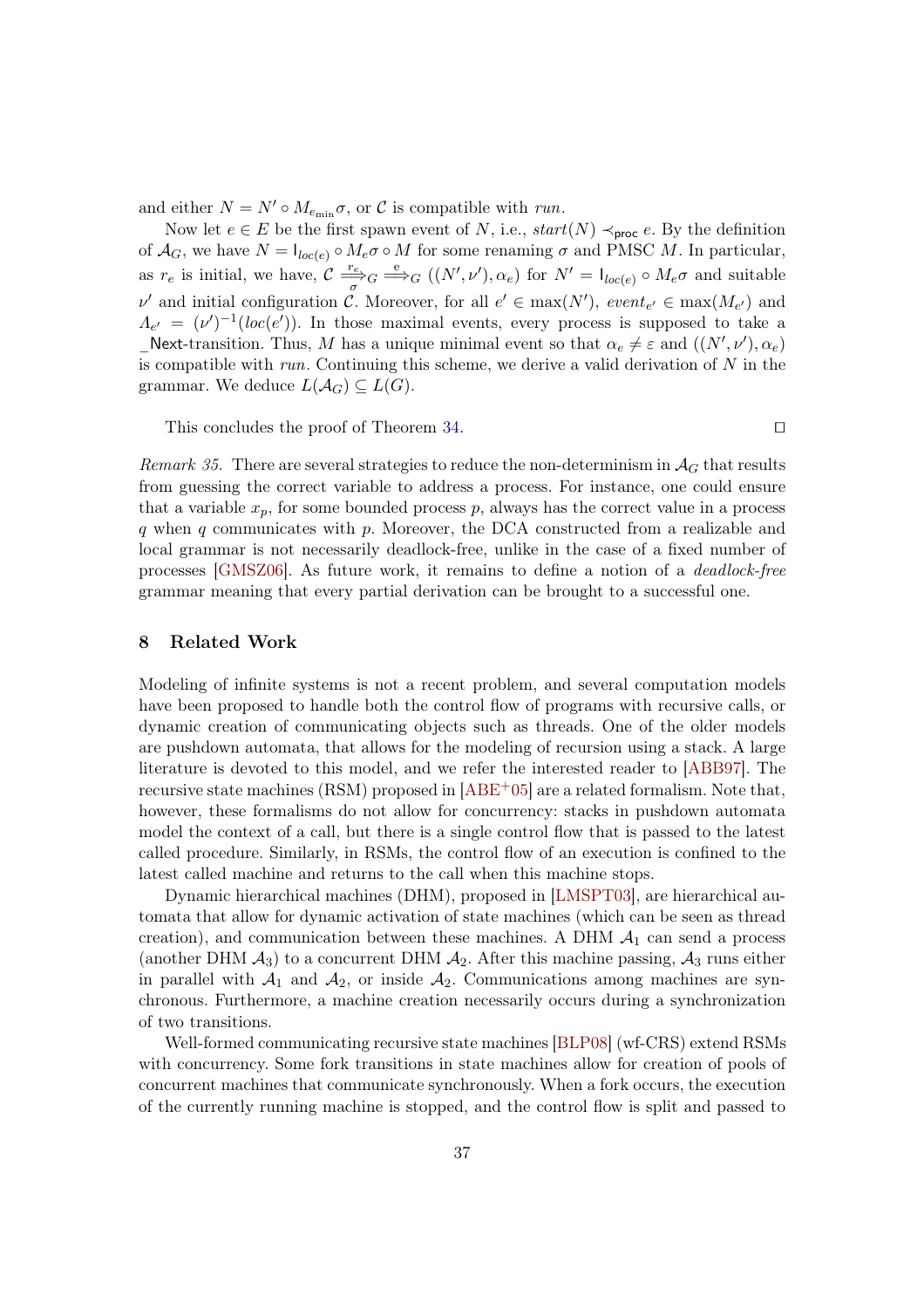and either $N = N' \circ M_{e_{\min}}\sigma$, or $\mathcal{C}$ is compatible with *run*.

Now let $e \in E$ be the first spawn event of $N$, i.e., $start(N) \prec_{\mathsf{proc}} e$. By the definition of $\mathcal{A}_G$, we have $N = \mathsf{I}_{loc(e)} \circ M_e\sigma \circ M$ for some renaming $\sigma$ and PMSC $M$. In particular, as $r_e$ is initial, we have, $\mathcal{C} \overset{r_e}{\underset{\sigma}{\Longrightarrow}}_G \overset{e}{\Longrightarrow}_G ((N', \nu'), \alpha_e)$ for $N' = \mathsf{I}_{loc(e)} \circ M_e\sigma$ and suitable $\nu'$ and initial configuration $\mathcal{C}$. Moreover, for all $e' \in \max(N')$, $event_{e'} \in \max(M_{e'})$ and $\Lambda_{e'} = (\nu')^{-1}(loc(e'))$. In those maximal events, every process is supposed to take a _Next-transition. Thus, $M$ has a unique minimal event so that $\alpha_e \neq \varepsilon$ and $((N', \nu'), \alpha_e)$ is compatible with *run*. Continuing this scheme, we derive a valid derivation of $N$ in the grammar. We deduce $L(\mathcal{A}_G) \subseteq L(G)$.

This concludes the proof of Theorem 34. ◻

*Remark 35.* There are several strategies to reduce the non-determinism in $\mathcal{A}_G$ that results from guessing the correct variable to address a process. For instance, one could ensure that a variable $x_p$, for some bounded process $p$, always has the correct value in a process $q$ when $q$ communicates with $p$. Moreover, the DCA constructed from a realizable and local grammar is not necessarily deadlock-free, unlike in the case of a fixed number of processes [GMSZ06]. As future work, it remains to define a notion of a *deadlock-free* grammar meaning that every partial derivation can be brought to a successful one.

## 8 Related Work

Modeling of infinite systems is not a recent problem, and several computation models have been proposed to handle both the control flow of programs with recursive calls, or dynamic creation of communicating objects such as threads. One of the older models are pushdown automata, that allows for the modeling of recursion using a stack. A large literature is devoted to this model, and we refer the interested reader to [ABB97]. The recursive state machines (RSM) proposed in [ABE+05] are a related formalism. Note that, however, these formalisms do not allow for concurrency: stacks in pushdown automata model the context of a call, but there is a single control flow that is passed to the latest called procedure. Similarly, in RSMs, the control flow of an execution is confined to the latest called machine and returns to the call when this machine stops.

Dynamic hierarchical machines (DHM), proposed in [LMSPT03], are hierarchical automata that allow for dynamic activation of state machines (which can be seen as thread creation), and communication between these machines. A DHM $\mathcal{A}_1$ can send a process (another DHM $\mathcal{A}_3$) to a concurrent DHM $\mathcal{A}_2$. After this machine passing, $\mathcal{A}_3$ runs either in parallel with $\mathcal{A}_1$ and $\mathcal{A}_2$, or inside $\mathcal{A}_2$. Communications among machines are synchronous. Furthermore, a machine creation necessarily occurs during a synchronization of two transitions.

Well-formed communicating recursive state machines [BLP08] (wf-CRS) extend RSMs with concurrency. Some fork transitions in state machines allow for creation of pools of concurrent machines that communicate synchronously. When a fork occurs, the execution of the currently running machine is stopped, and the control flow is split and passed to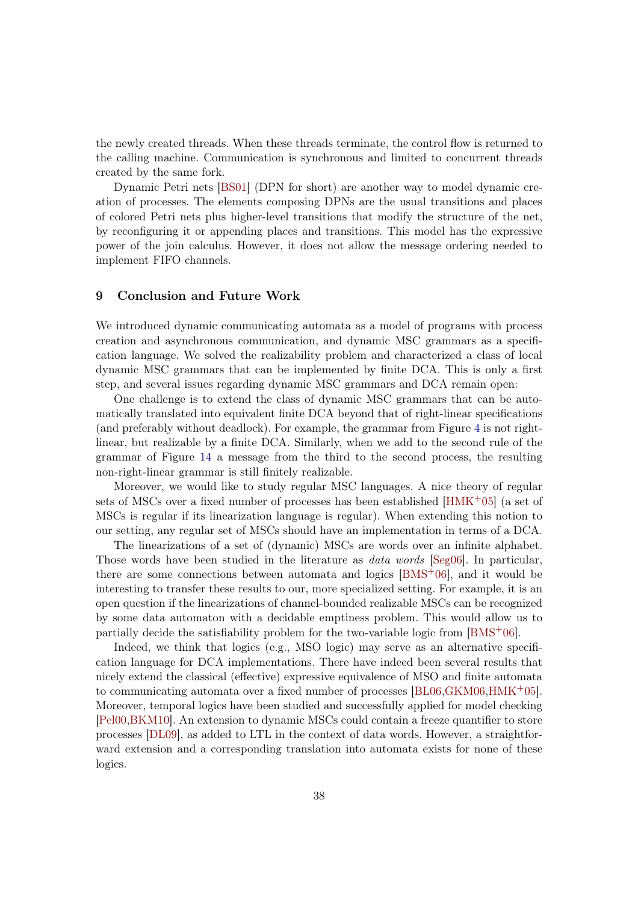the newly created threads. When these threads terminate, the control flow is returned to the calling machine. Communication is synchronous and limited to concurrent threads created by the same fork.

Dynamic Petri nets [BS01] (DPN for short) are another way to model dynamic creation of processes. The elements composing DPNs are the usual transitions and places of colored Petri nets plus higher-level transitions that modify the structure of the net, by reconfiguring it or appending places and transitions. This model has the expressive power of the join calculus. However, it does not allow the message ordering needed to implement FIFO channels.

## 9 Conclusion and Future Work

We introduced dynamic communicating automata as a model of programs with process creation and asynchronous communication, and dynamic MSC grammars as a specification language. We solved the realizability problem and characterized a class of local dynamic MSC grammars that can be implemented by finite DCA. This is only a first step, and several issues regarding dynamic MSC grammars and DCA remain open:

One challenge is to extend the class of dynamic MSC grammars that can be automatically translated into equivalent finite DCA beyond that of right-linear specifications (and preferably without deadlock). For example, the grammar from Figure 4 is not right-linear, but realizable by a finite DCA. Similarly, when we add to the second rule of the grammar of Figure 14 a message from the third to the second process, the resulting non-right-linear grammar is still finitely realizable.

Moreover, we would like to study regular MSC languages. A nice theory of regular sets of MSCs over a fixed number of processes has been established [HMK+05] (a set of MSCs is regular if its linearization language is regular). When extending this notion to our setting, any regular set of MSCs should have an implementation in terms of a DCA.

The linearizations of a set of (dynamic) MSCs are words over an infinite alphabet. Those words have been studied in the literature as *data words* [Seg06]. In particular, there are some connections between automata and logics [BMS+06], and it would be interesting to transfer these results to our, more specialized setting. For example, it is an open question if the linearizations of channel-bounded realizable MSCs can be recognized by some data automaton with a decidable emptiness problem. This would allow us to partially decide the satisfiability problem for the two-variable logic from [BMS+06].

Indeed, we think that logics (e.g., MSO logic) may serve as an alternative specification language for DCA implementations. There have indeed been several results that nicely extend the classical (effective) expressive equivalence of MSO and finite automata to communicating automata over a fixed number of processes [BL06,GKM06,HMK+05]. Moreover, temporal logics have been studied and successfully applied for model checking [Pel00,BKM10]. An extension to dynamic MSCs could contain a freeze quantifier to store processes [DL09], as added to LTL in the context of data words. However, a straightforward extension and a corresponding translation into automata exists for none of these logics.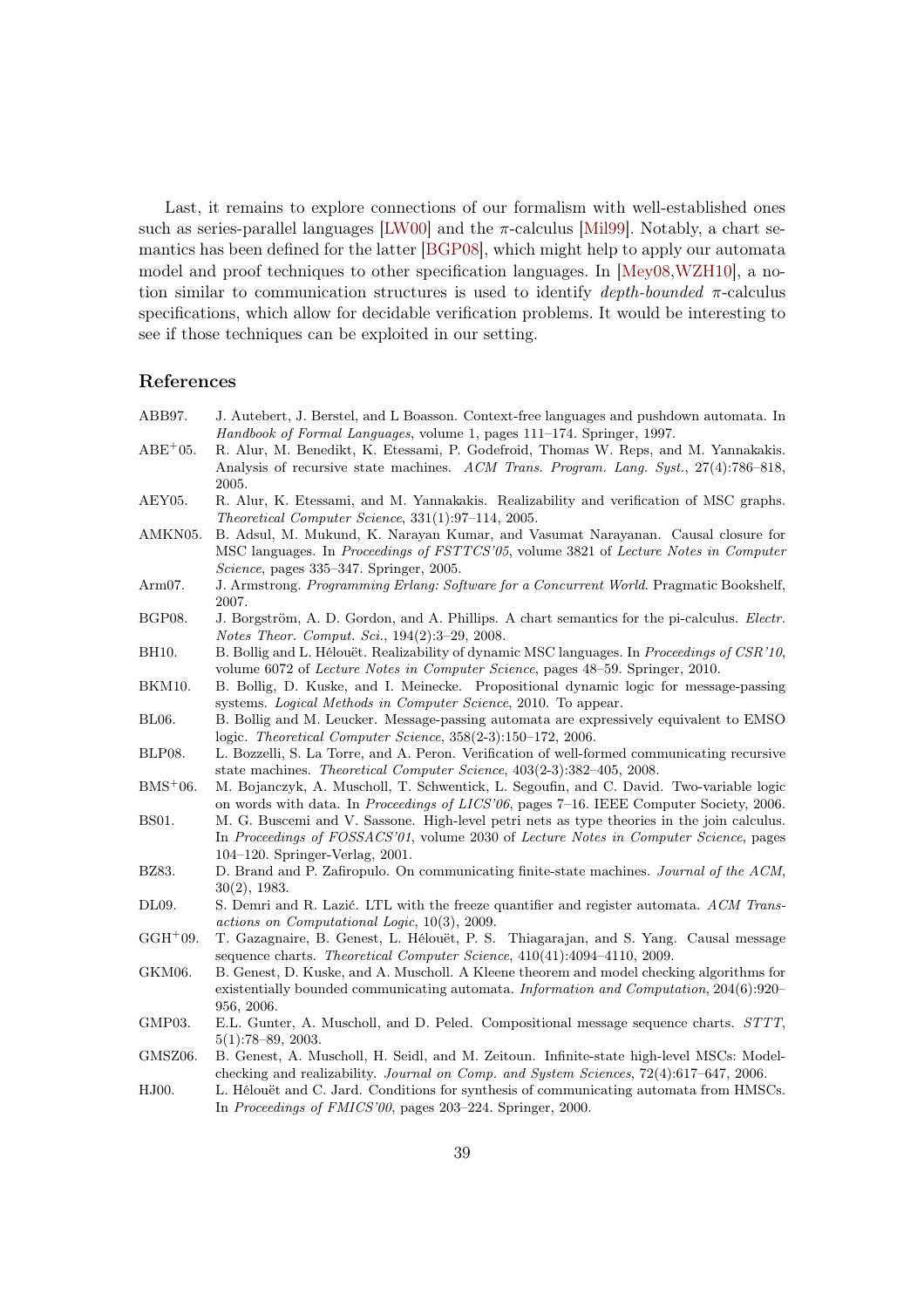Last, it remains to explore connections of our formalism with well-established ones such as series-parallel languages [LW00] and the $\pi$-calculus [Mil99]. Notably, a chart semantics has been defined for the latter [BGP08], which might help to apply our automata model and proof techniques to other specification languages. In [Mey08,WZH10], a notion similar to communication structures is used to identify *depth-bounded* $\pi$-calculus specifications, which allow for decidable verification problems. It would be interesting to see if those techniques can be exploited in our setting.

## References

- ABB97. J. Autebert, J. Berstel, and L Boasson. Context-free languages and pushdown automata. In *Handbook of Formal Languages*, volume 1, pages 111–174. Springer, 1997.
- ABE+05. R. Alur, M. Benedikt, K. Etessami, P. Godefroid, Thomas W. Reps, and M. Yannakakis. Analysis of recursive state machines. *ACM Trans. Program. Lang. Syst.*, 27(4):786–818, 2005.
- AEY05. R. Alur, K. Etessami, and M. Yannakakis. Realizability and verification of MSC graphs. *Theoretical Computer Science*, 331(1):97–114, 2005.
- AMKN05. B. Adsul, M. Mukund, K. Narayan Kumar, and Vasumat Narayanan. Causal closure for MSC languages. In *Proceedings of FSTTCS'05*, volume 3821 of *Lecture Notes in Computer Science*, pages 335–347. Springer, 2005.
- Arm07. J. Armstrong. *Programming Erlang: Software for a Concurrent World*. Pragmatic Bookshelf, 2007.
- BGP08. J. Borgström, A. D. Gordon, and A. Phillips. A chart semantics for the pi-calculus. *Electr. Notes Theor. Comput. Sci.*, 194(2):3–29, 2008.
- BH10. B. Bollig and L. Hélouët. Realizability of dynamic MSC languages. In *Proceedings of CSR'10*, volume 6072 of *Lecture Notes in Computer Science*, pages 48–59. Springer, 2010.
- BKM10. B. Bollig, D. Kuske, and I. Meinecke. Propositional dynamic logic for message-passing systems. *Logical Methods in Computer Science*, 2010. To appear.
- BL06. B. Bollig and M. Leucker. Message-passing automata are expressively equivalent to EMSO logic. *Theoretical Computer Science*, 358(2-3):150–172, 2006.
- BLP08. L. Bozzelli, S. La Torre, and A. Peron. Verification of well-formed communicating recursive state machines. *Theoretical Computer Science*, 403(2-3):382–405, 2008.
- BMS+06. M. Bojanczyk, A. Muscholl, T. Schwentick, L. Segoufin, and C. David. Two-variable logic on words with data. In *Proceedings of LICS'06*, pages 7–16. IEEE Computer Society, 2006.
- BS01. M. G. Buscemi and V. Sassone. High-level petri nets as type theories in the join calculus. In *Proceedings of FOSSACS'01*, volume 2030 of *Lecture Notes in Computer Science*, pages 104–120. Springer-Verlag, 2001.
- BZ83. D. Brand and P. Zafiropulo. On communicating finite-state machines. *Journal of the ACM*, 30(2), 1983.
- DL09. S. Demri and R. Lazić. LTL with the freeze quantifier and register automata. *ACM Transactions on Computational Logic*, 10(3), 2009.
- GGH+09. T. Gazagnaire, B. Genest, L. Hélouët, P. S. Thiagarajan, and S. Yang. Causal message sequence charts. *Theoretical Computer Science*, 410(41):4094–4110, 2009.
- GKM06. B. Genest, D. Kuske, and A. Muscholl. A Kleene theorem and model checking algorithms for existentially bounded communicating automata. *Information and Computation*, 204(6):920–956, 2006.
- GMP03. E.L. Gunter, A. Muscholl, and D. Peled. Compositional message sequence charts. *STTT*, 5(1):78–89, 2003.
- GMSZ06. B. Genest, A. Muscholl, H. Seidl, and M. Zeitoun. Infinite-state high-level MSCs: Model-checking and realizability. *Journal on Comp. and System Sciences*, 72(4):617–647, 2006.
- HJ00. L. Hélouët and C. Jard. Conditions for synthesis of communicating automata from HMSCs. In *Proceedings of FMICS'00*, pages 203–224. Springer, 2000.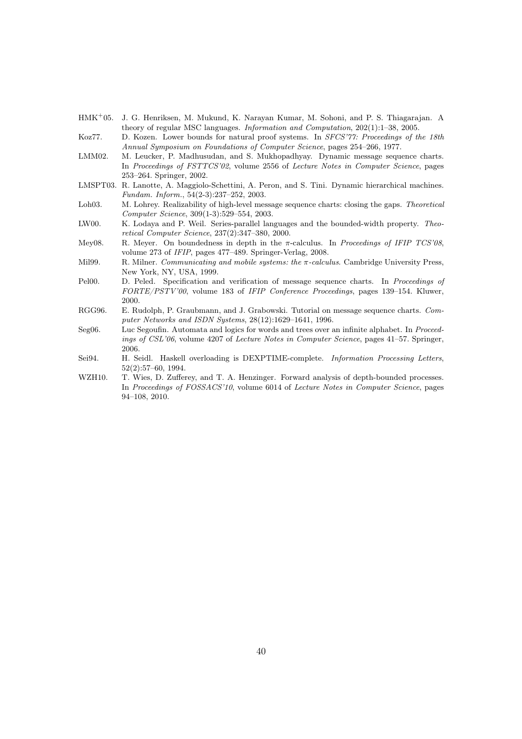HMK[+]05. J. G. Henriksen, M. Mukund, K. Narayan Kumar, M. Sohoni, and P. S. Thiagarajan. A theory of regular MSC languages. *Information and Computation*, 202(1):1–38, 2005.

Koz77. D. Kozen. Lower bounds for natural proof systems. In *SFCS'77: Proceedings of the 18th Annual Symposium on Foundations of Computer Science*, pages 254–266, 1977.

LMM02. M. Leucker, P. Madhusudan, and S. Mukhopadhyay. Dynamic message sequence charts. In *Proceedings of FSTTCS'02*, volume 2556 of *Lecture Notes in Computer Science*, pages 253–264. Springer, 2002.

LMSPT03. R. Lanotte, A. Maggiolo-Schettini, A. Peron, and S. Tini. Dynamic hierarchical machines. *Fundam. Inform.*, 54(2-3):237–252, 2003.

Loh03. M. Lohrey. Realizability of high-level message sequence charts: closing the gaps. *Theoretical Computer Science*, 309(1-3):529–554, 2003.

LW00. K. Lodaya and P. Weil. Series-parallel languages and the bounded-width property. *Theoretical Computer Science*, 237(2):347–380, 2000.

Mey08. R. Meyer. On boundedness in depth in the $\pi$-calculus. In *Proceedings of IFIP TCS'08*, volume 273 of *IFIP*, pages 477–489. Springer-Verlag, 2008.

Mil99. R. Milner. *Communicating and mobile systems: the $\pi$-calculus*. Cambridge University Press, New York, NY, USA, 1999.

Pel00. D. Peled. Specification and verification of message sequence charts. In *Proceedings of FORTE/PSTV'00*, volume 183 of *IFIP Conference Proceedings*, pages 139–154. Kluwer, 2000.

RGG96. E. Rudolph, P. Graubmann, and J. Grabowski. Tutorial on message sequence charts. *Computer Networks and ISDN Systems*, 28(12):1629–1641, 1996.

Seg06. Luc Segoufin. Automata and logics for words and trees over an infinite alphabet. In *Proceedings of CSL'06*, volume 4207 of *Lecture Notes in Computer Science*, pages 41–57. Springer, 2006.

Sei94. H. Seidl. Haskell overloading is DEXPTIME-complete. *Information Processing Letters*, 52(2):57–60, 1994.

WZH10. T. Wies, D. Zufferey, and T. A. Henzinger. Forward analysis of depth-bounded processes. In *Proceedings of FOSSACS'10*, volume 6014 of *Lecture Notes in Computer Science*, pages 94–108, 2010.